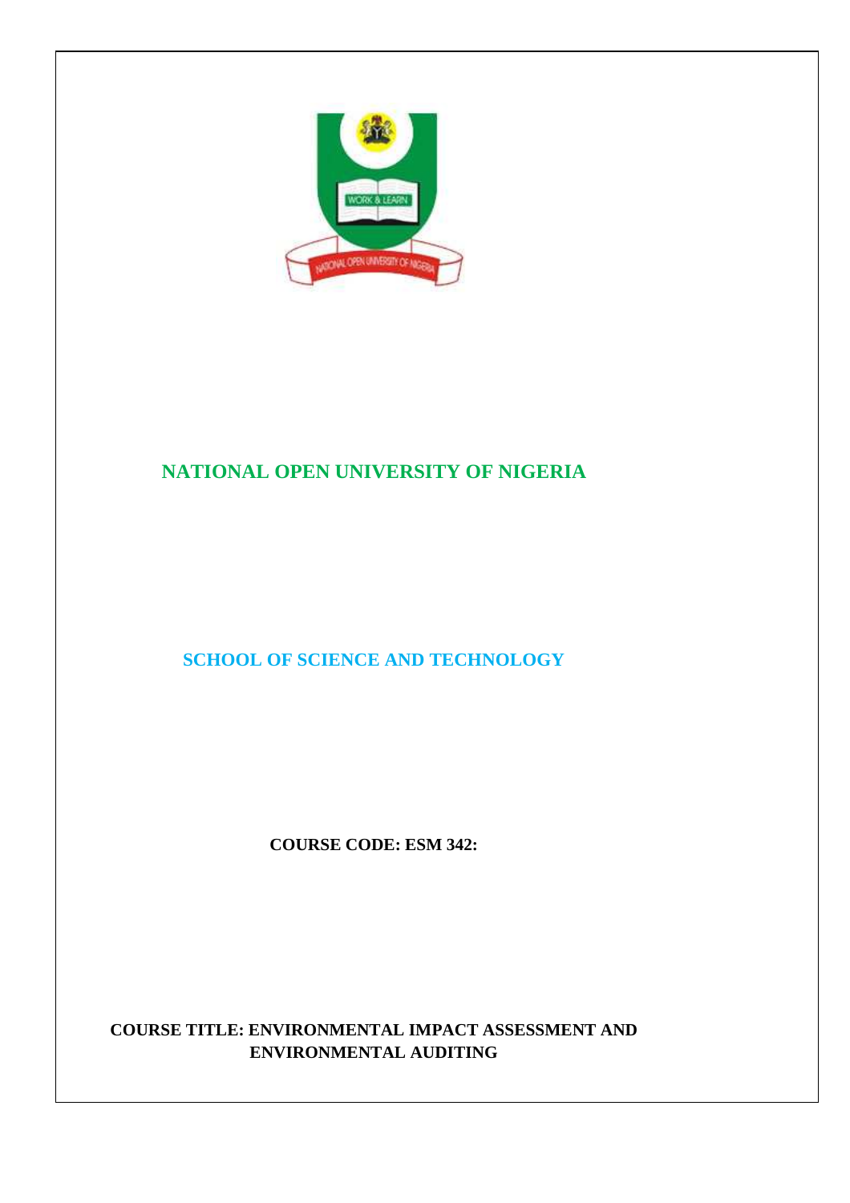# NATIONAL OPEN UNIVERSITY OF NIGERIA

## SCHOOL OF SCIENCE AND TECHNOLOGY

**COURSE CODE: ESM 342:**

**COURSE TITLE: ENVIRONMENTAL IMPACT ASSESSMENT AND ENVIRONMENTAL AUDITING**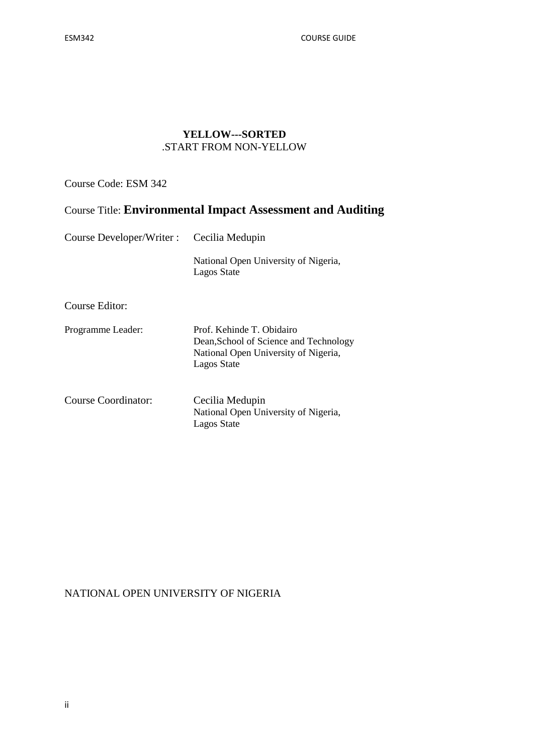**YELLOW---SORTED**
.START FROM NON-YELLOW

Course Code: ESM 342

Course Title: **Environmental Impact Assessment and Auditing**

Course Developer/Writer : Cecilia Medupin

National Open University of Nigeria,
Lagos State

Course Editor:

Programme Leader: Prof. Kehinde T. Obidairo
Dean,School of Science and Technology
National Open University of Nigeria,
Lagos State

Course Coordinator: Cecilia Medupin
National Open University of Nigeria,
Lagos State

NATIONAL OPEN UNIVERSITY OF NIGERIA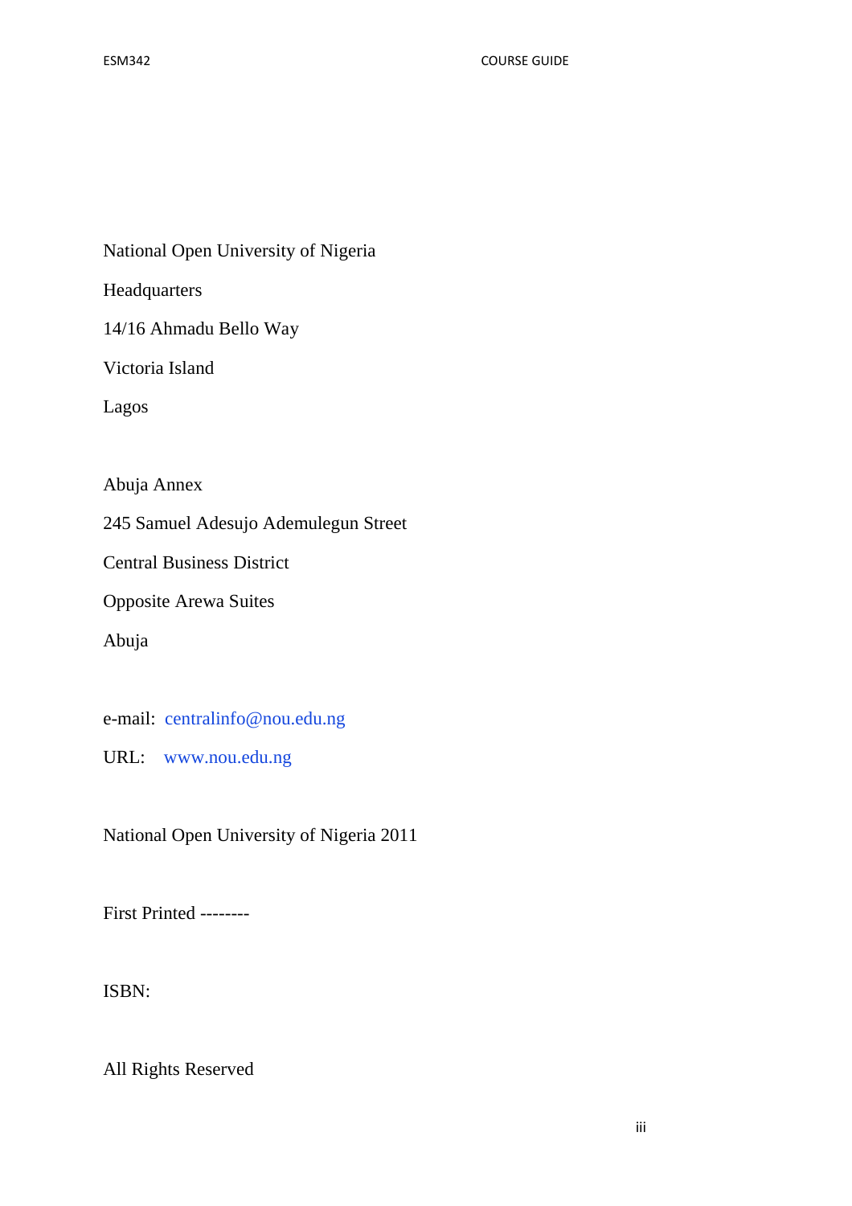National Open University of Nigeria

Headquarters

14/16 Ahmadu Bello Way

Victoria Island

Lagos

Abuja Annex

245 Samuel Adesujo Ademulegun Street

Central Business District

Opposite Arewa Suites

Abuja

e-mail: centralinfo@nou.edu.ng

URL: www.nou.edu.ng

National Open University of Nigeria 2011

First Printed --------

ISBN:

All Rights Reserved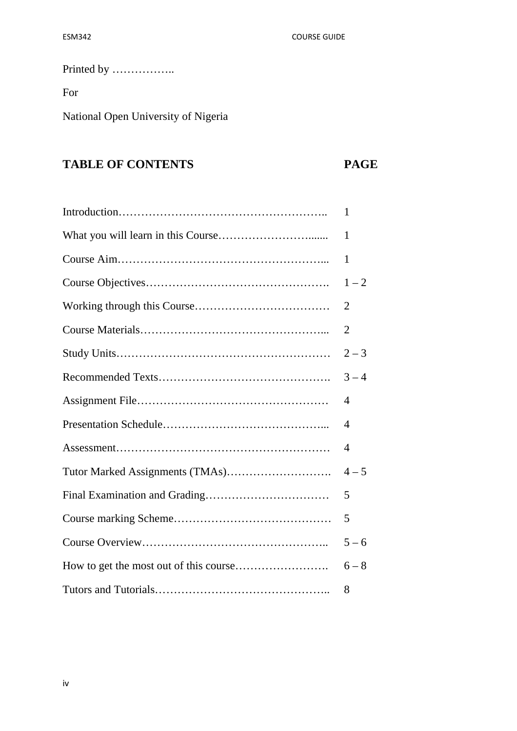Printed by ……………..

For

National Open University of Nigeria

## TABLE OF CONTENTS

| TABLE OF CONTENTS | PAGE |
|---|---|
| Introduction……………………………………………….. | 1 |
| What you will learn in this Course……………………....... | 1 |
| Course Aim……………………………………………... | 1 |
| Course Objectives…………………………………………. | 1 – 2 |
| Working through this Course……………………………… | 2 |
| Course Materials…………………………………………... | 2 |
| Study Units………………………………………………… | 2 – 3 |
| Recommended Texts………………………………………. | 3 – 4 |
| Assignment File…………………………………………… | 4 |
| Presentation Schedule……………………………………... | 4 |
| Assessment………………………………………………… | 4 |
| Tutor Marked Assignments (TMAs)………………………. | 4 – 5 |
| Final Examination and Grading…………………………… | 5 |
| Course marking Scheme…………………………………… | 5 |
| Course Overview………………………………………….. | 5 – 6 |
| How to get the most out of this course……………………. | 6 – 8 |
| Tutors and Tutorials……………………………………….. | 8 |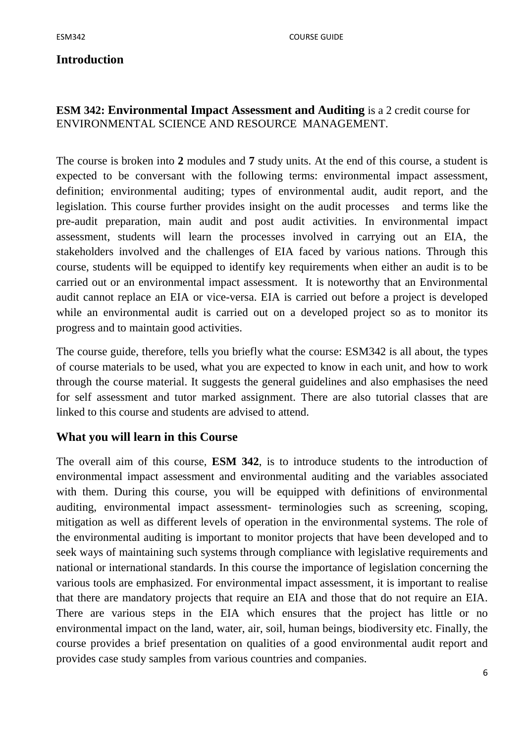## Introduction

**ESM 342: Environmental Impact Assessment and Auditing** is a 2 credit course for ENVIRONMENTAL SCIENCE AND RESOURCE MANAGEMENT.

The course is broken into **2** modules and **7** study units. At the end of this course, a student is expected to be conversant with the following terms: environmental impact assessment, definition; environmental auditing; types of environmental audit, audit report, and the legislation. This course further provides insight on the audit processes and terms like the pre-audit preparation, main audit and post audit activities. In environmental impact assessment, students will learn the processes involved in carrying out an EIA, the stakeholders involved and the challenges of EIA faced by various nations. Through this course, students will be equipped to identify key requirements when either an audit is to be carried out or an environmental impact assessment. It is noteworthy that an Environmental audit cannot replace an EIA or vice-versa. EIA is carried out before a project is developed while an environmental audit is carried out on a developed project so as to monitor its progress and to maintain good activities.

The course guide, therefore, tells you briefly what the course: ESM342 is all about, the types of course materials to be used, what you are expected to know in each unit, and how to work through the course material. It suggests the general guidelines and also emphasises the need for self assessment and tutor marked assignment. There are also tutorial classes that are linked to this course and students are advised to attend.

## What you will learn in this Course

The overall aim of this course, **ESM 342**, is to introduce students to the introduction of environmental impact assessment and environmental auditing and the variables associated with them. During this course, you will be equipped with definitions of environmental auditing, environmental impact assessment- terminologies such as screening, scoping, mitigation as well as different levels of operation in the environmental systems. The role of the environmental auditing is important to monitor projects that have been developed and to seek ways of maintaining such systems through compliance with legislative requirements and national or international standards. In this course the importance of legislation concerning the various tools are emphasized. For environmental impact assessment, it is important to realise that there are mandatory projects that require an EIA and those that do not require an EIA. There are various steps in the EIA which ensures that the project has little or no environmental impact on the land, water, air, soil, human beings, biodiversity etc. Finally, the course provides a brief presentation on qualities of a good environmental audit report and provides case study samples from various countries and companies.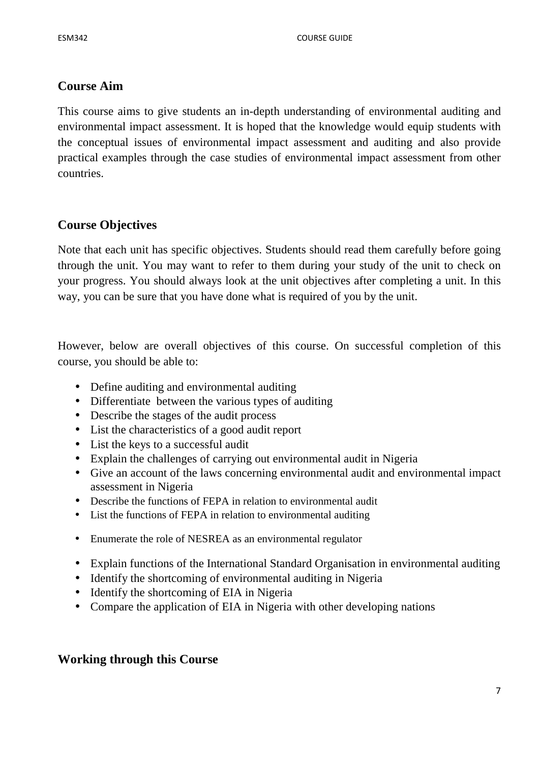## Course Aim

This course aims to give students an in-depth understanding of environmental auditing and environmental impact assessment. It is hoped that the knowledge would equip students with the conceptual issues of environmental impact assessment and auditing and also provide practical examples through the case studies of environmental impact assessment from other countries.

## Course Objectives

Note that each unit has specific objectives. Students should read them carefully before going through the unit. You may want to refer to them during your study of the unit to check on your progress. You should always look at the unit objectives after completing a unit. In this way, you can be sure that you have done what is required of you by the unit.

However, below are overall objectives of this course. On successful completion of this course, you should be able to:

- Define auditing and environmental auditing
- Differentiate between the various types of auditing
- Describe the stages of the audit process
- List the characteristics of a good audit report
- List the keys to a successful audit
- Explain the challenges of carrying out environmental audit in Nigeria
- Give an account of the laws concerning environmental audit and environmental impact assessment in Nigeria
- Describe the functions of FEPA in relation to environmental audit
- List the functions of FEPA in relation to environmental auditing
- Enumerate the role of NESREA as an environmental regulator
- Explain functions of the International Standard Organisation in environmental auditing
- Identify the shortcoming of environmental auditing in Nigeria
- Identify the shortcoming of EIA in Nigeria
- Compare the application of EIA in Nigeria with other developing nations

## Working through this Course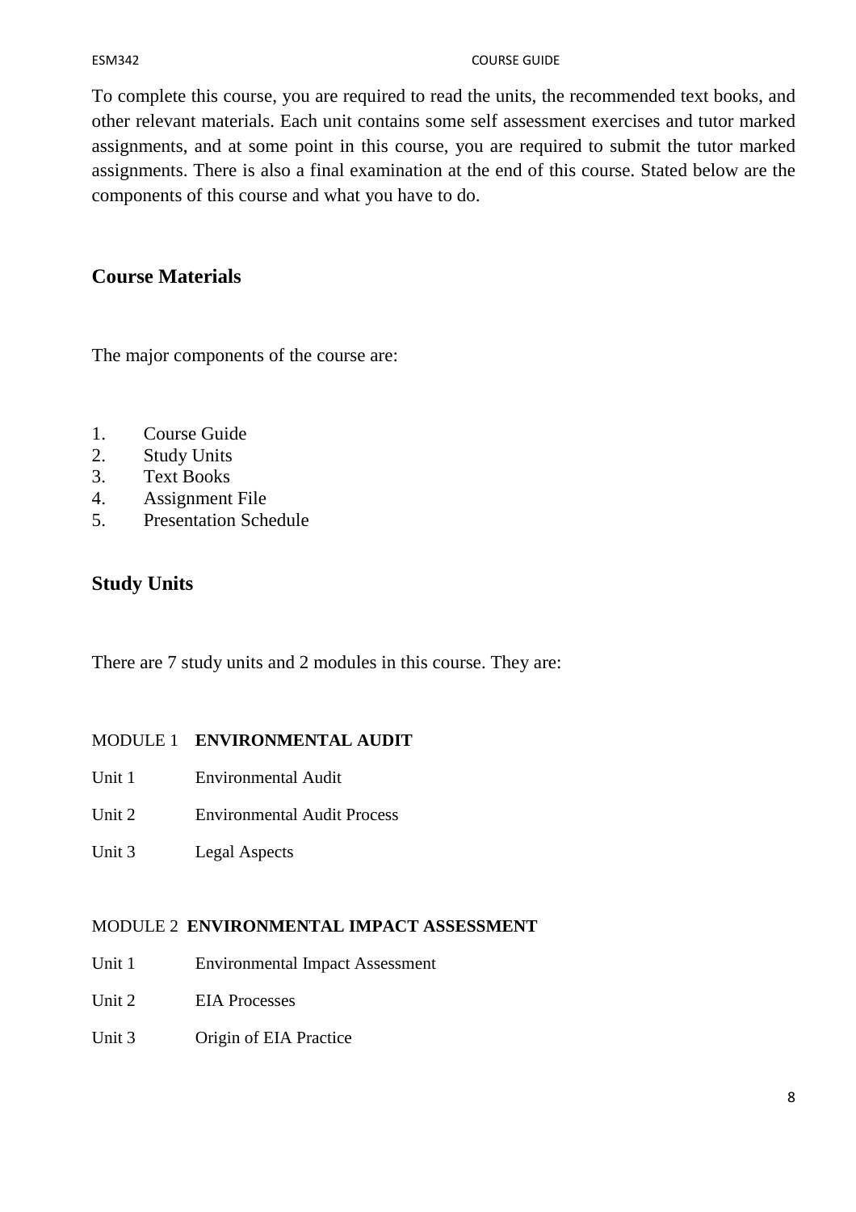To complete this course, you are required to read the units, the recommended text books, and other relevant materials. Each unit contains some self assessment exercises and tutor marked assignments, and at some point in this course, you are required to submit the tutor marked assignments. There is also a final examination at the end of this course. Stated below are the components of this course and what you have to do.

## Course Materials

The major components of the course are:

1. Course Guide
2. Study Units
3. Text Books
4. Assignment File
5. Presentation Schedule

## Study Units

There are 7 study units and 2 modules in this course. They are:

MODULE 1 **ENVIRONMENTAL AUDIT**

Unit 1 Environmental Audit

Unit 2 Environmental Audit Process

Unit 3 Legal Aspects

MODULE 2 **ENVIRONMENTAL IMPACT ASSESSMENT**

Unit 1 Environmental Impact Assessment

Unit 2 EIA Processes

Unit 3 Origin of EIA Practice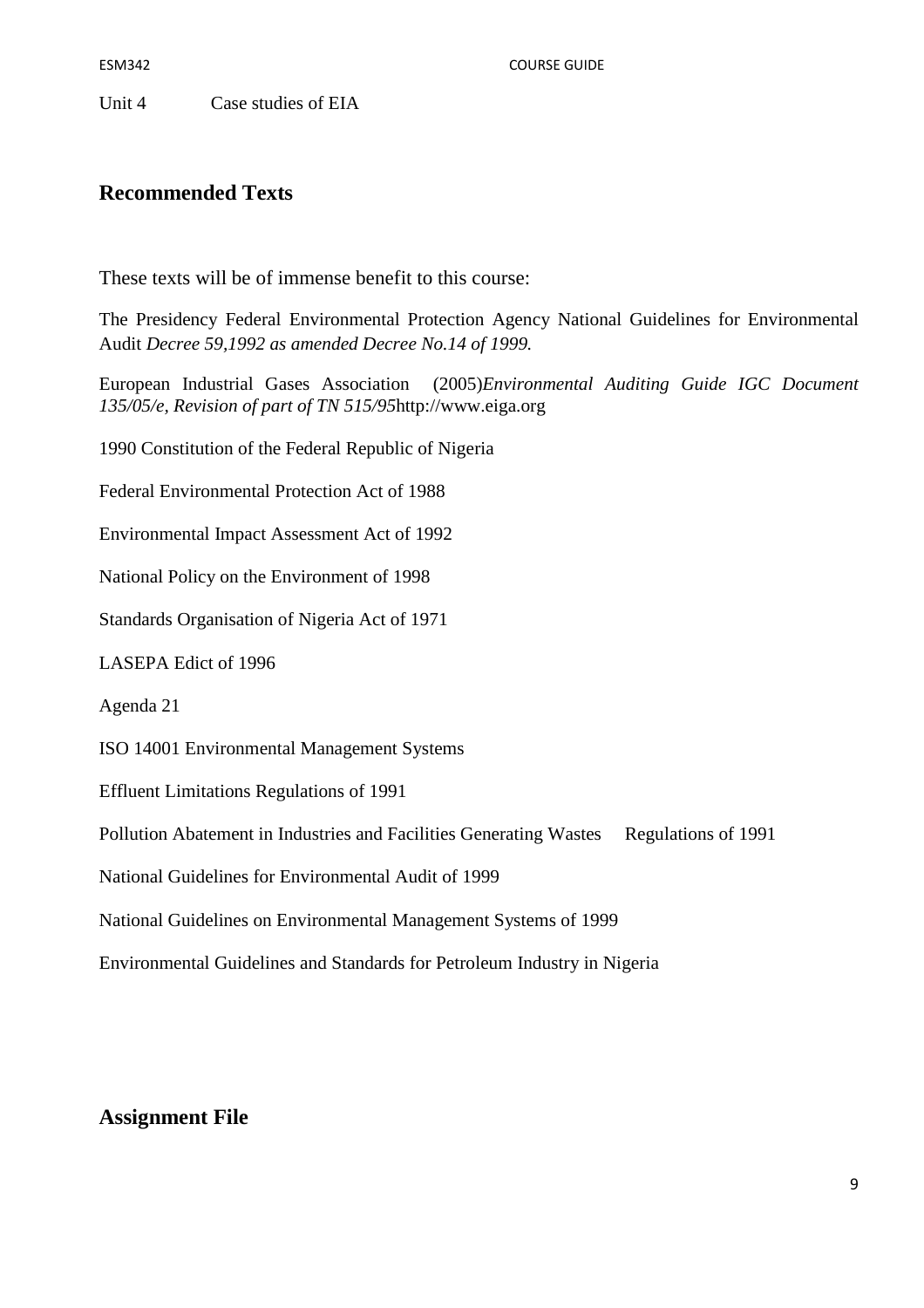Unit 4 Case studies of EIA

## Recommended Texts

These texts will be of immense benefit to this course:

The Presidency Federal Environmental Protection Agency National Guidelines for Environmental Audit *Decree 59,1992 as amended Decree No.14 of 1999.*

European Industrial Gases Association (2005)*Environmental Auditing Guide IGC Document 135/05/e, Revision of part of TN 515/95*http://www.eiga.org

1990 Constitution of the Federal Republic of Nigeria

Federal Environmental Protection Act of 1988

Environmental Impact Assessment Act of 1992

National Policy on the Environment of 1998

Standards Organisation of Nigeria Act of 1971

LASEPA Edict of 1996

Agenda 21

ISO 14001 Environmental Management Systems

Effluent Limitations Regulations of 1991

Pollution Abatement in Industries and Facilities Generating Wastes Regulations of 1991

National Guidelines for Environmental Audit of 1999

National Guidelines on Environmental Management Systems of 1999

Environmental Guidelines and Standards for Petroleum Industry in Nigeria

## Assignment File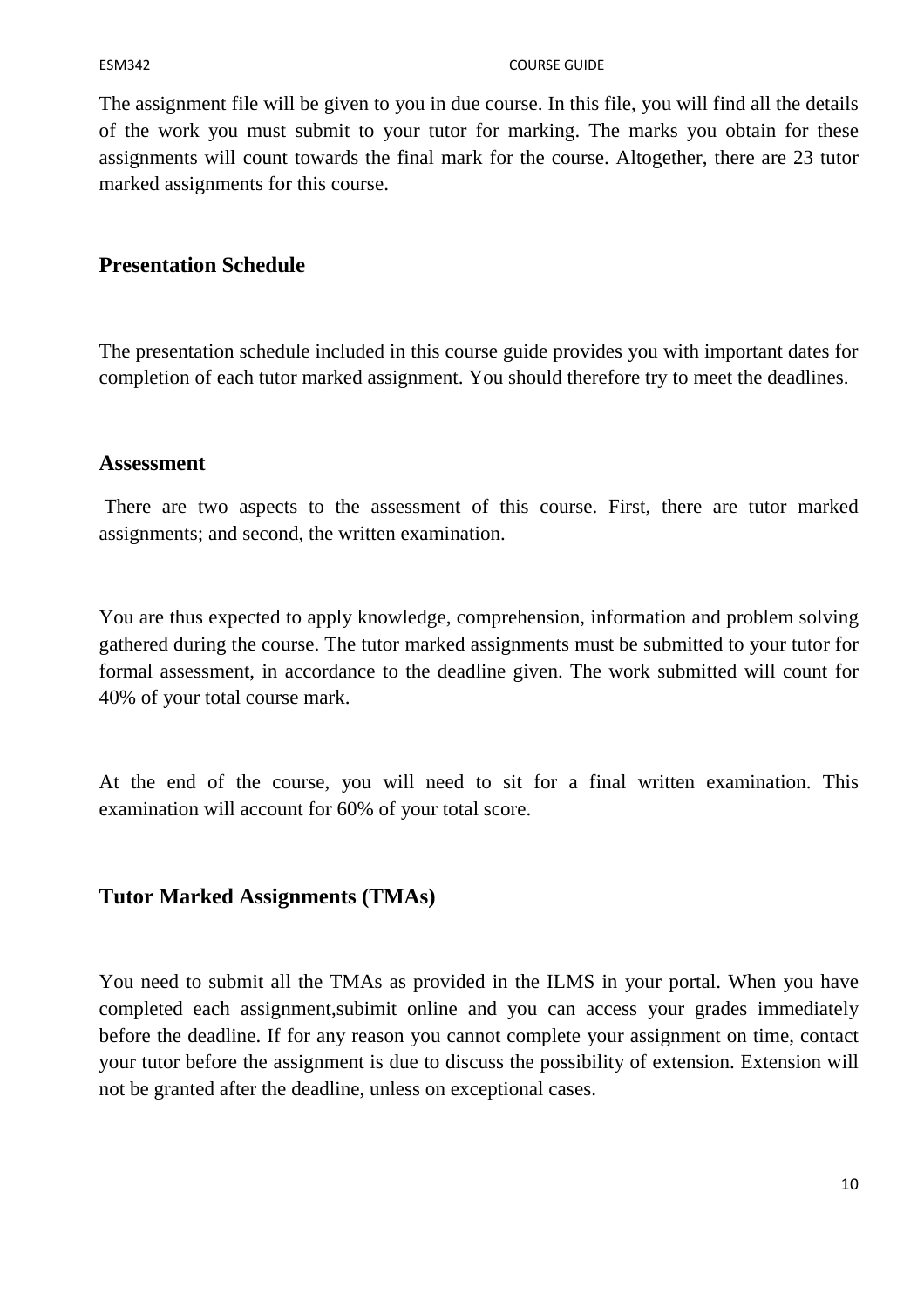The assignment file will be given to you in due course. In this file, you will find all the details of the work you must submit to your tutor for marking. The marks you obtain for these assignments will count towards the final mark for the course. Altogether, there are 23 tutor marked assignments for this course.

## Presentation Schedule

The presentation schedule included in this course guide provides you with important dates for completion of each tutor marked assignment. You should therefore try to meet the deadlines.

## Assessment

There are two aspects to the assessment of this course. First, there are tutor marked assignments; and second, the written examination.

You are thus expected to apply knowledge, comprehension, information and problem solving gathered during the course. The tutor marked assignments must be submitted to your tutor for formal assessment, in accordance to the deadline given. The work submitted will count for 40% of your total course mark.

At the end of the course, you will need to sit for a final written examination. This examination will account for 60% of your total score.

## Tutor Marked Assignments (TMAs)

You need to submit all the TMAs as provided in the ILMS in your portal. When you have completed each assignment,subimit online and you can access your grades immediately before the deadline. If for any reason you cannot complete your assignment on time, contact your tutor before the assignment is due to discuss the possibility of extension. Extension will not be granted after the deadline, unless on exceptional cases.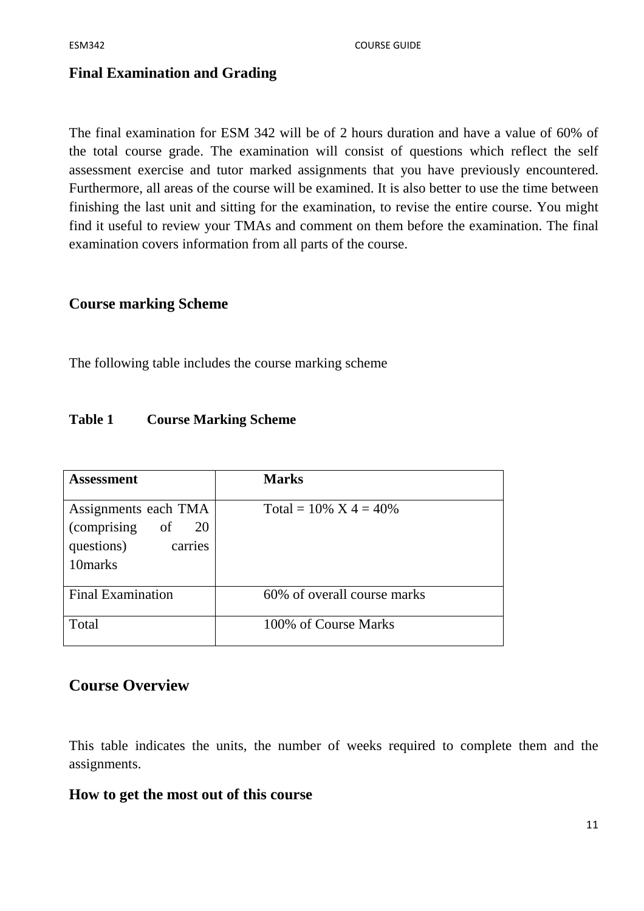## Final Examination and Grading

The final examination for ESM 342 will be of 2 hours duration and have a value of 60% of the total course grade. The examination will consist of questions which reflect the self assessment exercise and tutor marked assignments that you have previously encountered. Furthermore, all areas of the course will be examined. It is also better to use the time between finishing the last unit and sitting for the examination, to revise the entire course. You might find it useful to review your TMAs and comment on them before the examination. The final examination covers information from all parts of the course.

## Course marking Scheme

The following table includes the course marking scheme

**Table 1 Course Marking Scheme**

| **Assessment** | **Marks** |
|---|---|
| Assignments each TMA (comprising of 20 questions) carries 10marks | Total = 10% X 4 = 40% |
| Final Examination | 60% of overall course marks |
| Total | 100% of Course Marks |

## Course Overview

This table indicates the units, the number of weeks required to complete them and the assignments.

## How to get the most out of this course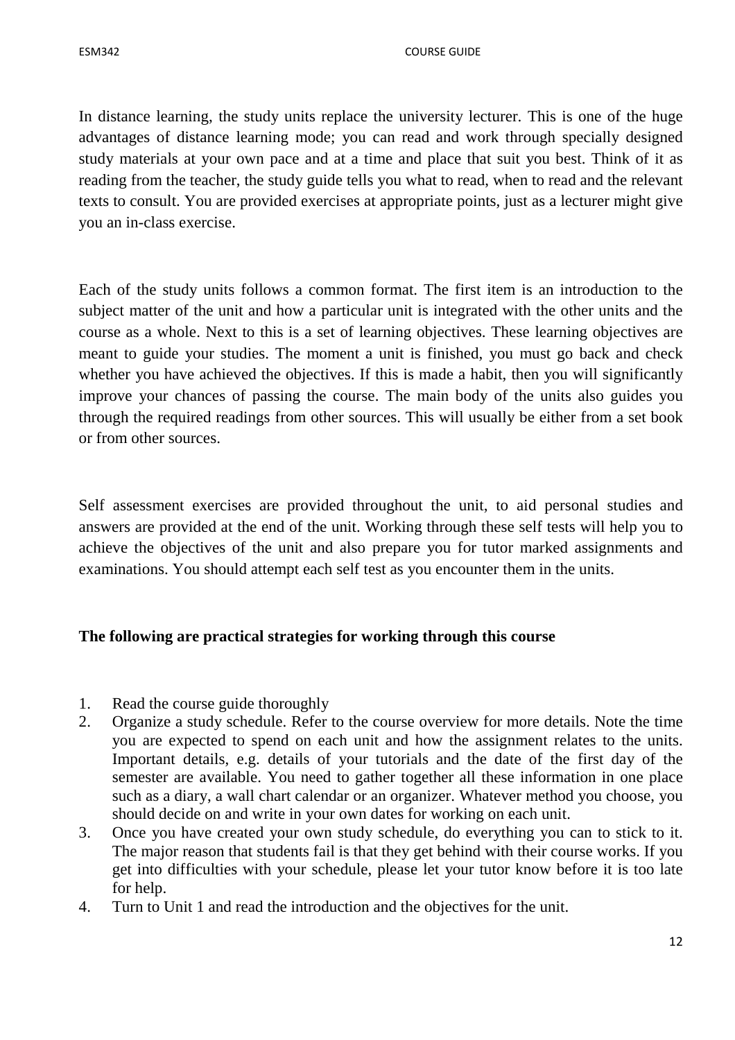In distance learning, the study units replace the university lecturer. This is one of the huge advantages of distance learning mode; you can read and work through specially designed study materials at your own pace and at a time and place that suit you best. Think of it as reading from the teacher, the study guide tells you what to read, when to read and the relevant texts to consult. You are provided exercises at appropriate points, just as a lecturer might give you an in-class exercise.

Each of the study units follows a common format. The first item is an introduction to the subject matter of the unit and how a particular unit is integrated with the other units and the course as a whole. Next to this is a set of learning objectives. These learning objectives are meant to guide your studies. The moment a unit is finished, you must go back and check whether you have achieved the objectives. If this is made a habit, then you will significantly improve your chances of passing the course. The main body of the units also guides you through the required readings from other sources. This will usually be either from a set book or from other sources.

Self assessment exercises are provided throughout the unit, to aid personal studies and answers are provided at the end of the unit. Working through these self tests will help you to achieve the objectives of the unit and also prepare you for tutor marked assignments and examinations. You should attempt each self test as you encounter them in the units.

**The following are practical strategies for working through this course**

1. Read the course guide thoroughly
2. Organize a study schedule. Refer to the course overview for more details. Note the time you are expected to spend on each unit and how the assignment relates to the units. Important details, e.g. details of your tutorials and the date of the first day of the semester are available. You need to gather together all these information in one place such as a diary, a wall chart calendar or an organizer. Whatever method you choose, you should decide on and write in your own dates for working on each unit.
3. Once you have created your own study schedule, do everything you can to stick to it. The major reason that students fail is that they get behind with their course works. If you get into difficulties with your schedule, please let your tutor know before it is too late for help.
4. Turn to Unit 1 and read the introduction and the objectives for the unit.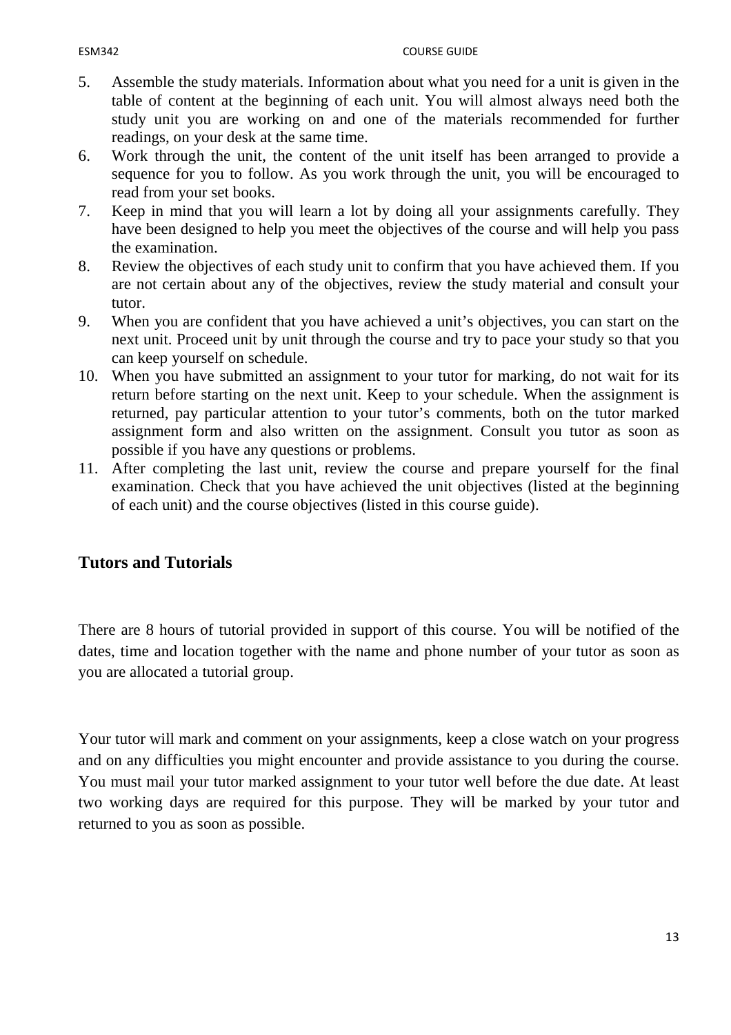5. Assemble the study materials. Information about what you need for a unit is given in the table of content at the beginning of each unit. You will almost always need both the study unit you are working on and one of the materials recommended for further readings, on your desk at the same time.
6. Work through the unit, the content of the unit itself has been arranged to provide a sequence for you to follow. As you work through the unit, you will be encouraged to read from your set books.
7. Keep in mind that you will learn a lot by doing all your assignments carefully. They have been designed to help you meet the objectives of the course and will help you pass the examination.
8. Review the objectives of each study unit to confirm that you have achieved them. If you are not certain about any of the objectives, review the study material and consult your tutor.
9. When you are confident that you have achieved a unit's objectives, you can start on the next unit. Proceed unit by unit through the course and try to pace your study so that you can keep yourself on schedule.
10. When you have submitted an assignment to your tutor for marking, do not wait for its return before starting on the next unit. Keep to your schedule. When the assignment is returned, pay particular attention to your tutor's comments, both on the tutor marked assignment form and also written on the assignment. Consult you tutor as soon as possible if you have any questions or problems.
11. After completing the last unit, review the course and prepare yourself for the final examination. Check that you have achieved the unit objectives (listed at the beginning of each unit) and the course objectives (listed in this course guide).

## Tutors and Tutorials

There are 8 hours of tutorial provided in support of this course. You will be notified of the dates, time and location together with the name and phone number of your tutor as soon as you are allocated a tutorial group.

Your tutor will mark and comment on your assignments, keep a close watch on your progress and on any difficulties you might encounter and provide assistance to you during the course. You must mail your tutor marked assignment to your tutor well before the due date. At least two working days are required for this purpose. They will be marked by your tutor and returned to you as soon as possible.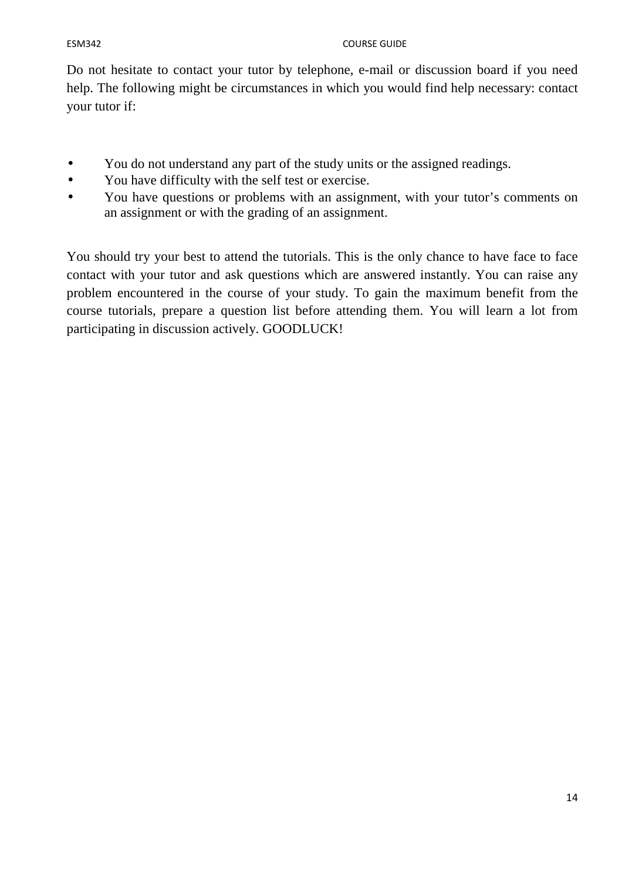Do not hesitate to contact your tutor by telephone, e-mail or discussion board if you need help. The following might be circumstances in which you would find help necessary: contact your tutor if:

- You do not understand any part of the study units or the assigned readings.
- You have difficulty with the self test or exercise.
- You have questions or problems with an assignment, with your tutor's comments on an assignment or with the grading of an assignment.

You should try your best to attend the tutorials. This is the only chance to have face to face contact with your tutor and ask questions which are answered instantly. You can raise any problem encountered in the course of your study. To gain the maximum benefit from the course tutorials, prepare a question list before attending them. You will learn a lot from participating in discussion actively. GOODLUCK!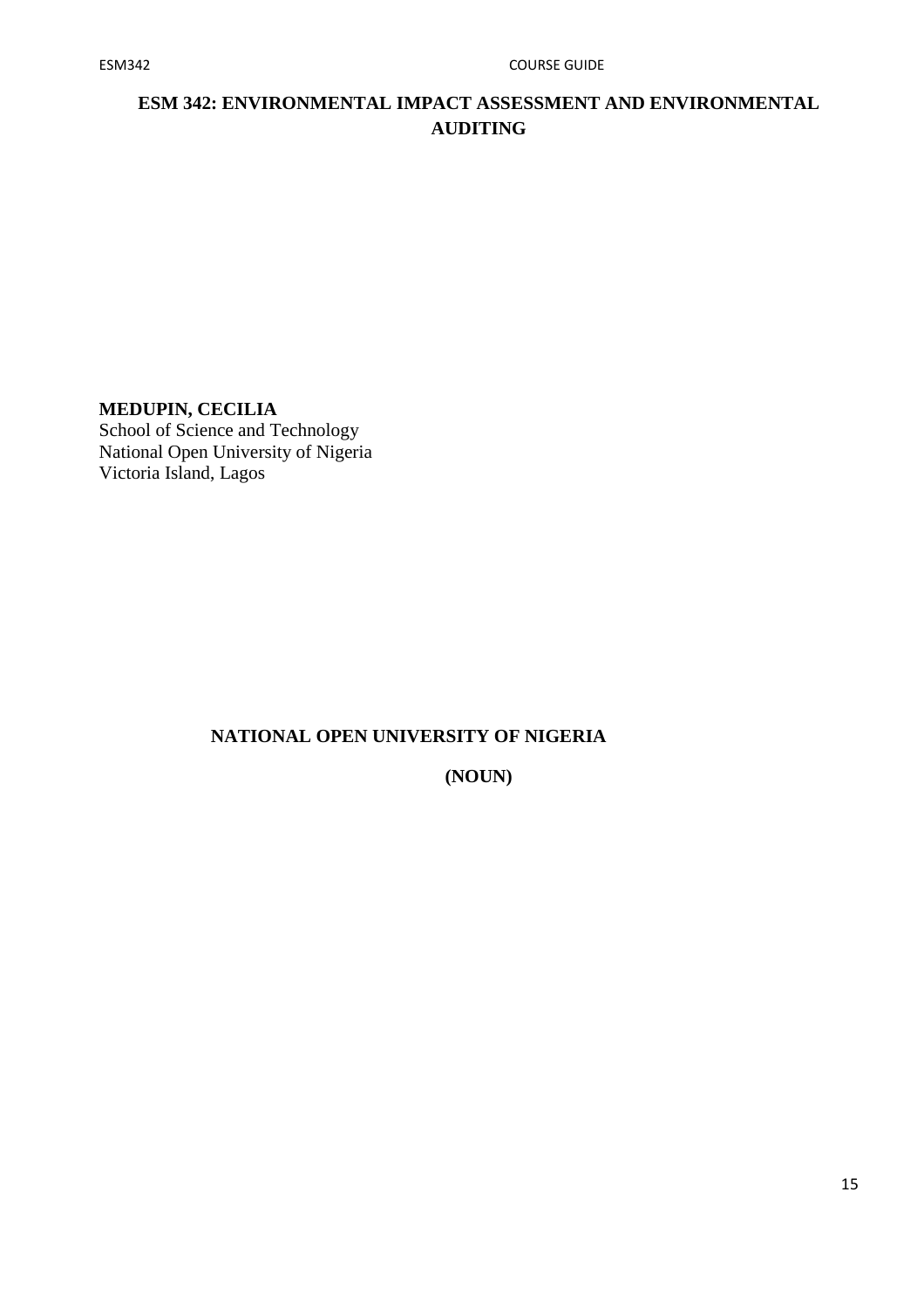# ESM 342: ENVIRONMENTAL IMPACT ASSESSMENT AND ENVIRONMENTAL AUDITING

**MEDUPIN, CECILIA**
School of Science and Technology
National Open University of Nigeria
Victoria Island, Lagos

**NATIONAL OPEN UNIVERSITY OF NIGERIA**

**(NOUN)**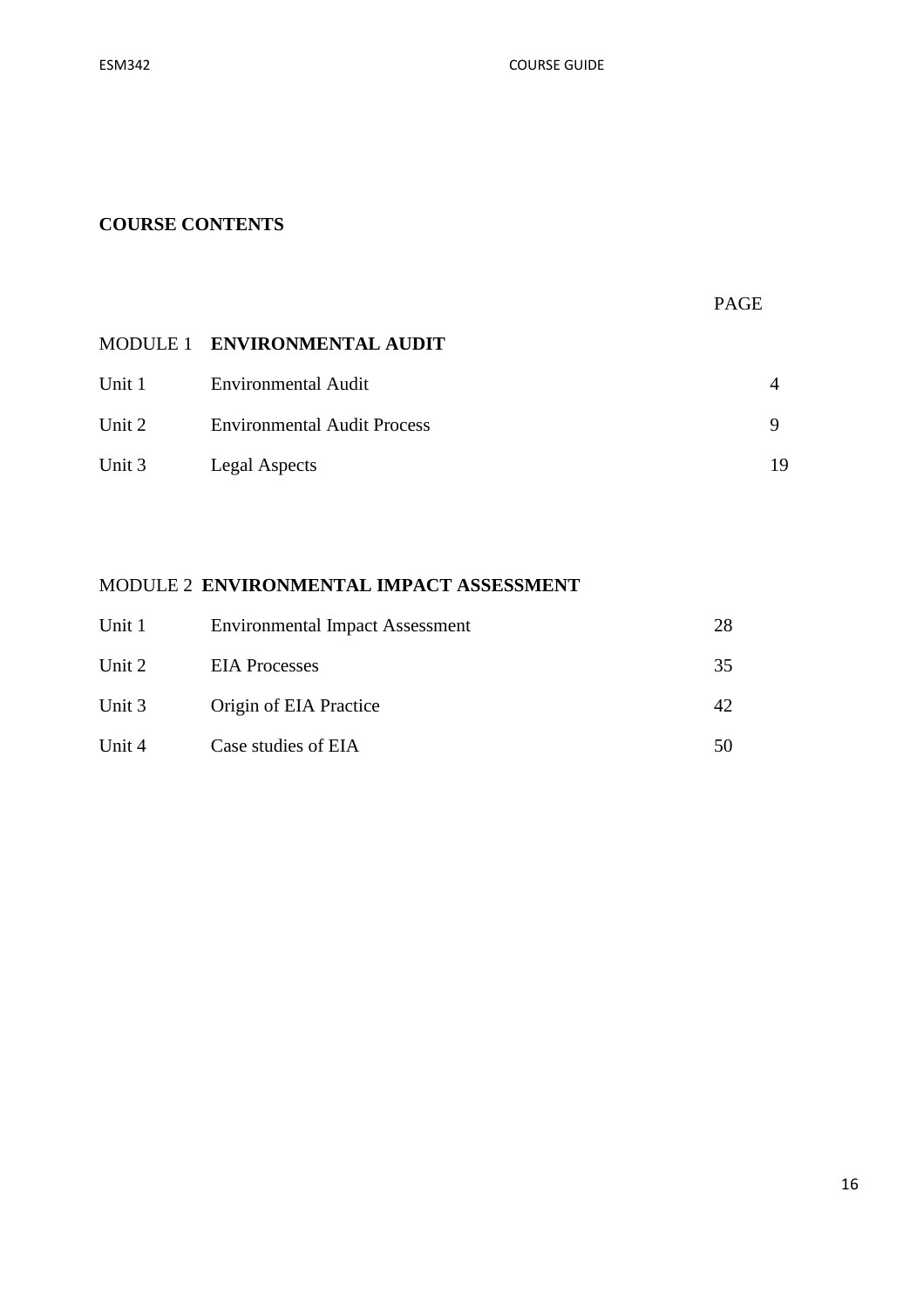## COURSE CONTENTS

| | | PAGE |
|---|---|---|
| MODULE 1 | **ENVIRONMENTAL AUDIT** | |
| Unit 1 | Environmental Audit | 4 |
| Unit 2 | Environmental Audit Process | 9 |
| Unit 3 | Legal Aspects | 19 |
| | | |
| MODULE 2 | **ENVIRONMENTAL IMPACT ASSESSMENT** | |
| Unit 1 | Environmental Impact Assessment | 28 |
| Unit 2 | EIA Processes | 35 |
| Unit 3 | Origin of EIA Practice | 42 |
| Unit 4 | Case studies of EIA | 50 |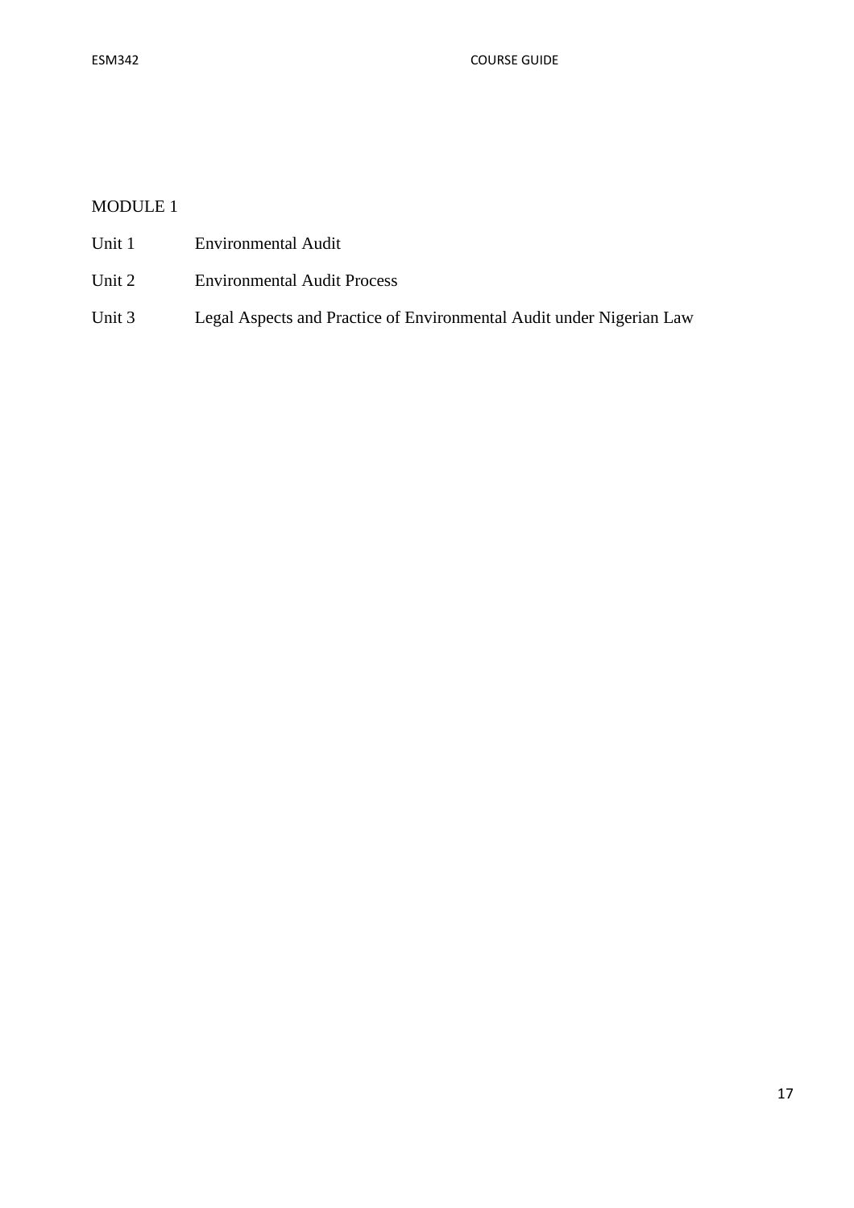MODULE 1

Unit 1 Environmental Audit

Unit 2 Environmental Audit Process

Unit 3 Legal Aspects and Practice of Environmental Audit under Nigerian Law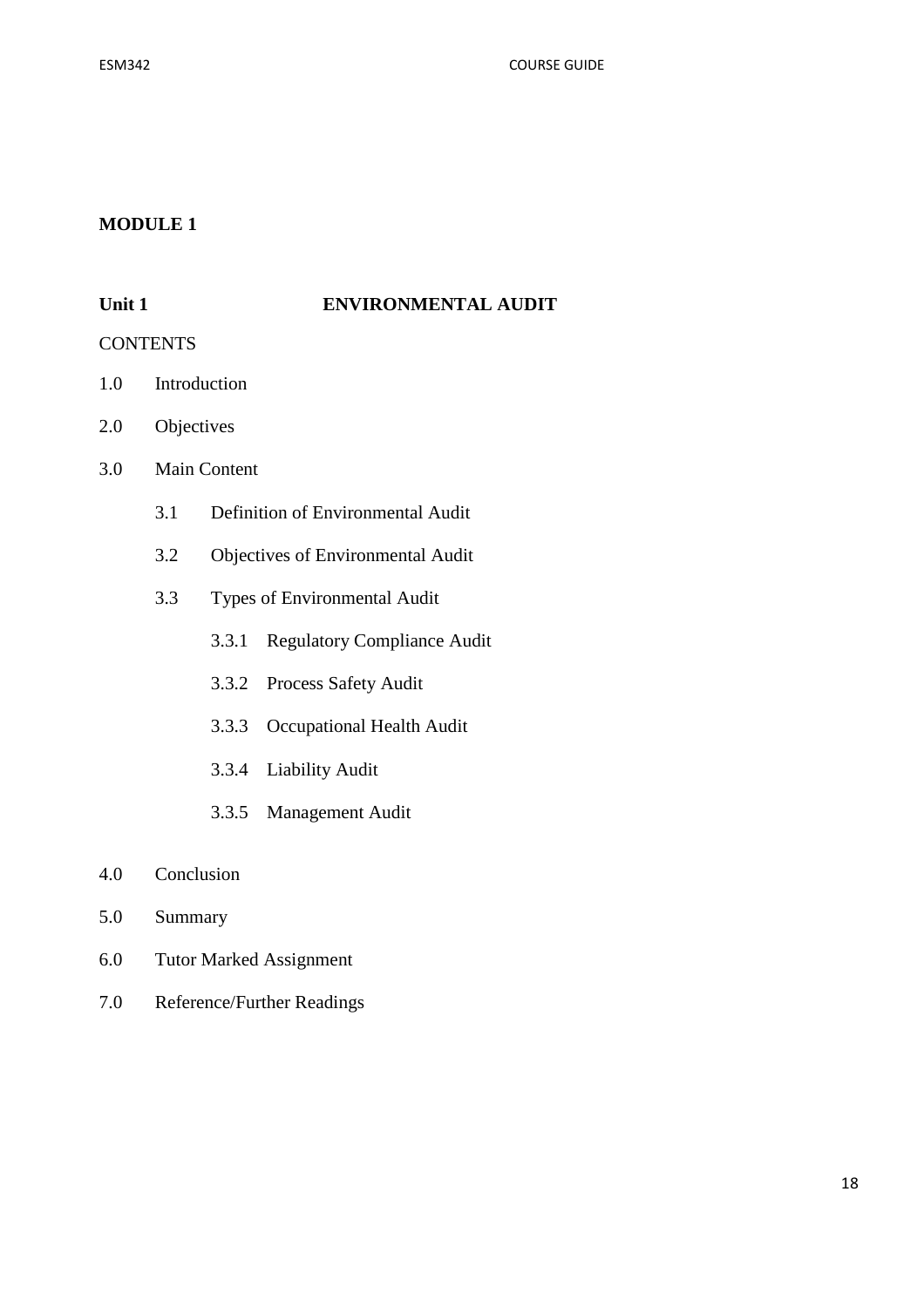## MODULE 1

### Unit 1 ENVIRONMENTAL AUDIT

CONTENTS

1.0 Introduction

2.0 Objectives

3.0 Main Content

- 3.1 Definition of Environmental Audit
- 3.2 Objectives of Environmental Audit
- 3.3 Types of Environmental Audit
  - 3.3.1 Regulatory Compliance Audit
  - 3.3.2 Process Safety Audit
  - 3.3.3 Occupational Health Audit
  - 3.3.4 Liability Audit
  - 3.3.5 Management Audit

4.0 Conclusion

5.0 Summary

6.0 Tutor Marked Assignment

7.0 Reference/Further Readings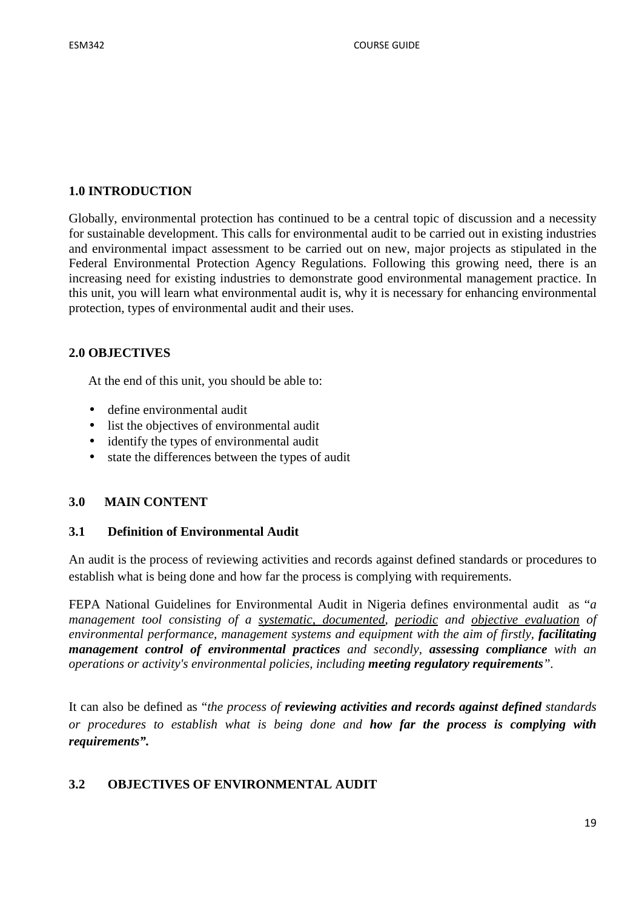## 1.0 INTRODUCTION

Globally, environmental protection has continued to be a central topic of discussion and a necessity for sustainable development. This calls for environmental audit to be carried out in existing industries and environmental impact assessment to be carried out on new, major projects as stipulated in the Federal Environmental Protection Agency Regulations. Following this growing need, there is an increasing need for existing industries to demonstrate good environmental management practice. In this unit, you will learn what environmental audit is, why it is necessary for enhancing environmental protection, types of environmental audit and their uses.

## 2.0 OBJECTIVES

At the end of this unit, you should be able to:

- define environmental audit
- list the objectives of environmental audit
- identify the types of environmental audit
- state the differences between the types of audit

## 3.0 MAIN CONTENT

### 3.1 Definition of Environmental Audit

An audit is the process of reviewing activities and records against defined standards or procedures to establish what is being done and how far the process is complying with requirements.

FEPA National Guidelines for Environmental Audit in Nigeria defines environmental audit as "*a management tool consisting of a systematic, documented, periodic and objective evaluation of environmental performance, management systems and equipment with the aim of firstly, **facilitating management control of environmental practices** and secondly, **assessing compliance** with an operations or activity's environmental policies, including **meeting regulatory requirements***".

It can also be defined as "*the process of **reviewing activities and records against defined** standards or procedures to establish what is being done and **how far the process is complying with requirements".***

### 3.2 OBJECTIVES OF ENVIRONMENTAL AUDIT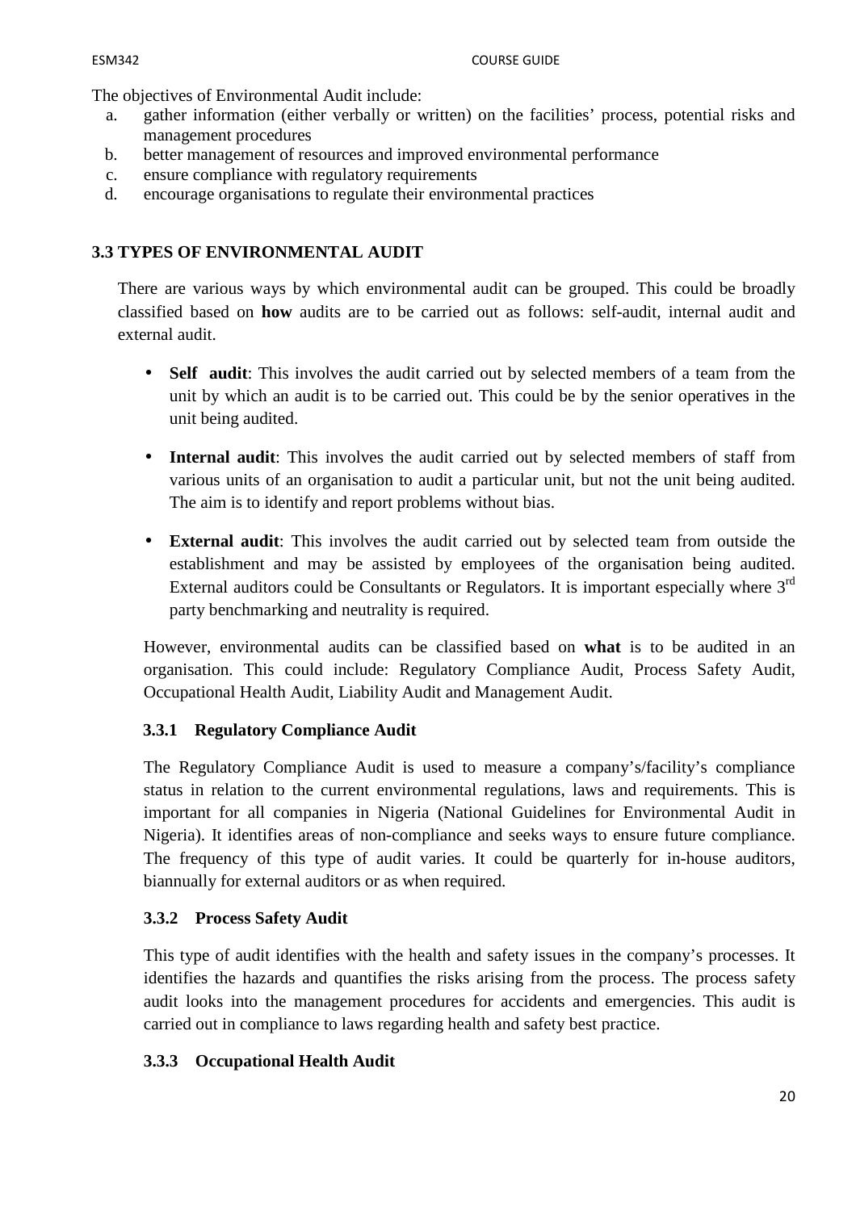The objectives of Environmental Audit include:

a. gather information (either verbally or written) on the facilities' process, potential risks and management procedures
b. better management of resources and improved environmental performance
c. ensure compliance with regulatory requirements
d. encourage organisations to regulate their environmental practices

## 3.3 TYPES OF ENVIRONMENTAL AUDIT

There are various ways by which environmental audit can be grouped. This could be broadly classified based on **how** audits are to be carried out as follows: self-audit, internal audit and external audit.

- **Self audit**: This involves the audit carried out by selected members of a team from the unit by which an audit is to be carried out. This could be by the senior operatives in the unit being audited.

- **Internal audit**: This involves the audit carried out by selected members of staff from various units of an organisation to audit a particular unit, but not the unit being audited. The aim is to identify and report problems without bias.

- **External audit**: This involves the audit carried out by selected team from outside the establishment and may be assisted by employees of the organisation being audited. External auditors could be Consultants or Regulators. It is important especially where 3rd party benchmarking and neutrality is required.

However, environmental audits can be classified based on **what** is to be audited in an organisation. This could include: Regulatory Compliance Audit, Process Safety Audit, Occupational Health Audit, Liability Audit and Management Audit.

### 3.3.1 Regulatory Compliance Audit

The Regulatory Compliance Audit is used to measure a company's/facility's compliance status in relation to the current environmental regulations, laws and requirements. This is important for all companies in Nigeria (National Guidelines for Environmental Audit in Nigeria). It identifies areas of non-compliance and seeks ways to ensure future compliance. The frequency of this type of audit varies. It could be quarterly for in-house auditors, biannually for external auditors or as when required.

### 3.3.2 Process Safety Audit

This type of audit identifies with the health and safety issues in the company's processes. It identifies the hazards and quantifies the risks arising from the process. The process safety audit looks into the management procedures for accidents and emergencies. This audit is carried out in compliance to laws regarding health and safety best practice.

### 3.3.3 Occupational Health Audit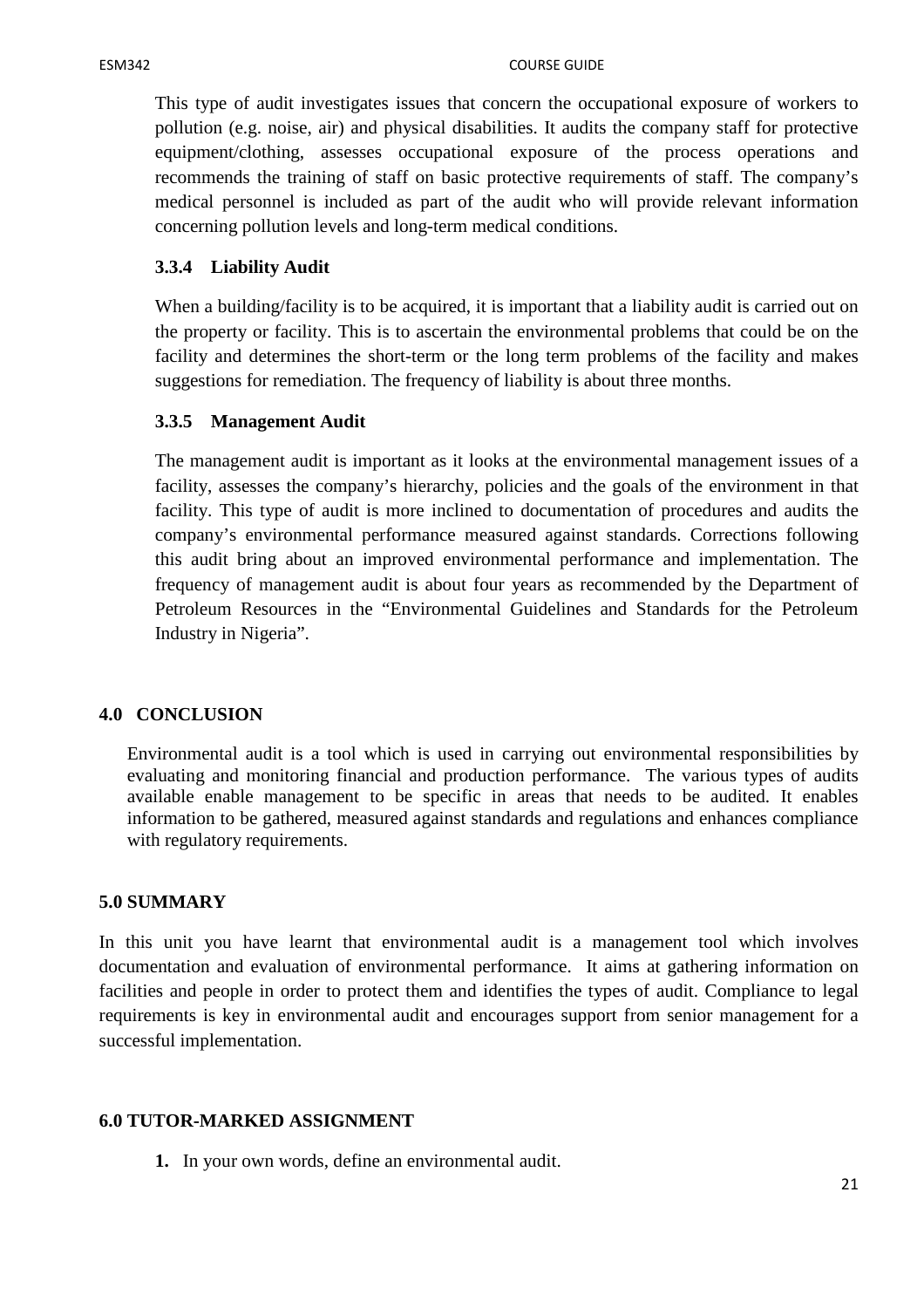This type of audit investigates issues that concern the occupational exposure of workers to pollution (e.g. noise, air) and physical disabilities. It audits the company staff for protective equipment/clothing, assesses occupational exposure of the process operations and recommends the training of staff on basic protective requirements of staff. The company's medical personnel is included as part of the audit who will provide relevant information concerning pollution levels and long-term medical conditions.

### 3.3.4 Liability Audit

When a building/facility is to be acquired, it is important that a liability audit is carried out on the property or facility. This is to ascertain the environmental problems that could be on the facility and determines the short-term or the long term problems of the facility and makes suggestions for remediation. The frequency of liability is about three months.

### 3.3.5 Management Audit

The management audit is important as it looks at the environmental management issues of a facility, assesses the company's hierarchy, policies and the goals of the environment in that facility. This type of audit is more inclined to documentation of procedures and audits the company's environmental performance measured against standards. Corrections following this audit bring about an improved environmental performance and implementation. The frequency of management audit is about four years as recommended by the Department of Petroleum Resources in the "Environmental Guidelines and Standards for the Petroleum Industry in Nigeria".

## 4.0 CONCLUSION

Environmental audit is a tool which is used in carrying out environmental responsibilities by evaluating and monitoring financial and production performance. The various types of audits available enable management to be specific in areas that needs to be audited. It enables information to be gathered, measured against standards and regulations and enhances compliance with regulatory requirements.

## 5.0 SUMMARY

In this unit you have learnt that environmental audit is a management tool which involves documentation and evaluation of environmental performance. It aims at gathering information on facilities and people in order to protect them and identifies the types of audit. Compliance to legal requirements is key in environmental audit and encourages support from senior management for a successful implementation.

## 6.0 TUTOR-MARKED ASSIGNMENT

1. In your own words, define an environmental audit.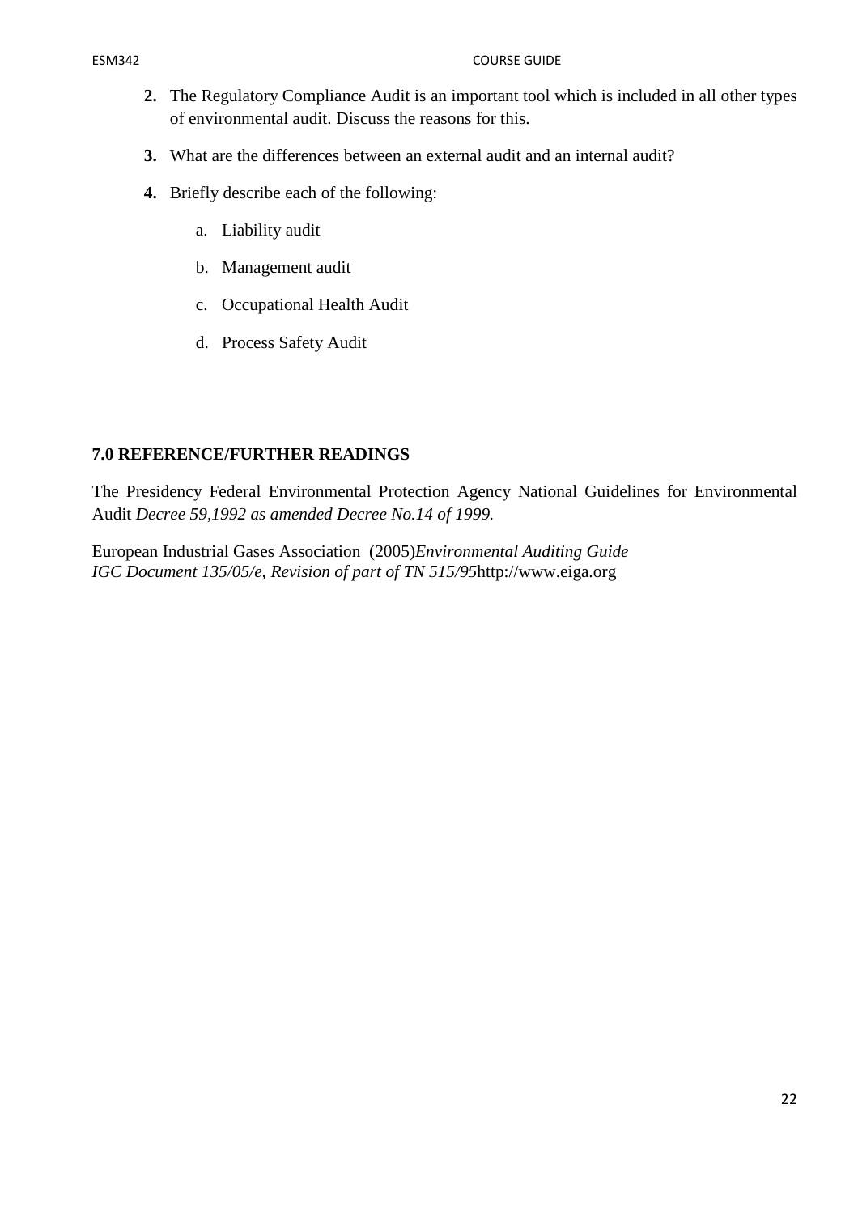2. The Regulatory Compliance Audit is an important tool which is included in all other types of environmental audit. Discuss the reasons for this.

3. What are the differences between an external audit and an internal audit?

4. Briefly describe each of the following:

   a. Liability audit

   b. Management audit

   c. Occupational Health Audit

   d. Process Safety Audit

## 7.0 REFERENCE/FURTHER READINGS

The Presidency Federal Environmental Protection Agency National Guidelines for Environmental Audit *Decree 59,1992 as amended Decree No.14 of 1999.*

European Industrial Gases Association (2005)*Environmental Auditing Guide IGC Document 135/05/e, Revision of part of TN 515/95*http://www.eiga.org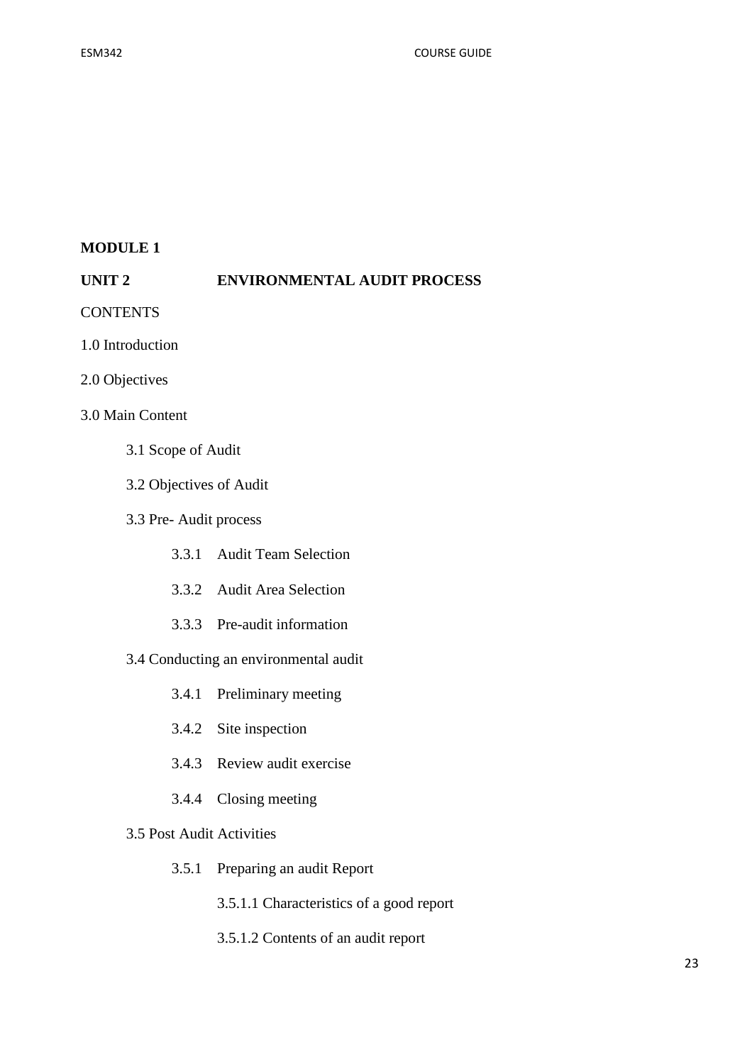**MODULE 1**

**UNIT 2 ENVIRONMENTAL AUDIT PROCESS**

CONTENTS

1.0 Introduction

2.0 Objectives

3.0 Main Content

- 3.1 Scope of Audit
- 3.2 Objectives of Audit
- 3.3 Pre- Audit process
  - 3.3.1 Audit Team Selection
  - 3.3.2 Audit Area Selection
  - 3.3.3 Pre-audit information
- 3.4 Conducting an environmental audit
  - 3.4.1 Preliminary meeting
  - 3.4.2 Site inspection
  - 3.4.3 Review audit exercise
  - 3.4.4 Closing meeting
- 3.5 Post Audit Activities
  - 3.5.1 Preparing an audit Report
    - 3.5.1.1 Characteristics of a good report
    - 3.5.1.2 Contents of an audit report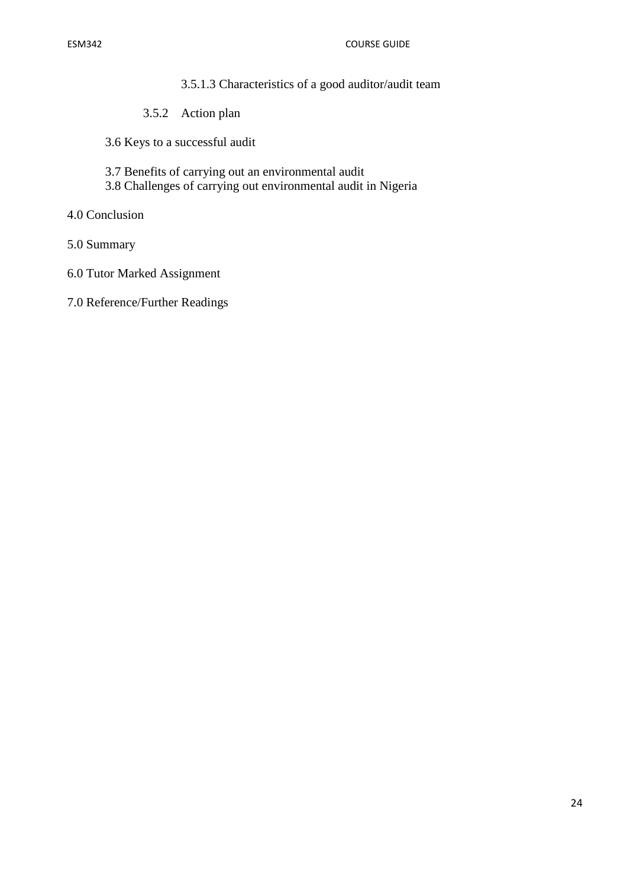3.5.1.3 Characteristics of a good auditor/audit team

3.5.2 Action plan

3.6 Keys to a successful audit

3.7 Benefits of carrying out an environmental audit

3.8 Challenges of carrying out environmental audit in Nigeria

4.0 Conclusion

5.0 Summary

6.0 Tutor Marked Assignment

7.0 Reference/Further Readings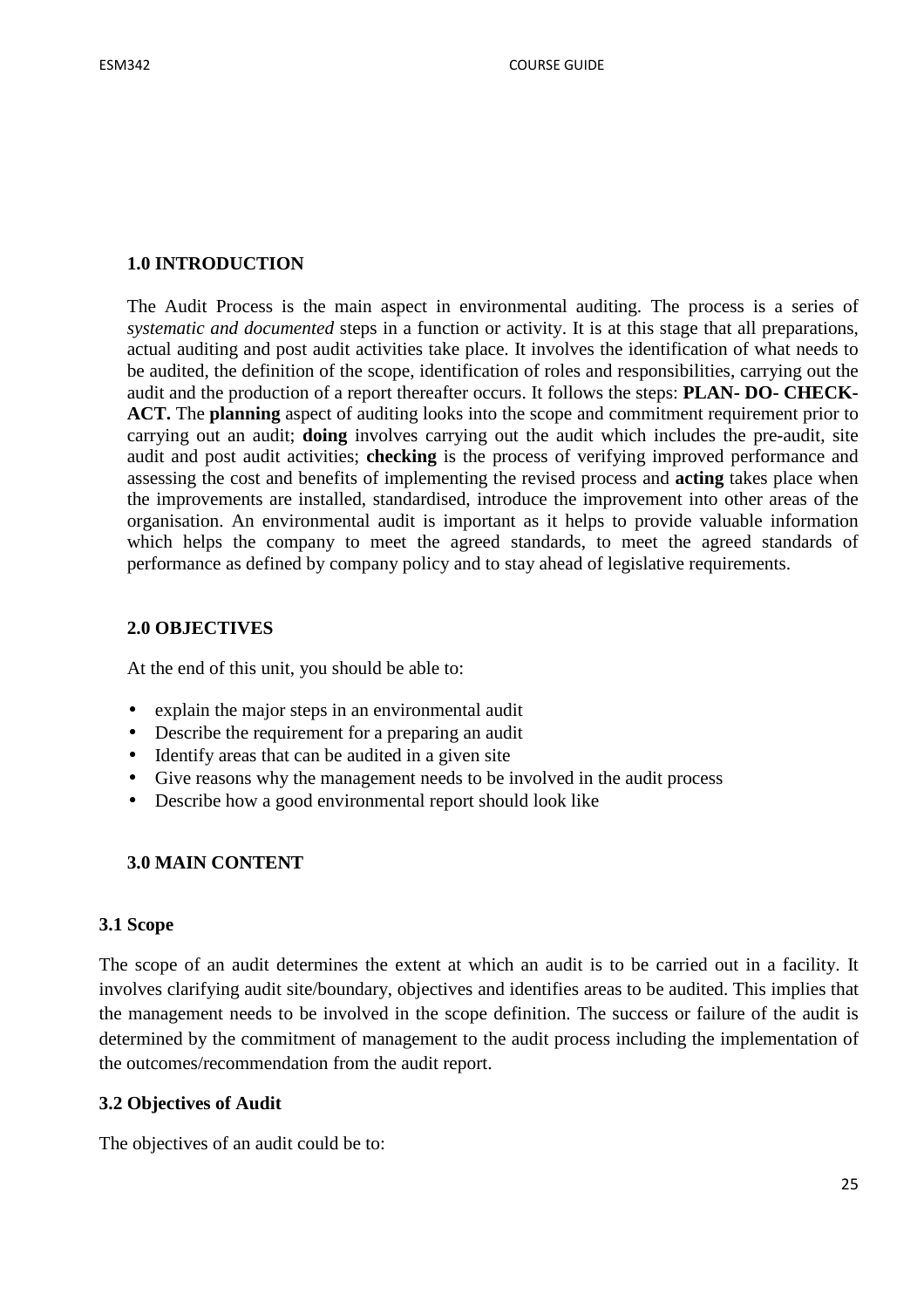## 1.0 INTRODUCTION

The Audit Process is the main aspect in environmental auditing. The process is a series of *systematic and documented* steps in a function or activity. It is at this stage that all preparations, actual auditing and post audit activities take place. It involves the identification of what needs to be audited, the definition of the scope, identification of roles and responsibilities, carrying out the audit and the production of a report thereafter occurs. It follows the steps: **PLAN- DO- CHECK-ACT.** The **planning** aspect of auditing looks into the scope and commitment requirement prior to carrying out an audit; **doing** involves carrying out the audit which includes the pre-audit, site audit and post audit activities; **checking** is the process of verifying improved performance and assessing the cost and benefits of implementing the revised process and **acting** takes place when the improvements are installed, standardised, introduce the improvement into other areas of the organisation. An environmental audit is important as it helps to provide valuable information which helps the company to meet the agreed standards, to meet the agreed standards of performance as defined by company policy and to stay ahead of legislative requirements.

## 2.0 OBJECTIVES

At the end of this unit, you should be able to:

- explain the major steps in an environmental audit
- Describe the requirement for a preparing an audit
- Identify areas that can be audited in a given site
- Give reasons why the management needs to be involved in the audit process
- Describe how a good environmental report should look like

## 3.0 MAIN CONTENT

### 3.1 Scope

The scope of an audit determines the extent at which an audit is to be carried out in a facility. It involves clarifying audit site/boundary, objectives and identifies areas to be audited. This implies that the management needs to be involved in the scope definition. The success or failure of the audit is determined by the commitment of management to the audit process including the implementation of the outcomes/recommendation from the audit report.

### 3.2 Objectives of Audit

The objectives of an audit could be to: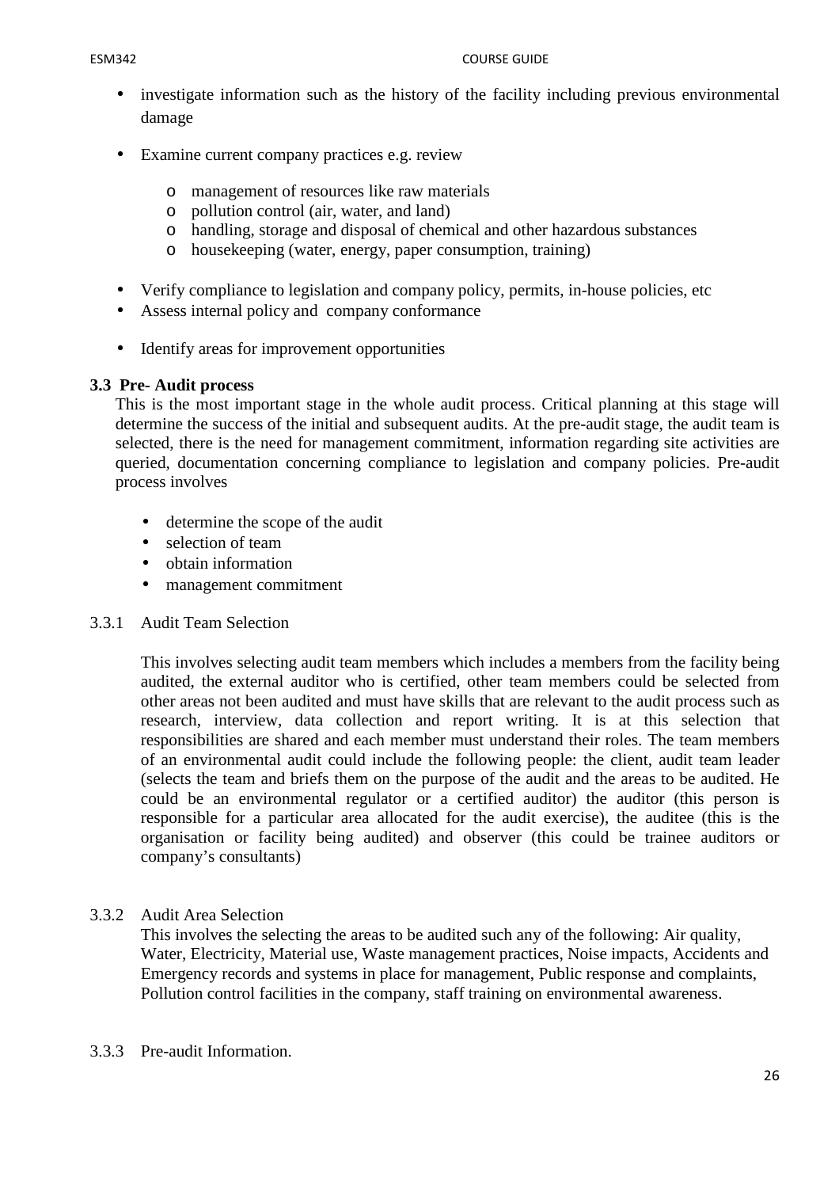- investigate information such as the history of the facility including previous environmental damage

- Examine current company practices e.g. review

    - management of resources like raw materials
    - pollution control (air, water, and land)
    - handling, storage and disposal of chemical and other hazardous substances
    - housekeeping (water, energy, paper consumption, training)

- Verify compliance to legislation and company policy, permits, in-house policies, etc
- Assess internal policy and company conformance

- Identify areas for improvement opportunities

### 3.3 Pre- Audit process

This is the most important stage in the whole audit process. Critical planning at this stage will determine the success of the initial and subsequent audits. At the pre-audit stage, the audit team is selected, there is the need for management commitment, information regarding site activities are queried, documentation concerning compliance to legislation and company policies. Pre-audit process involves

- determine the scope of the audit
- selection of team
- obtain information
- management commitment

#### 3.3.1 Audit Team Selection

This involves selecting audit team members which includes a members from the facility being audited, the external auditor who is certified, other team members could be selected from other areas not been audited and must have skills that are relevant to the audit process such as research, interview, data collection and report writing. It is at this selection that responsibilities are shared and each member must understand their roles. The team members of an environmental audit could include the following people: the client, audit team leader (selects the team and briefs them on the purpose of the audit and the areas to be audited. He could be an environmental regulator or a certified auditor) the auditor (this person is responsible for a particular area allocated for the audit exercise), the auditee (this is the organisation or facility being audited) and observer (this could be trainee auditors or company's consultants)

#### 3.3.2 Audit Area Selection

This involves the selecting the areas to be audited such any of the following: Air quality, Water, Electricity, Material use, Waste management practices, Noise impacts, Accidents and Emergency records and systems in place for management, Public response and complaints, Pollution control facilities in the company, staff training on environmental awareness.

#### 3.3.3 Pre-audit Information.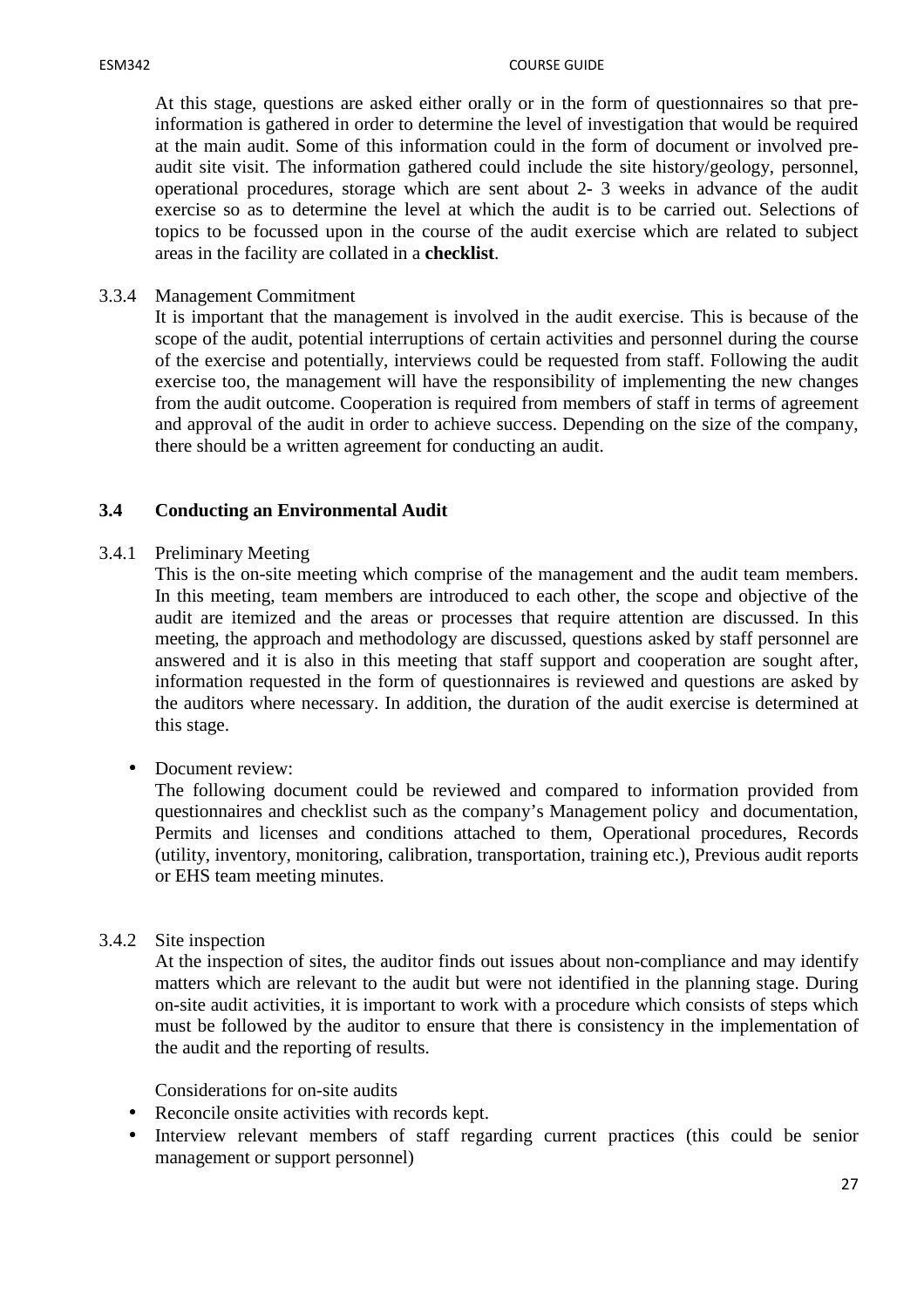At this stage, questions are asked either orally or in the form of questionnaires so that pre-information is gathered in order to determine the level of investigation that would be required at the main audit. Some of this information could in the form of document or involved pre-audit site visit. The information gathered could include the site history/geology, personnel, operational procedures, storage which are sent about 2- 3 weeks in advance of the audit exercise so as to determine the level at which the audit is to be carried out. Selections of topics to be focussed upon in the course of the audit exercise which are related to subject areas in the facility are collated in a **checklist**.

3.3.4 Management Commitment

It is important that the management is involved in the audit exercise. This is because of the scope of the audit, potential interruptions of certain activities and personnel during the course of the exercise and potentially, interviews could be requested from staff. Following the audit exercise too, the management will have the responsibility of implementing the new changes from the audit outcome. Cooperation is required from members of staff in terms of agreement and approval of the audit in order to achieve success. Depending on the size of the company, there should be a written agreement for conducting an audit.

## 3.4 Conducting an Environmental Audit

3.4.1 Preliminary Meeting

This is the on-site meeting which comprise of the management and the audit team members. In this meeting, team members are introduced to each other, the scope and objective of the audit are itemized and the areas or processes that require attention are discussed. In this meeting, the approach and methodology are discussed, questions asked by staff personnel are answered and it is also in this meeting that staff support and cooperation are sought after, information requested in the form of questionnaires is reviewed and questions are asked by the auditors where necessary. In addition, the duration of the audit exercise is determined at this stage.

- Document review:

  The following document could be reviewed and compared to information provided from questionnaires and checklist such as the company's Management policy and documentation, Permits and licenses and conditions attached to them, Operational procedures, Records (utility, inventory, monitoring, calibration, transportation, training etc.), Previous audit reports or EHS team meeting minutes.

3.4.2 Site inspection

At the inspection of sites, the auditor finds out issues about non-compliance and may identify matters which are relevant to the audit but were not identified in the planning stage. During on-site audit activities, it is important to work with a procedure which consists of steps which must be followed by the auditor to ensure that there is consistency in the implementation of the audit and the reporting of results.

Considerations for on-site audits

- Reconcile onsite activities with records kept.
- Interview relevant members of staff regarding current practices (this could be senior management or support personnel)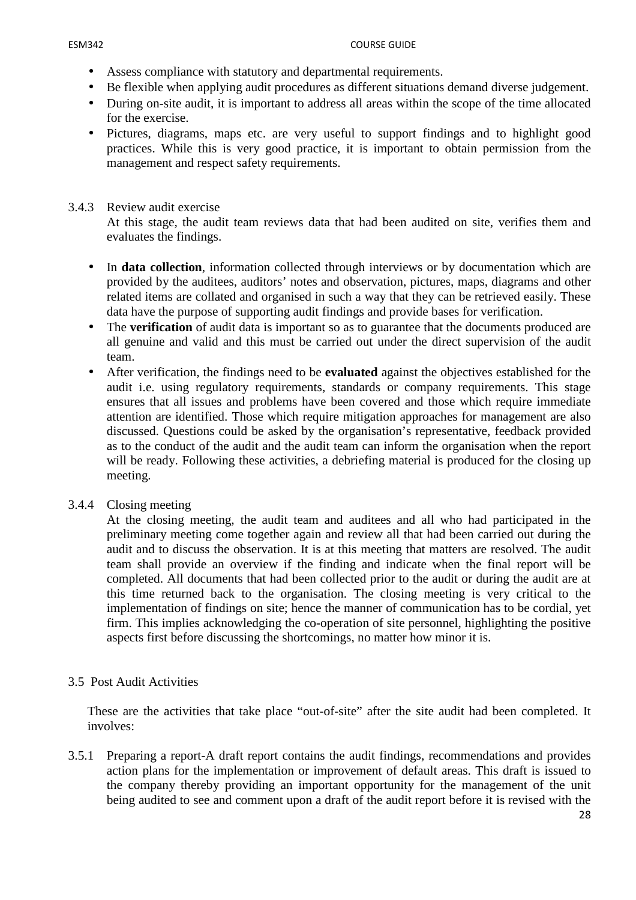- Assess compliance with statutory and departmental requirements.
- Be flexible when applying audit procedures as different situations demand diverse judgement.
- During on-site audit, it is important to address all areas within the scope of the time allocated for the exercise.
- Pictures, diagrams, maps etc. are very useful to support findings and to highlight good practices. While this is very good practice, it is important to obtain permission from the management and respect safety requirements.

### 3.4.3 Review audit exercise

At this stage, the audit team reviews data that had been audited on site, verifies them and evaluates the findings.

- In **data collection**, information collected through interviews or by documentation which are provided by the auditees, auditors' notes and observation, pictures, maps, diagrams and other related items are collated and organised in such a way that they can be retrieved easily. These data have the purpose of supporting audit findings and provide bases for verification.
- The **verification** of audit data is important so as to guarantee that the documents produced are all genuine and valid and this must be carried out under the direct supervision of the audit team.
- After verification, the findings need to be **evaluated** against the objectives established for the audit i.e. using regulatory requirements, standards or company requirements. This stage ensures that all issues and problems have been covered and those which require immediate attention are identified. Those which require mitigation approaches for management are also discussed. Questions could be asked by the organisation's representative, feedback provided as to the conduct of the audit and the audit team can inform the organisation when the report will be ready. Following these activities, a debriefing material is produced for the closing up meeting.

### 3.4.4 Closing meeting

At the closing meeting, the audit team and auditees and all who had participated in the preliminary meeting come together again and review all that had been carried out during the audit and to discuss the observation. It is at this meeting that matters are resolved. The audit team shall provide an overview if the finding and indicate when the final report will be completed. All documents that had been collected prior to the audit or during the audit are at this time returned back to the organisation. The closing meeting is very critical to the implementation of findings on site; hence the manner of communication has to be cordial, yet firm. This implies acknowledging the co-operation of site personnel, highlighting the positive aspects first before discussing the shortcomings, no matter how minor it is.

## 3.5 Post Audit Activities

These are the activities that take place "out-of-site" after the site audit had been completed. It involves:

3.5.1 Preparing a report-A draft report contains the audit findings, recommendations and provides action plans for the implementation or improvement of default areas. This draft is issued to the company thereby providing an important opportunity for the management of the unit being audited to see and comment upon a draft of the audit report before it is revised with the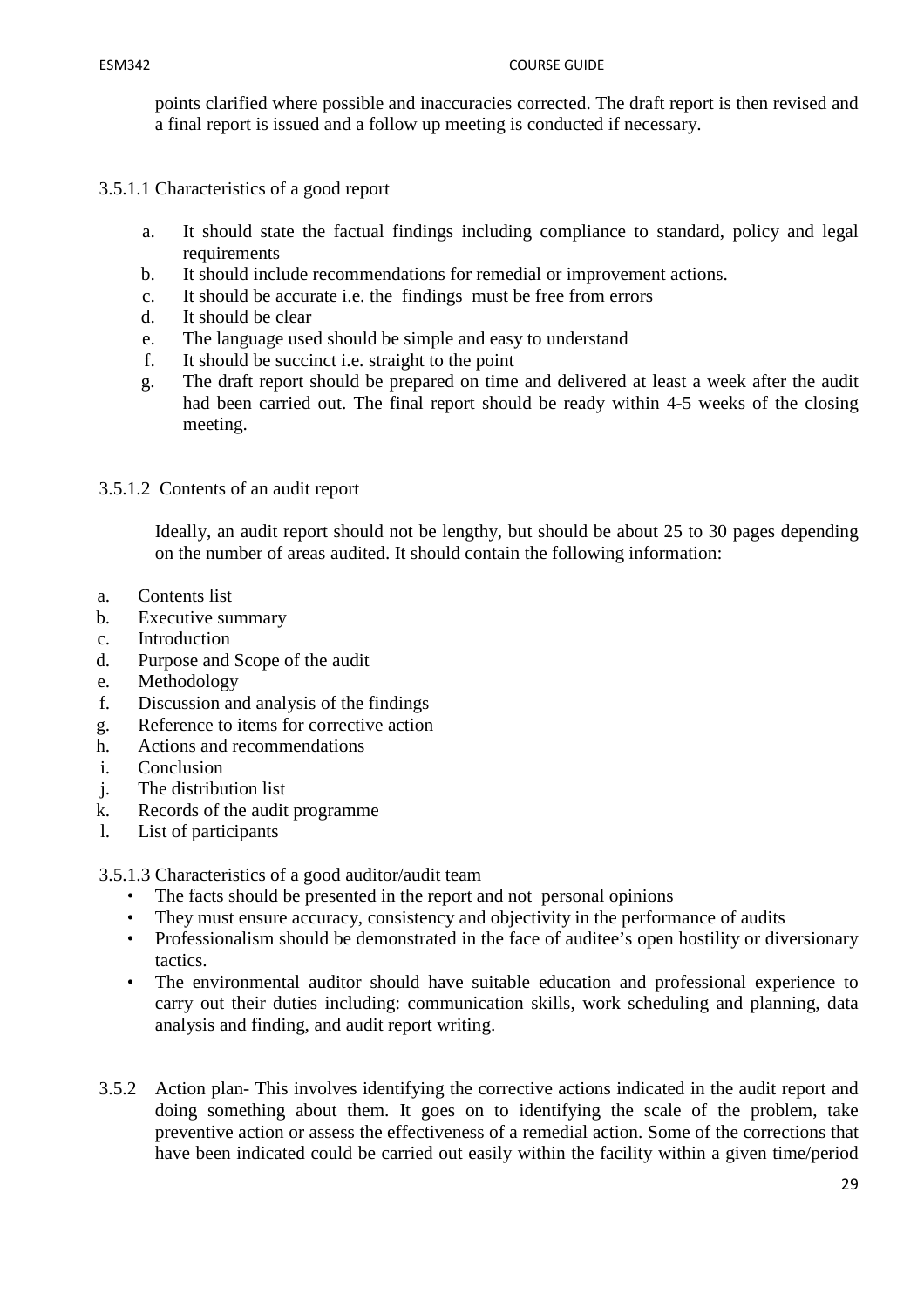points clarified where possible and inaccuracies corrected. The draft report is then revised and a final report is issued and a follow up meeting is conducted if necessary.

#### 3.5.1.1 Characteristics of a good report

a. It should state the factual findings including compliance to standard, policy and legal requirements
b. It should include recommendations for remedial or improvement actions.
c. It should be accurate i.e. the findings must be free from errors
d. It should be clear
e. The language used should be simple and easy to understand
f. It should be succinct i.e. straight to the point
g. The draft report should be prepared on time and delivered at least a week after the audit had been carried out. The final report should be ready within 4-5 weeks of the closing meeting.

#### 3.5.1.2 Contents of an audit report

Ideally, an audit report should not be lengthy, but should be about 25 to 30 pages depending on the number of areas audited. It should contain the following information:

a. Contents list
b. Executive summary
c. Introduction
d. Purpose and Scope of the audit
e. Methodology
f. Discussion and analysis of the findings
g. Reference to items for corrective action
h. Actions and recommendations
i. Conclusion
j. The distribution list
k. Records of the audit programme
l. List of participants

#### 3.5.1.3 Characteristics of a good auditor/audit team

- The facts should be presented in the report and not personal opinions
- They must ensure accuracy, consistency and objectivity in the performance of audits
- Professionalism should be demonstrated in the face of auditee's open hostility or diversionary tactics.
- The environmental auditor should have suitable education and professional experience to carry out their duties including: communication skills, work scheduling and planning, data analysis and finding, and audit report writing.

3.5.2 Action plan- This involves identifying the corrective actions indicated in the audit report and doing something about them. It goes on to identifying the scale of the problem, take preventive action or assess the effectiveness of a remedial action. Some of the corrections that have been indicated could be carried out easily within the facility within a given time/period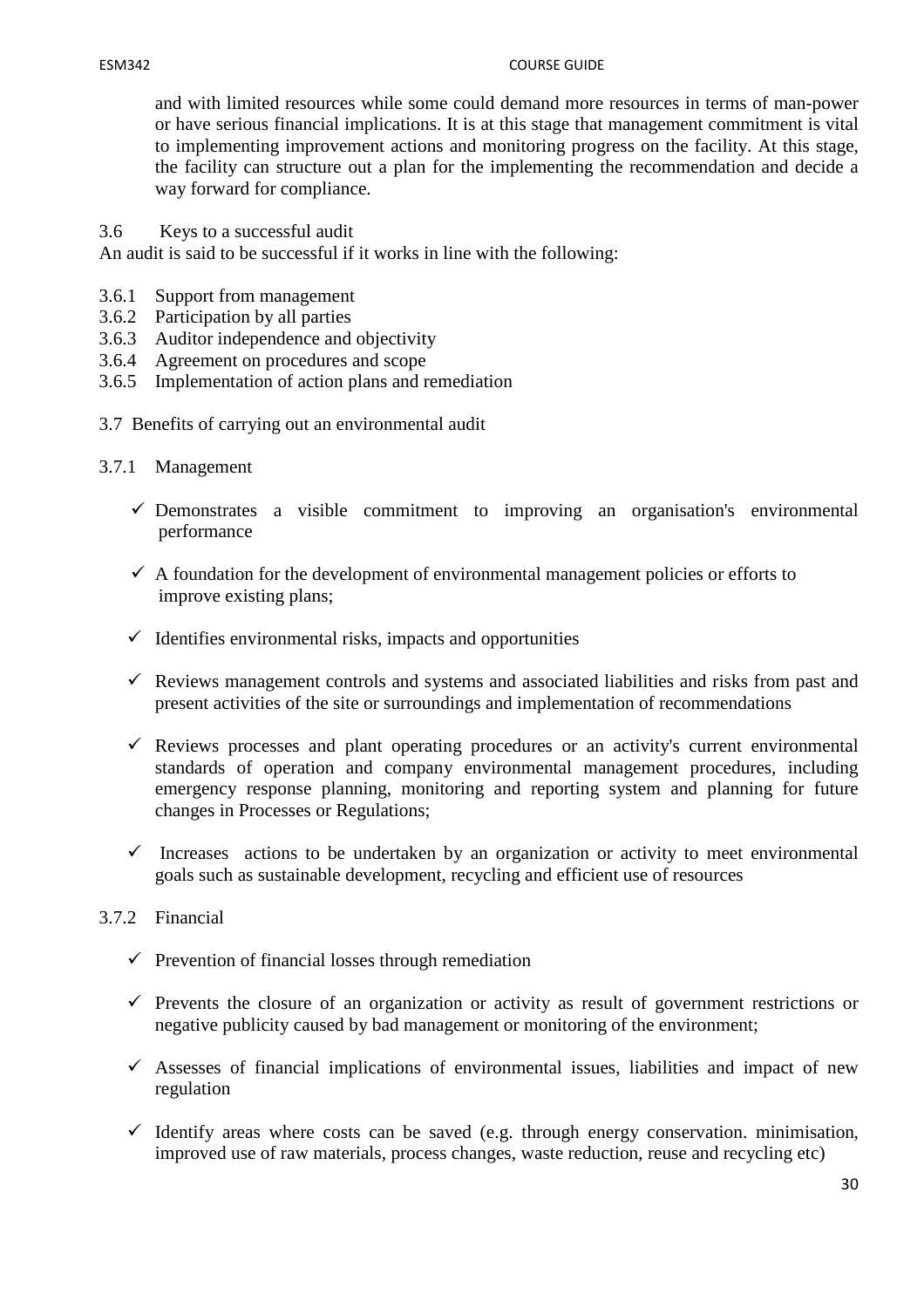and with limited resources while some could demand more resources in terms of man-power or have serious financial implications. It is at this stage that management commitment is vital to implementing improvement actions and monitoring progress on the facility. At this stage, the facility can structure out a plan for the implementing the recommendation and decide a way forward for compliance.

### 3.6 Keys to a successful audit

An audit is said to be successful if it works in line with the following:

3.6.1 Support from management
3.6.2 Participation by all parties
3.6.3 Auditor independence and objectivity
3.6.4 Agreement on procedures and scope
3.6.5 Implementation of action plans and remediation

### 3.7 Benefits of carrying out an environmental audit

#### 3.7.1 Management

- ✓ Demonstrates a visible commitment to improving an organisation's environmental performance
- ✓ A foundation for the development of environmental management policies or efforts to improve existing plans;
- ✓ Identifies environmental risks, impacts and opportunities
- ✓ Reviews management controls and systems and associated liabilities and risks from past and present activities of the site or surroundings and implementation of recommendations
- ✓ Reviews processes and plant operating procedures or an activity's current environmental standards of operation and company environmental management procedures, including emergency response planning, monitoring and reporting system and planning for future changes in Processes or Regulations;
- ✓ Increases actions to be undertaken by an organization or activity to meet environmental goals such as sustainable development, recycling and efficient use of resources

#### 3.7.2 Financial

- ✓ Prevention of financial losses through remediation
- ✓ Prevents the closure of an organization or activity as result of government restrictions or negative publicity caused by bad management or monitoring of the environment;
- ✓ Assesses of financial implications of environmental issues, liabilities and impact of new regulation
- ✓ Identify areas where costs can be saved (e.g. through energy conservation. minimisation, improved use of raw materials, process changes, waste reduction, reuse and recycling etc)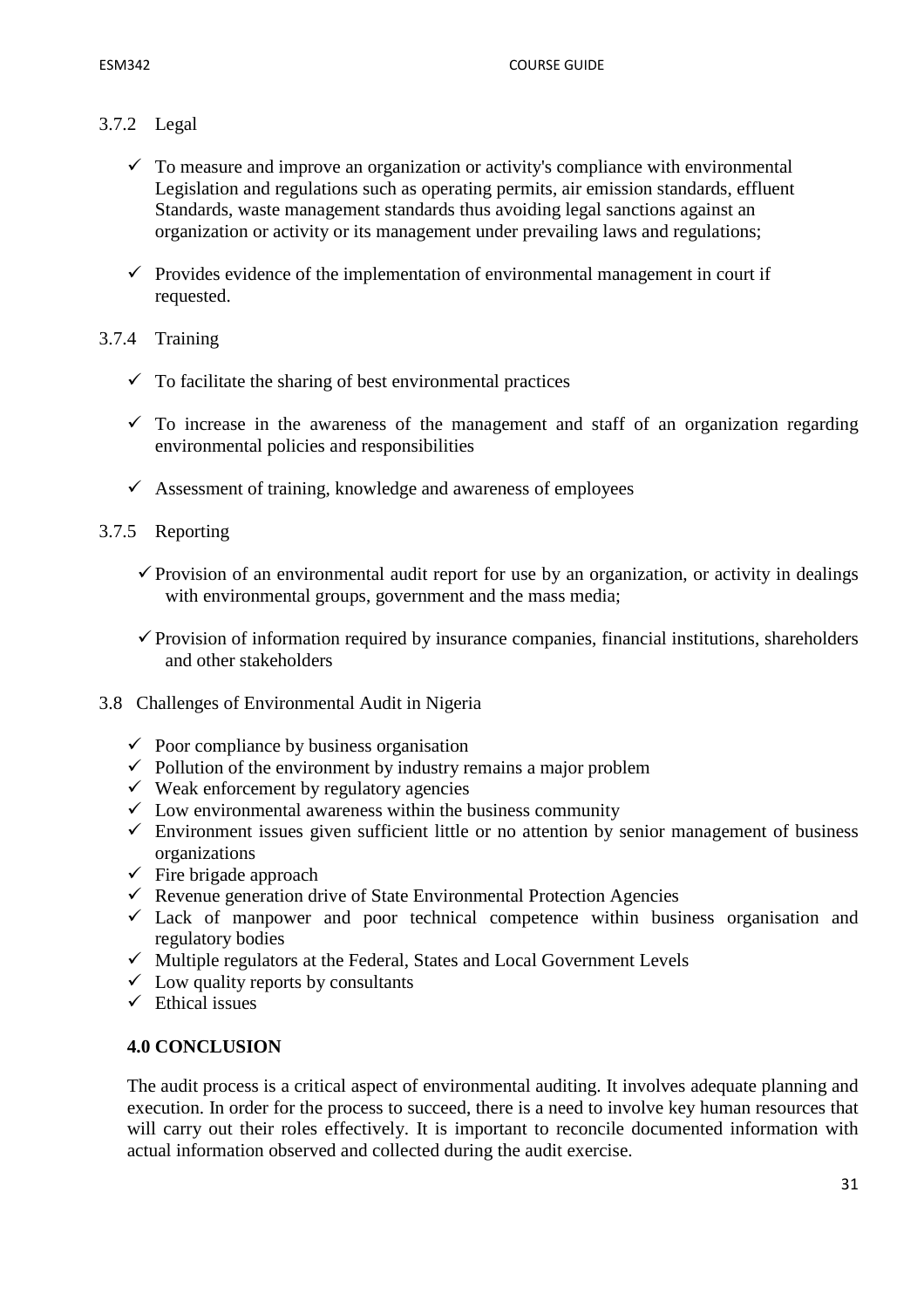### 3.7.2 Legal

- ✓ To measure and improve an organization or activity's compliance with environmental Legislation and regulations such as operating permits, air emission standards, effluent Standards, waste management standards thus avoiding legal sanctions against an organization or activity or its management under prevailing laws and regulations;
- ✓ Provides evidence of the implementation of environmental management in court if requested.

### 3.7.4 Training

- ✓ To facilitate the sharing of best environmental practices
- ✓ To increase in the awareness of the management and staff of an organization regarding environmental policies and responsibilities
- ✓ Assessment of training, knowledge and awareness of employees

### 3.7.5 Reporting

- ✓ Provision of an environmental audit report for use by an organization, or activity in dealings with environmental groups, government and the mass media;
- ✓ Provision of information required by insurance companies, financial institutions, shareholders and other stakeholders

## 3.8 Challenges of Environmental Audit in Nigeria

- ✓ Poor compliance by business organisation
- ✓ Pollution of the environment by industry remains a major problem
- ✓ Weak enforcement by regulatory agencies
- ✓ Low environmental awareness within the business community
- ✓ Environment issues given sufficient little or no attention by senior management of business organizations
- ✓ Fire brigade approach
- ✓ Revenue generation drive of State Environmental Protection Agencies
- ✓ Lack of manpower and poor technical competence within business organisation and regulatory bodies
- ✓ Multiple regulators at the Federal, States and Local Government Levels
- ✓ Low quality reports by consultants
- ✓ Ethical issues

## 4.0 CONCLUSION

The audit process is a critical aspect of environmental auditing. It involves adequate planning and execution. In order for the process to succeed, there is a need to involve key human resources that will carry out their roles effectively. It is important to reconcile documented information with actual information observed and collected during the audit exercise.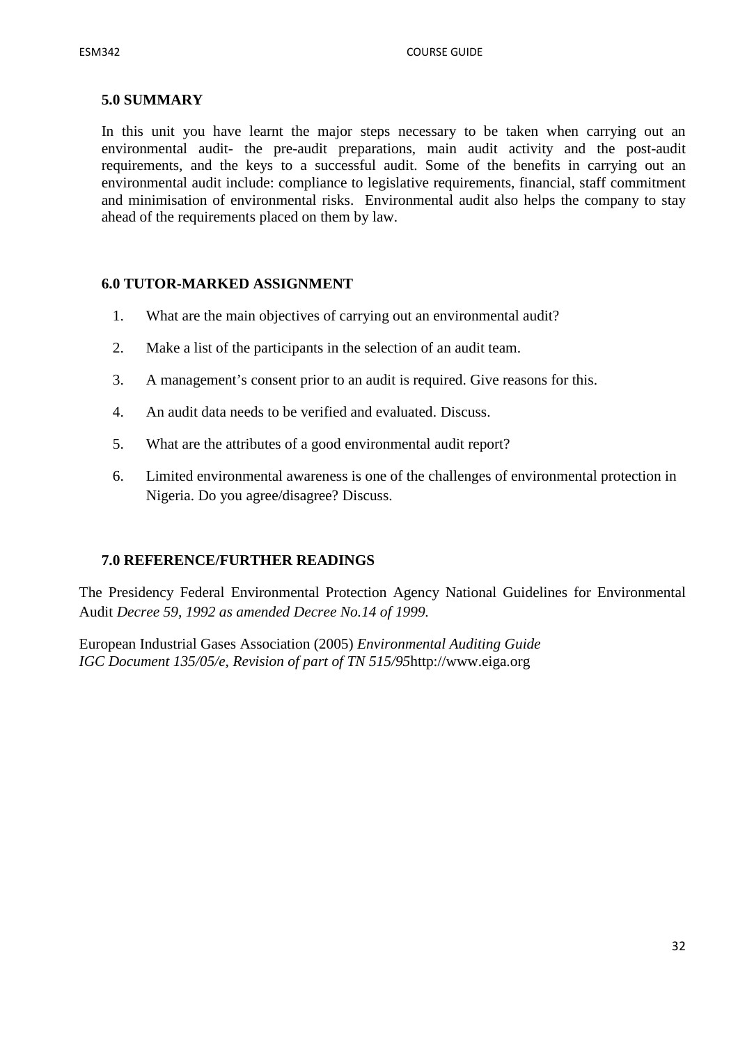## 5.0 SUMMARY

In this unit you have learnt the major steps necessary to be taken when carrying out an environmental audit- the pre-audit preparations, main audit activity and the post-audit requirements, and the keys to a successful audit. Some of the benefits in carrying out an environmental audit include: compliance to legislative requirements, financial, staff commitment and minimisation of environmental risks. Environmental audit also helps the company to stay ahead of the requirements placed on them by law.

## 6.0 TUTOR-MARKED ASSIGNMENT

1. What are the main objectives of carrying out an environmental audit?
2. Make a list of the participants in the selection of an audit team.
3. A management's consent prior to an audit is required. Give reasons for this.
4. An audit data needs to be verified and evaluated. Discuss.
5. What are the attributes of a good environmental audit report?
6. Limited environmental awareness is one of the challenges of environmental protection in Nigeria. Do you agree/disagree? Discuss.

## 7.0 REFERENCE/FURTHER READINGS

The Presidency Federal Environmental Protection Agency National Guidelines for Environmental Audit *Decree 59, 1992 as amended Decree No.14 of 1999.*

European Industrial Gases Association (2005) *Environmental Auditing Guide IGC Document 135/05/e, Revision of part of TN 515/95*http://www.eiga.org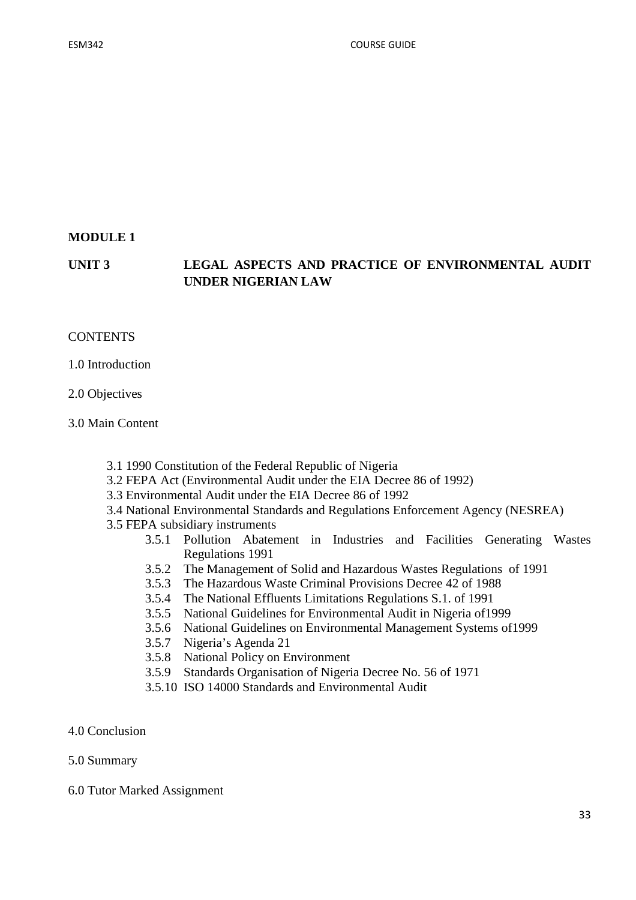**MODULE 1**

**UNIT 3 LEGAL ASPECTS AND PRACTICE OF ENVIRONMENTAL AUDIT UNDER NIGERIAN LAW**

CONTENTS

1.0 Introduction

2.0 Objectives

3.0 Main Content

- 3.1 1990 Constitution of the Federal Republic of Nigeria
- 3.2 FEPA Act (Environmental Audit under the EIA Decree 86 of 1992)
- 3.3 Environmental Audit under the EIA Decree 86 of 1992
- 3.4 National Environmental Standards and Regulations Enforcement Agency (NESREA)
- 3.5 FEPA subsidiary instruments
  - 3.5.1 Pollution Abatement in Industries and Facilities Generating Wastes Regulations 1991
  - 3.5.2 The Management of Solid and Hazardous Wastes Regulations of 1991
  - 3.5.3 The Hazardous Waste Criminal Provisions Decree 42 of 1988
  - 3.5.4 The National Effluents Limitations Regulations S.1. of 1991
  - 3.5.5 National Guidelines for Environmental Audit in Nigeria of1999
  - 3.5.6 National Guidelines on Environmental Management Systems of1999
  - 3.5.7 Nigeria's Agenda 21
  - 3.5.8 National Policy on Environment
  - 3.5.9 Standards Organisation of Nigeria Decree No. 56 of 1971
  - 3.5.10 ISO 14000 Standards and Environmental Audit

4.0 Conclusion

5.0 Summary

6.0 Tutor Marked Assignment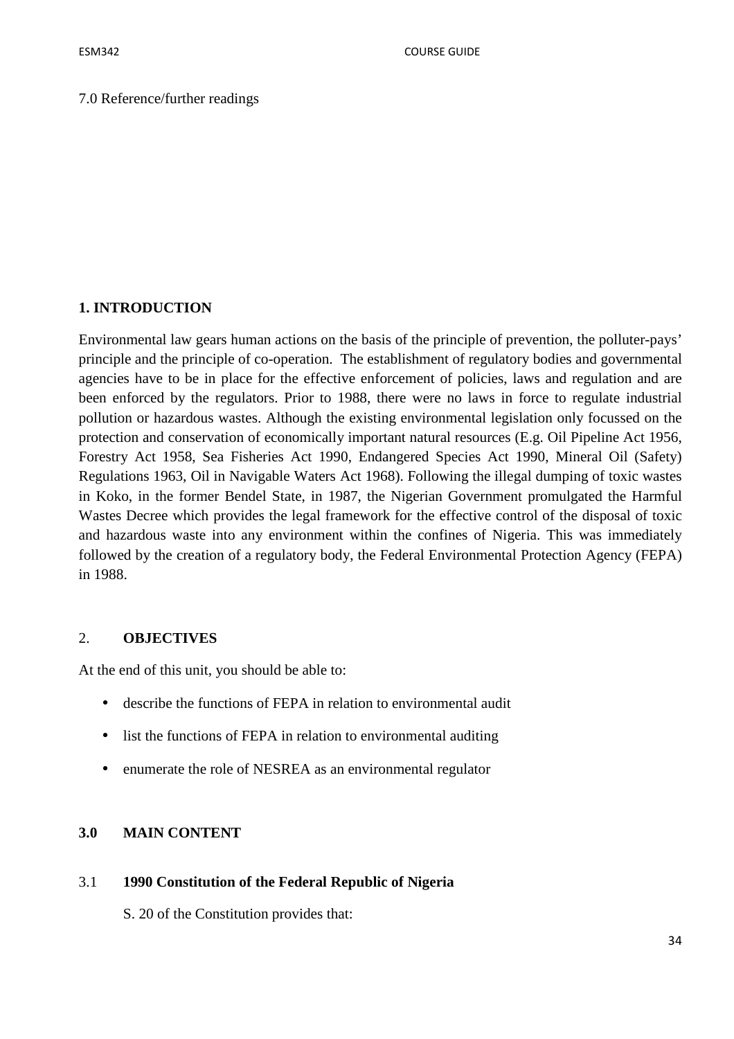7.0 Reference/further readings

**1. INTRODUCTION**

Environmental law gears human actions on the basis of the principle of prevention, the polluter-pays' principle and the principle of co-operation. The establishment of regulatory bodies and governmental agencies have to be in place for the effective enforcement of policies, laws and regulation and are been enforced by the regulators. Prior to 1988, there were no laws in force to regulate industrial pollution or hazardous wastes. Although the existing environmental legislation only focussed on the protection and conservation of economically important natural resources (E.g. Oil Pipeline Act 1956, Forestry Act 1958, Sea Fisheries Act 1990, Endangered Species Act 1990, Mineral Oil (Safety) Regulations 1963, Oil in Navigable Waters Act 1968). Following the illegal dumping of toxic wastes in Koko, in the former Bendel State, in 1987, the Nigerian Government promulgated the Harmful Wastes Decree which provides the legal framework for the effective control of the disposal of toxic and hazardous waste into any environment within the confines of Nigeria. This was immediately followed by the creation of a regulatory body, the Federal Environmental Protection Agency (FEPA) in 1988.

## 2. **OBJECTIVES**

At the end of this unit, you should be able to:

- describe the functions of FEPA in relation to environmental audit
- list the functions of FEPA in relation to environmental auditing
- enumerate the role of NESREA as an environmental regulator

## **3.0 MAIN CONTENT**

### 3.1 **1990 Constitution of the Federal Republic of Nigeria**

S. 20 of the Constitution provides that: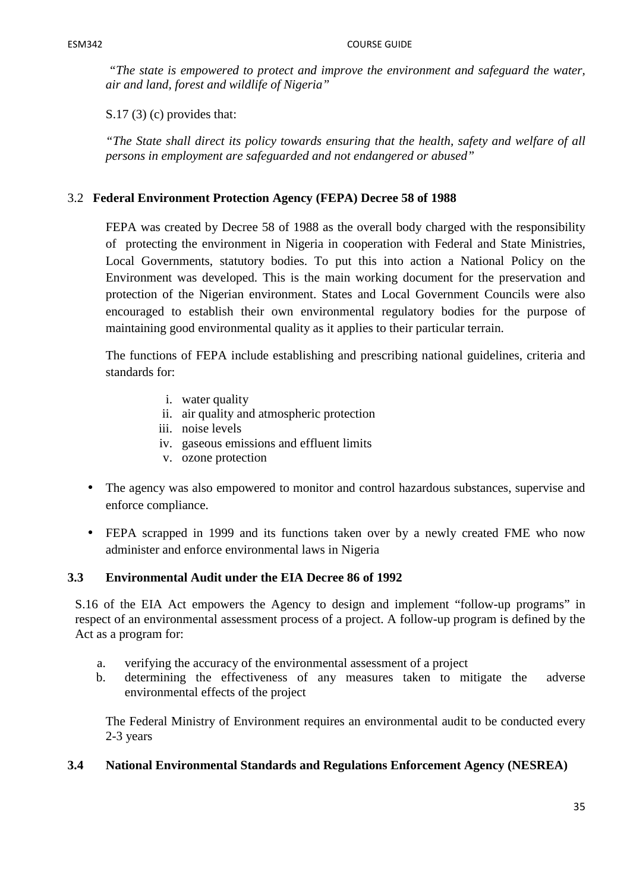*"The state is empowered to protect and improve the environment and safeguard the water, air and land, forest and wildlife of Nigeria"*

S.17 (3) (c) provides that:

*"The State shall direct its policy towards ensuring that the health, safety and welfare of all persons in employment are safeguarded and not endangered or abused"*

### 3.2 Federal Environment Protection Agency (FEPA) Decree 58 of 1988

FEPA was created by Decree 58 of 1988 as the overall body charged with the responsibility of protecting the environment in Nigeria in cooperation with Federal and State Ministries, Local Governments, statutory bodies. To put this into action a National Policy on the Environment was developed. This is the main working document for the preservation and protection of the Nigerian environment. States and Local Government Councils were also encouraged to establish their own environmental regulatory bodies for the purpose of maintaining good environmental quality as it applies to their particular terrain.

The functions of FEPA include establishing and prescribing national guidelines, criteria and standards for:

i. water quality
ii. air quality and atmospheric protection
iii. noise levels
iv. gaseous emissions and effluent limits
v. ozone protection

- The agency was also empowered to monitor and control hazardous substances, supervise and enforce compliance.
- FEPA scrapped in 1999 and its functions taken over by a newly created FME who now administer and enforce environmental laws in Nigeria

### 3.3 Environmental Audit under the EIA Decree 86 of 1992

S.16 of the EIA Act empowers the Agency to design and implement "follow-up programs" in respect of an environmental assessment process of a project. A follow-up program is defined by the Act as a program for:

a. verifying the accuracy of the environmental assessment of a project
b. determining the effectiveness of any measures taken to mitigate the adverse environmental effects of the project

The Federal Ministry of Environment requires an environmental audit to be conducted every 2-3 years

### 3.4 National Environmental Standards and Regulations Enforcement Agency (NESREA)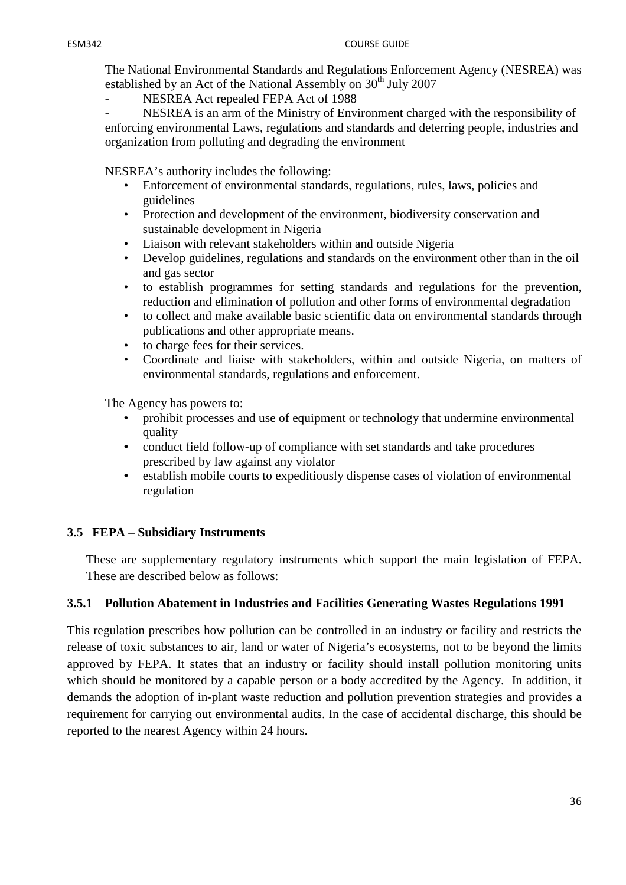The National Environmental Standards and Regulations Enforcement Agency (NESREA) was established by an Act of the National Assembly on 30th July 2007

- NESREA Act repealed FEPA Act of 1988
- NESREA is an arm of the Ministry of Environment charged with the responsibility of enforcing environmental Laws, regulations and standards and deterring people, industries and organization from polluting and degrading the environment

NESREA's authority includes the following:

- Enforcement of environmental standards, regulations, rules, laws, policies and guidelines
- Protection and development of the environment, biodiversity conservation and sustainable development in Nigeria
- Liaison with relevant stakeholders within and outside Nigeria
- Develop guidelines, regulations and standards on the environment other than in the oil and gas sector
- to establish programmes for setting standards and regulations for the prevention, reduction and elimination of pollution and other forms of environmental degradation
- to collect and make available basic scientific data on environmental standards through publications and other appropriate means.
- to charge fees for their services.
- Coordinate and liaise with stakeholders, within and outside Nigeria, on matters of environmental standards, regulations and enforcement.

The Agency has powers to:

- prohibit processes and use of equipment or technology that undermine environmental quality
- conduct field follow-up of compliance with set standards and take procedures prescribed by law against any violator
- establish mobile courts to expeditiously dispense cases of violation of environmental regulation

### 3.5 FEPA – Subsidiary Instruments

These are supplementary regulatory instruments which support the main legislation of FEPA. These are described below as follows:

#### 3.5.1 Pollution Abatement in Industries and Facilities Generating Wastes Regulations 1991

This regulation prescribes how pollution can be controlled in an industry or facility and restricts the release of toxic substances to air, land or water of Nigeria's ecosystems, not to be beyond the limits approved by FEPA. It states that an industry or facility should install pollution monitoring units which should be monitored by a capable person or a body accredited by the Agency. In addition, it demands the adoption of in-plant waste reduction and pollution prevention strategies and provides a requirement for carrying out environmental audits. In the case of accidental discharge, this should be reported to the nearest Agency within 24 hours.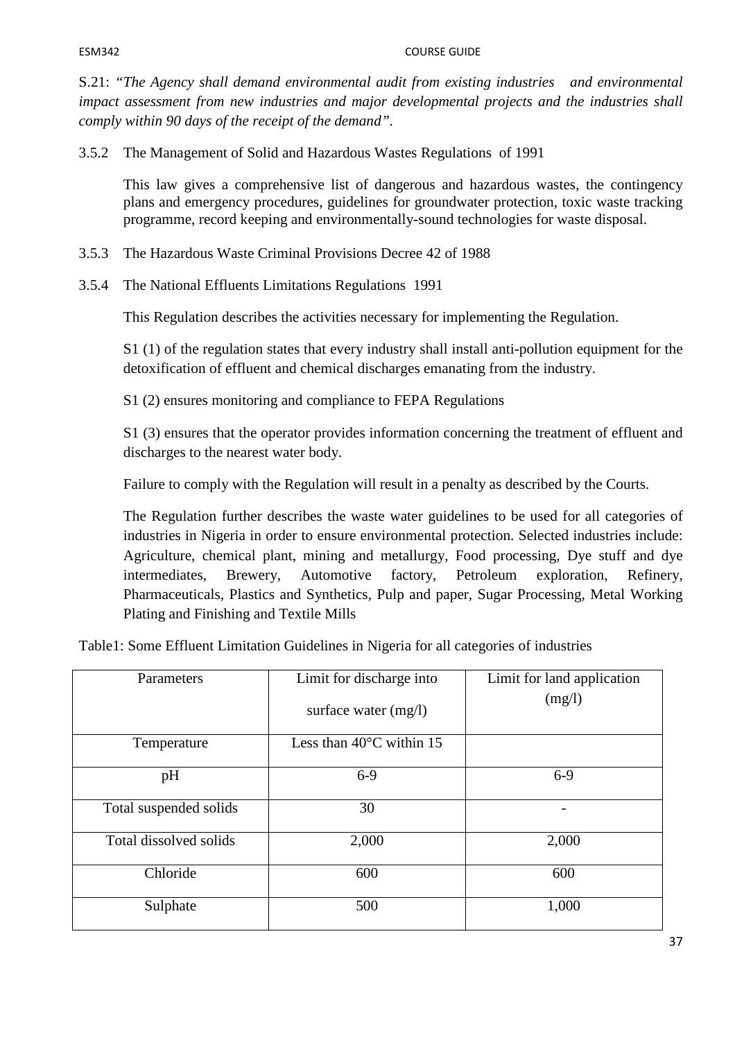S.21: "*The Agency shall demand environmental audit from existing industries and environmental impact assessment from new industries and major developmental projects and the industries shall comply within 90 days of the receipt of the demand*".

3.5.2 The Management of Solid and Hazardous Wastes Regulations of 1991

This law gives a comprehensive list of dangerous and hazardous wastes, the contingency plans and emergency procedures, guidelines for groundwater protection, toxic waste tracking programme, record keeping and environmentally-sound technologies for waste disposal.

3.5.3 The Hazardous Waste Criminal Provisions Decree 42 of 1988

3.5.4 The National Effluents Limitations Regulations 1991

This Regulation describes the activities necessary for implementing the Regulation.

S1 (1) of the regulation states that every industry shall install anti-pollution equipment for the detoxification of effluent and chemical discharges emanating from the industry.

S1 (2) ensures monitoring and compliance to FEPA Regulations

S1 (3) ensures that the operator provides information concerning the treatment of effluent and discharges to the nearest water body.

Failure to comply with the Regulation will result in a penalty as described by the Courts.

The Regulation further describes the waste water guidelines to be used for all categories of industries in Nigeria in order to ensure environmental protection. Selected industries include: Agriculture, chemical plant, mining and metallurgy, Food processing, Dye stuff and dye intermediates, Brewery, Automotive factory, Petroleum exploration, Refinery, Pharmaceuticals, Plastics and Synthetics, Pulp and paper, Sugar Processing, Metal Working Plating and Finishing and Textile Mills

Table1: Some Effluent Limitation Guidelines in Nigeria for all categories of industries

| Parameters | Limit for discharge into surface water (mg/l) | Limit for land application (mg/l) |
|---|---|---|
| Temperature | Less than 40°C within 15 | |
| pH | 6-9 | 6-9 |
| Total suspended solids | 30 | - |
| Total dissolved solids | 2,000 | 2,000 |
| Chloride | 600 | 600 |
| Sulphate | 500 | 1,000 |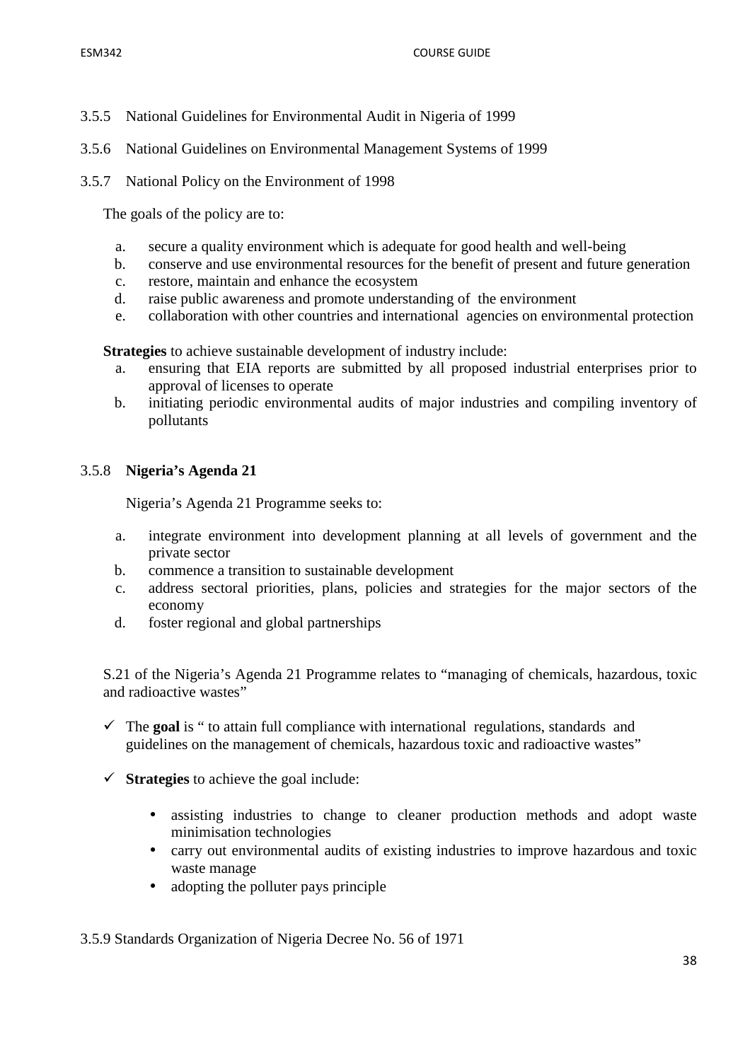3.5.5 National Guidelines for Environmental Audit in Nigeria of 1999

3.5.6 National Guidelines on Environmental Management Systems of 1999

3.5.7 National Policy on the Environment of 1998

The goals of the policy are to:

a. secure a quality environment which is adequate for good health and well-being
b. conserve and use environmental resources for the benefit of present and future generation
c. restore, maintain and enhance the ecosystem
d. raise public awareness and promote understanding of the environment
e. collaboration with other countries and international agencies on environmental protection

**Strategies** to achieve sustainable development of industry include:

a. ensuring that EIA reports are submitted by all proposed industrial enterprises prior to approval of licenses to operate
b. initiating periodic environmental audits of major industries and compiling inventory of pollutants

3.5.8 **Nigeria's Agenda 21**

Nigeria's Agenda 21 Programme seeks to:

a. integrate environment into development planning at all levels of government and the private sector
b. commence a transition to sustainable development
c. address sectoral priorities, plans, policies and strategies for the major sectors of the economy
d. foster regional and global partnerships

S.21 of the Nigeria's Agenda 21 Programme relates to "managing of chemicals, hazardous, toxic and radioactive wastes"

- ✓ The **goal** is " to attain full compliance with international regulations, standards and guidelines on the management of chemicals, hazardous toxic and radioactive wastes"

- ✓ **Strategies** to achieve the goal include:

  - assisting industries to change to cleaner production methods and adopt waste minimisation technologies
  - carry out environmental audits of existing industries to improve hazardous and toxic waste manage
  - adopting the polluter pays principle

3.5.9 Standards Organization of Nigeria Decree No. 56 of 1971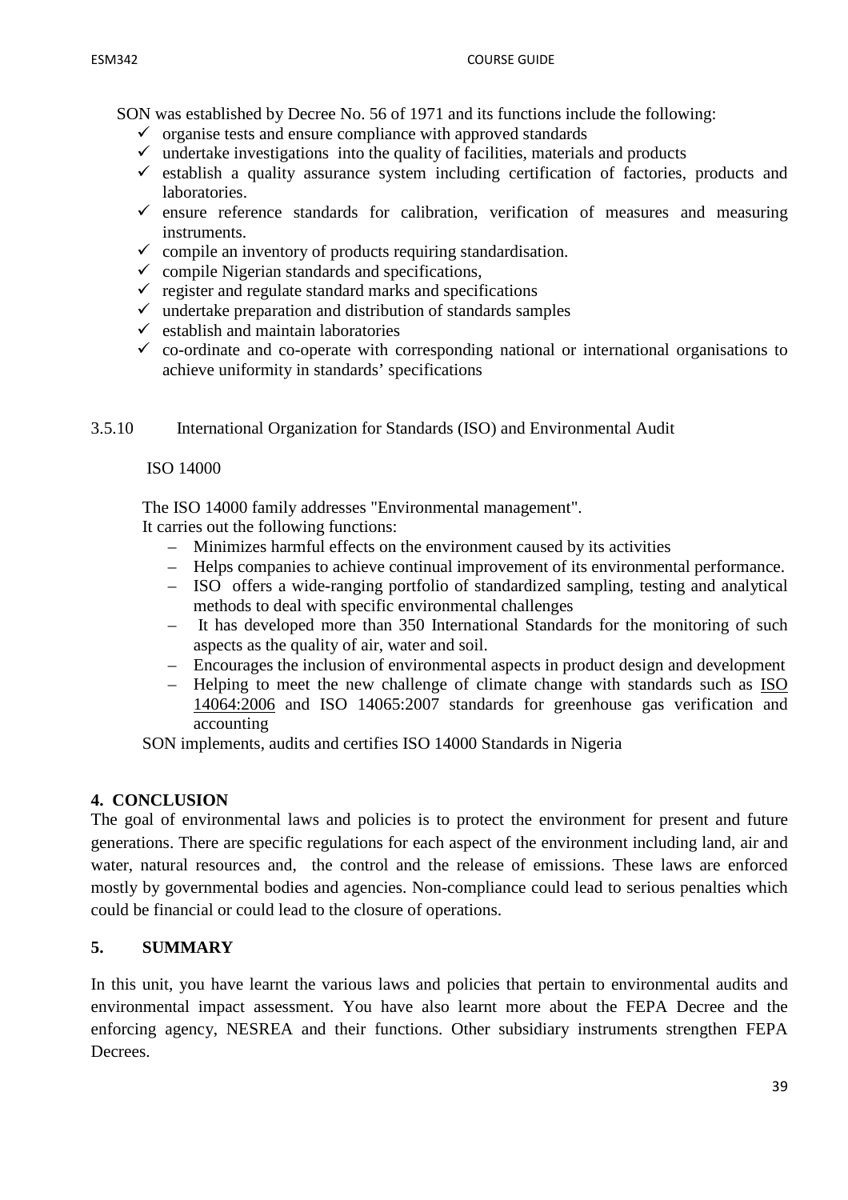SON was established by Decree No. 56 of 1971 and its functions include the following:

- ✓ organise tests and ensure compliance with approved standards
- ✓ undertake investigations into the quality of facilities, materials and products
- ✓ establish a quality assurance system including certification of factories, products and laboratories.
- ✓ ensure reference standards for calibration, verification of measures and measuring instruments.
- ✓ compile an inventory of products requiring standardisation.
- ✓ compile Nigerian standards and specifications,
- ✓ register and regulate standard marks and specifications
- ✓ undertake preparation and distribution of standards samples
- ✓ establish and maintain laboratories
- ✓ co-ordinate and co-operate with corresponding national or international organisations to achieve uniformity in standards' specifications

3.5.10 International Organization for Standards (ISO) and Environmental Audit

ISO 14000

The ISO 14000 family addresses "Environmental management".
It carries out the following functions:

- Minimizes harmful effects on the environment caused by its activities
- Helps companies to achieve continual improvement of its environmental performance.
- ISO offers a wide-ranging portfolio of standardized sampling, testing and analytical methods to deal with specific environmental challenges
- It has developed more than 350 International Standards for the monitoring of such aspects as the quality of air, water and soil.
- Encourages the inclusion of environmental aspects in product design and development
- Helping to meet the new challenge of climate change with standards such as ISO 14064:2006 and ISO 14065:2007 standards for greenhouse gas verification and accounting

SON implements, audits and certifies ISO 14000 Standards in Nigeria

## 4. CONCLUSION

The goal of environmental laws and policies is to protect the environment for present and future generations. There are specific regulations for each aspect of the environment including land, air and water, natural resources and, the control and the release of emissions. These laws are enforced mostly by governmental bodies and agencies. Non-compliance could lead to serious penalties which could be financial or could lead to the closure of operations.

## 5. SUMMARY

In this unit, you have learnt the various laws and policies that pertain to environmental audits and environmental impact assessment. You have also learnt more about the FEPA Decree and the enforcing agency, NESREA and their functions. Other subsidiary instruments strengthen FEPA Decrees.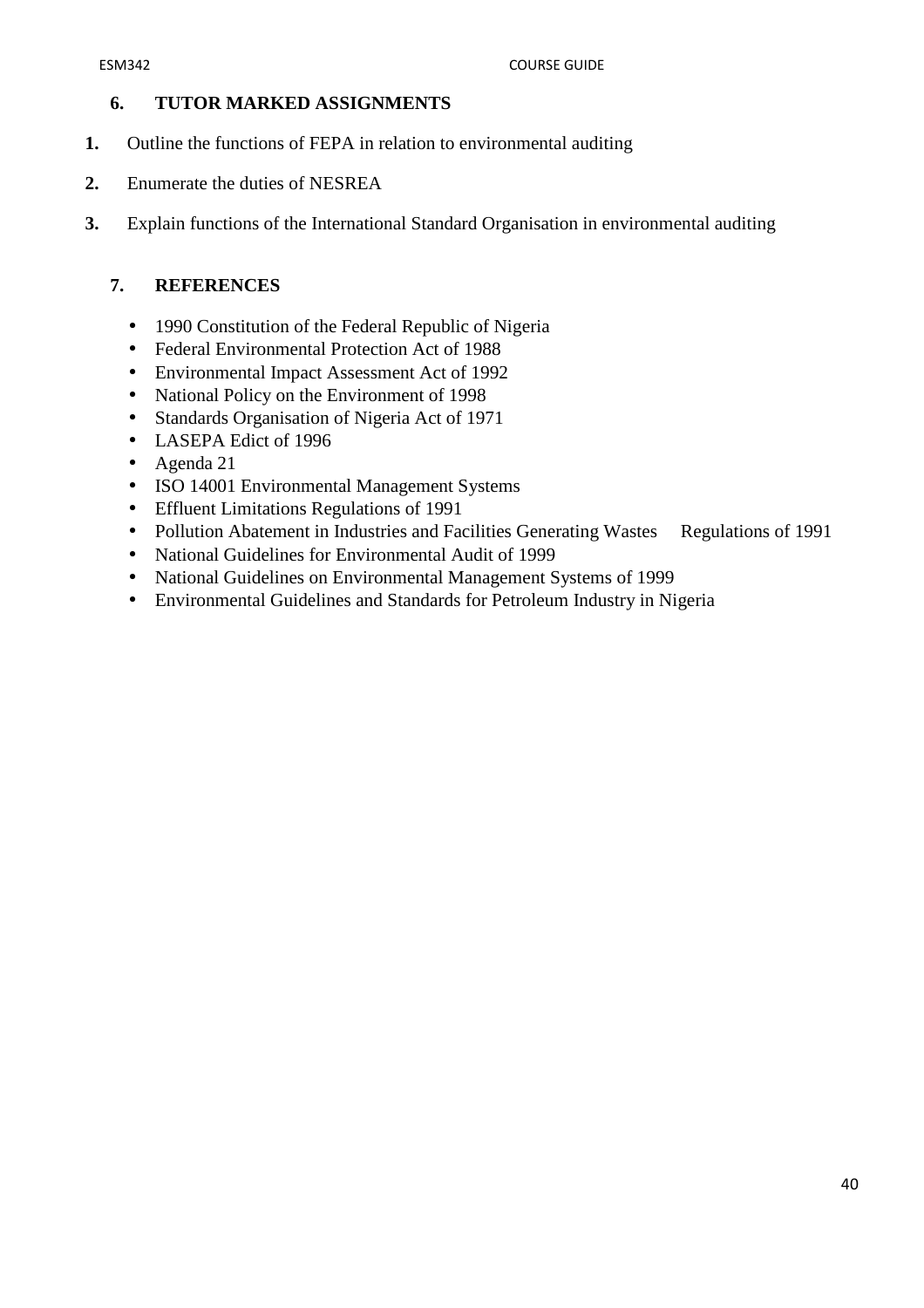## 6. TUTOR MARKED ASSIGNMENTS

1. Outline the functions of FEPA in relation to environmental auditing
2. Enumerate the duties of NESREA
3. Explain functions of the International Standard Organisation in environmental auditing

## 7. REFERENCES

- 1990 Constitution of the Federal Republic of Nigeria
- Federal Environmental Protection Act of 1988
- Environmental Impact Assessment Act of 1992
- National Policy on the Environment of 1998
- Standards Organisation of Nigeria Act of 1971
- LASEPA Edict of 1996
- Agenda 21
- ISO 14001 Environmental Management Systems
- Effluent Limitations Regulations of 1991
- Pollution Abatement in Industries and Facilities Generating Wastes Regulations of 1991
- National Guidelines for Environmental Audit of 1999
- National Guidelines on Environmental Management Systems of 1999
- Environmental Guidelines and Standards for Petroleum Industry in Nigeria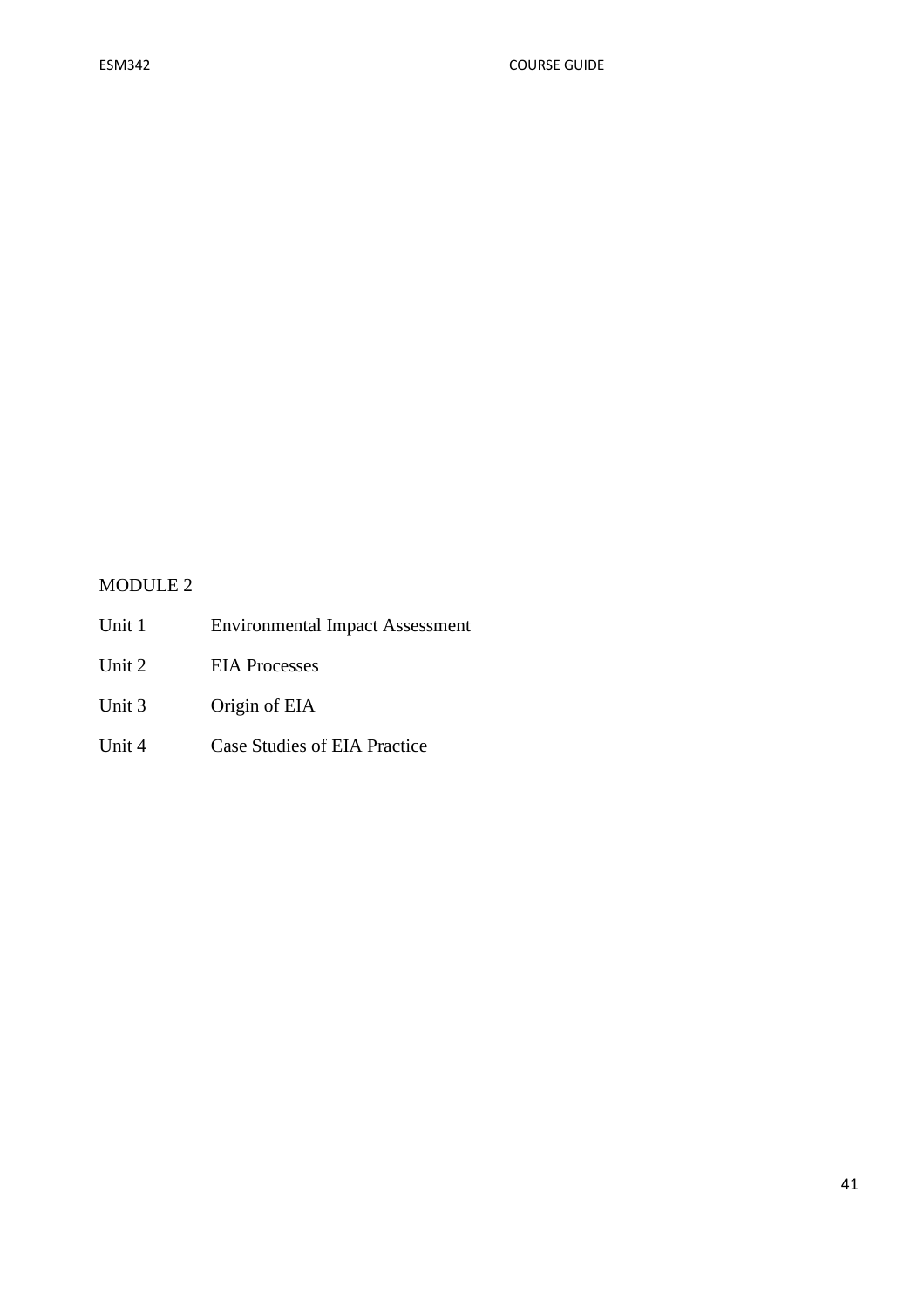# MODULE 2

| | |
|---|---|
| Unit 1 | Environmental Impact Assessment |
| Unit 2 | EIA Processes |
| Unit 3 | Origin of EIA |
| Unit 4 | Case Studies of EIA Practice |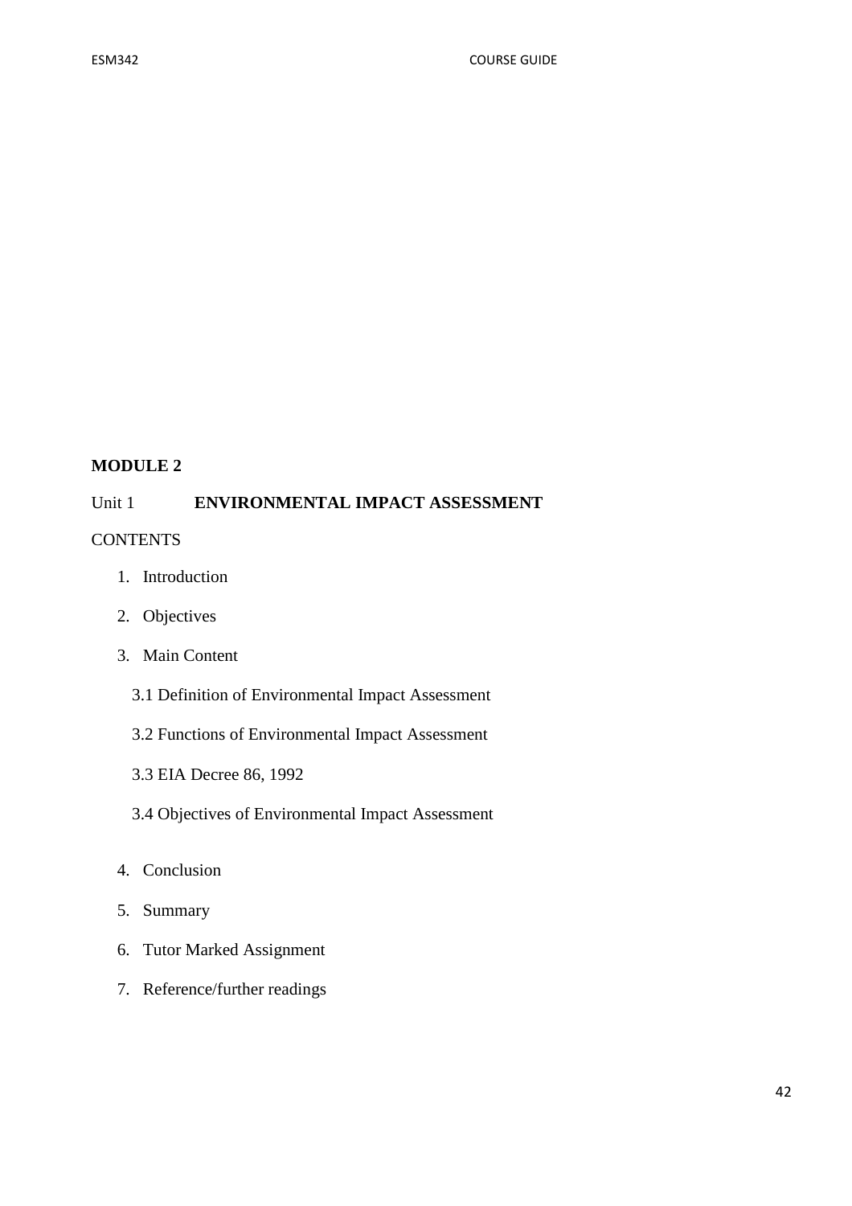## MODULE 2

### Unit 1 ENVIRONMENTAL IMPACT ASSESSMENT

CONTENTS

1. Introduction
2. Objectives
3. Main Content
   - 3.1 Definition of Environmental Impact Assessment
   - 3.2 Functions of Environmental Impact Assessment
   - 3.3 EIA Decree 86, 1992
   - 3.4 Objectives of Environmental Impact Assessment
4. Conclusion
5. Summary
6. Tutor Marked Assignment
7. Reference/further readings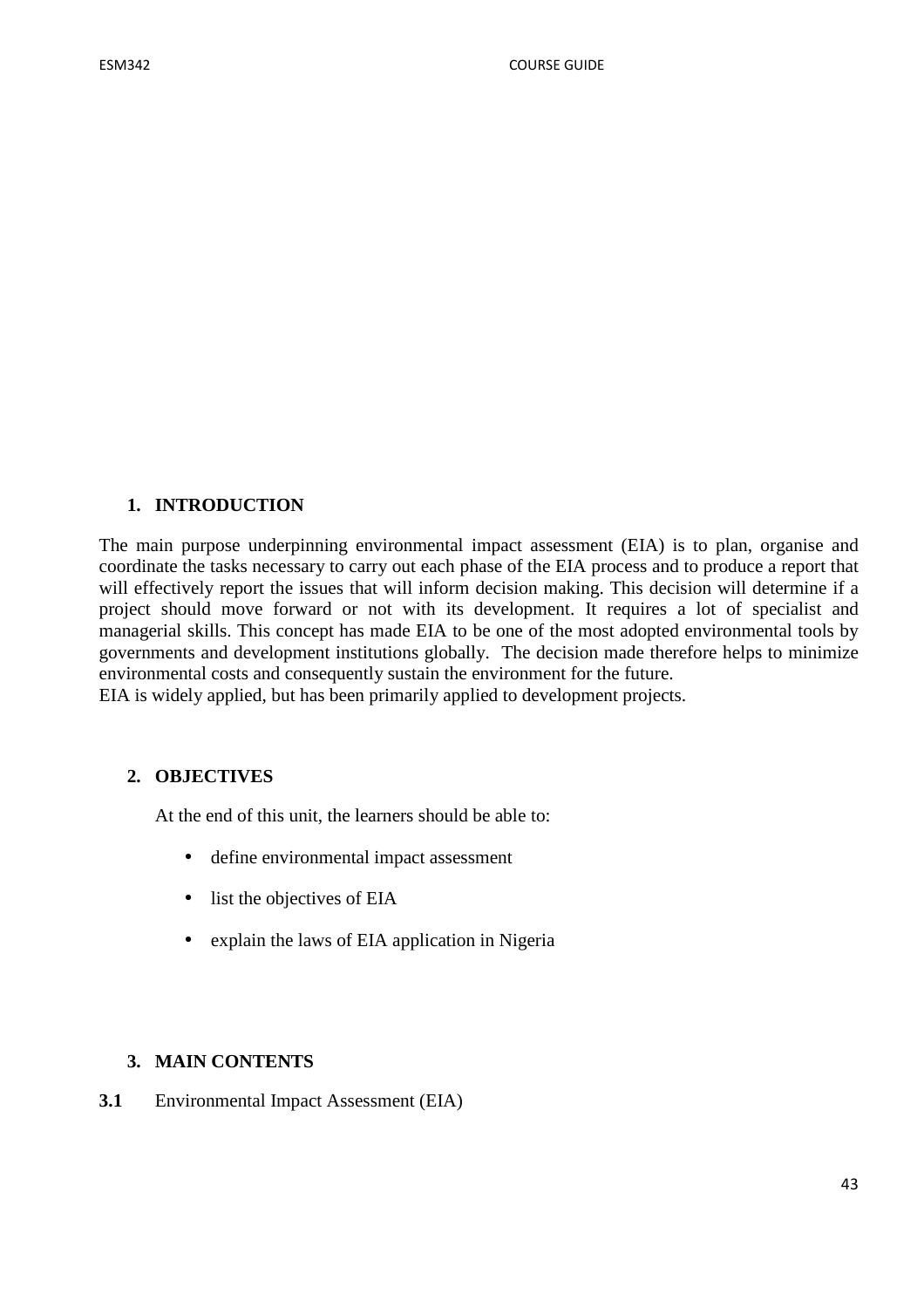## 1. INTRODUCTION

The main purpose underpinning environmental impact assessment (EIA) is to plan, organise and coordinate the tasks necessary to carry out each phase of the EIA process and to produce a report that will effectively report the issues that will inform decision making. This decision will determine if a project should move forward or not with its development. It requires a lot of specialist and managerial skills. This concept has made EIA to be one of the most adopted environmental tools by governments and development institutions globally. The decision made therefore helps to minimize environmental costs and consequently sustain the environment for the future.
EIA is widely applied, but has been primarily applied to development projects.

## 2. OBJECTIVES

At the end of this unit, the learners should be able to:

- define environmental impact assessment
- list the objectives of EIA
- explain the laws of EIA application in Nigeria

## 3. MAIN CONTENTS

**3.1** Environmental Impact Assessment (EIA)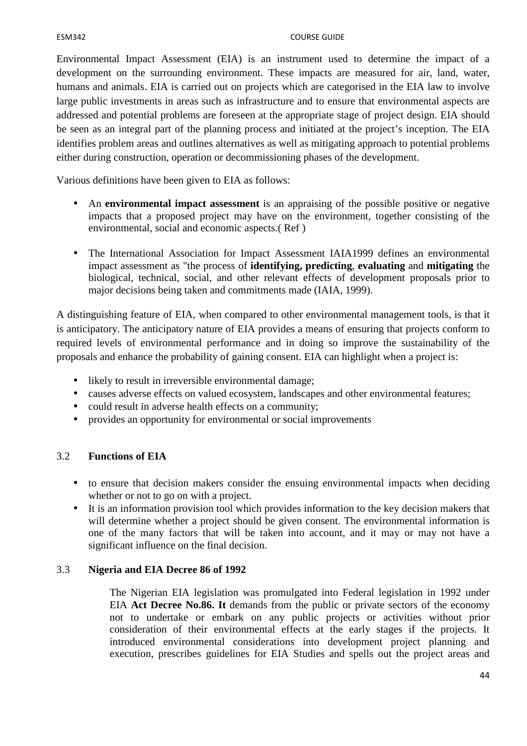Environmental Impact Assessment (EIA) is an instrument used to determine the impact of a development on the surrounding environment. These impacts are measured for air, land, water, humans and animals. EIA is carried out on projects which are categorised in the EIA law to involve large public investments in areas such as infrastructure and to ensure that environmental aspects are addressed and potential problems are foreseen at the appropriate stage of project design. EIA should be seen as an integral part of the planning process and initiated at the project's inception. The EIA identifies problem areas and outlines alternatives as well as mitigating approach to potential problems either during construction, operation or decommissioning phases of the development.

Various definitions have been given to EIA as follows:

- An **environmental impact assessment** is an appraising of the possible positive or negative impacts that a proposed project may have on the environment, together consisting of the environmental, social and economic aspects.( Ref )

- The International Association for Impact Assessment IAIA1999 defines an environmental impact assessment as "the process of **identifying, predicting**, **evaluating** and **mitigating** the biological, technical, social, and other relevant effects of development proposals prior to major decisions being taken and commitments made (IAIA, 1999).

A distinguishing feature of EIA, when compared to other environmental management tools, is that it is anticipatory. The anticipatory nature of EIA provides a means of ensuring that projects conform to required levels of environmental performance and in doing so improve the sustainability of the proposals and enhance the probability of gaining consent. EIA can highlight when a project is:

- likely to result in irreversible environmental damage;
- causes adverse effects on valued ecosystem, landscapes and other environmental features;
- could result in adverse health effects on a community;
- provides an opportunity for environmental or social improvements

## 3.2 **Functions of EIA**

- to ensure that decision makers consider the ensuing environmental impacts when deciding whether or not to go on with a project.
- It is an information provision tool which provides information to the key decision makers that will determine whether a project should be given consent. The environmental information is one of the many factors that will be taken into account, and it may or may not have a significant influence on the final decision.

## 3.3 **Nigeria and EIA Decree 86 of 1992**

The Nigerian EIA legislation was promulgated into Federal legislation in 1992 under EIA **Act Decree No.86. It** demands from the public or private sectors of the economy not to undertake or embark on any public projects or activities without prior consideration of their environmental effects at the early stages if the projects. It introduced environmental considerations into development project planning and execution, prescribes guidelines for EIA Studies and spells out the project areas and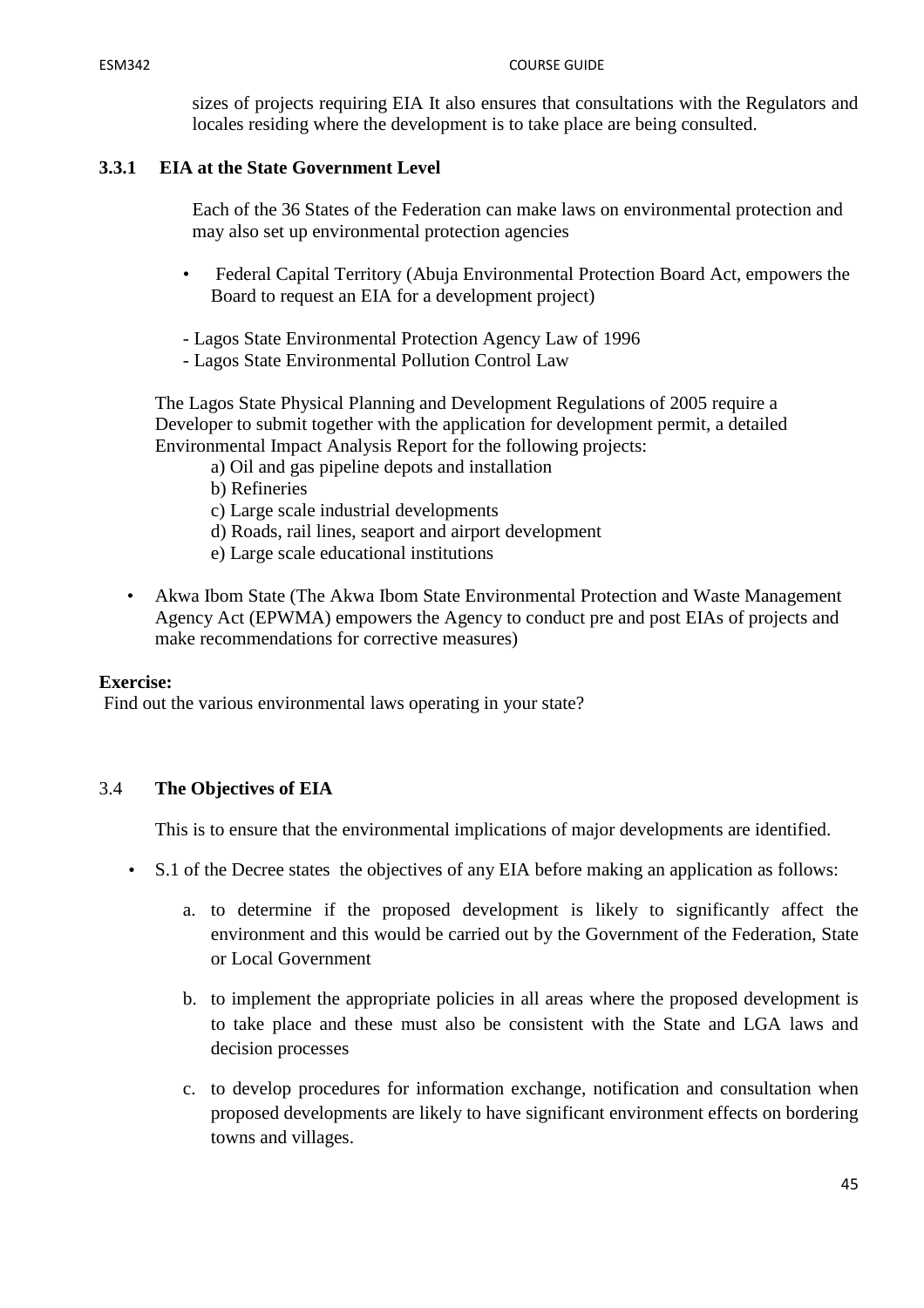sizes of projects requiring EIA It also ensures that consultations with the Regulators and locales residing where the development is to take place are being consulted.

### 3.3.1 EIA at the State Government Level

Each of the 36 States of the Federation can make laws on environmental protection and may also set up environmental protection agencies

- Federal Capital Territory (Abuja Environmental Protection Board Act, empowers the Board to request an EIA for a development project)

- Lagos State Environmental Protection Agency Law of 1996
- Lagos State Environmental Pollution Control Law

The Lagos State Physical Planning and Development Regulations of 2005 require a Developer to submit together with the application for development permit, a detailed Environmental Impact Analysis Report for the following projects:

a) Oil and gas pipeline depots and installation
b) Refineries
c) Large scale industrial developments
d) Roads, rail lines, seaport and airport development
e) Large scale educational institutions

- Akwa Ibom State (The Akwa Ibom State Environmental Protection and Waste Management Agency Act (EPWMA) empowers the Agency to conduct pre and post EIAs of projects and make recommendations for corrective measures)

**Exercise:**

Find out the various environmental laws operating in your state?

### 3.4 The Objectives of EIA

This is to ensure that the environmental implications of major developments are identified.

- S.1 of the Decree states the objectives of any EIA before making an application as follows:

  a. to determine if the proposed development is likely to significantly affect the environment and this would be carried out by the Government of the Federation, State or Local Government

  b. to implement the appropriate policies in all areas where the proposed development is to take place and these must also be consistent with the State and LGA laws and decision processes

  c. to develop procedures for information exchange, notification and consultation when proposed developments are likely to have significant environment effects on bordering towns and villages.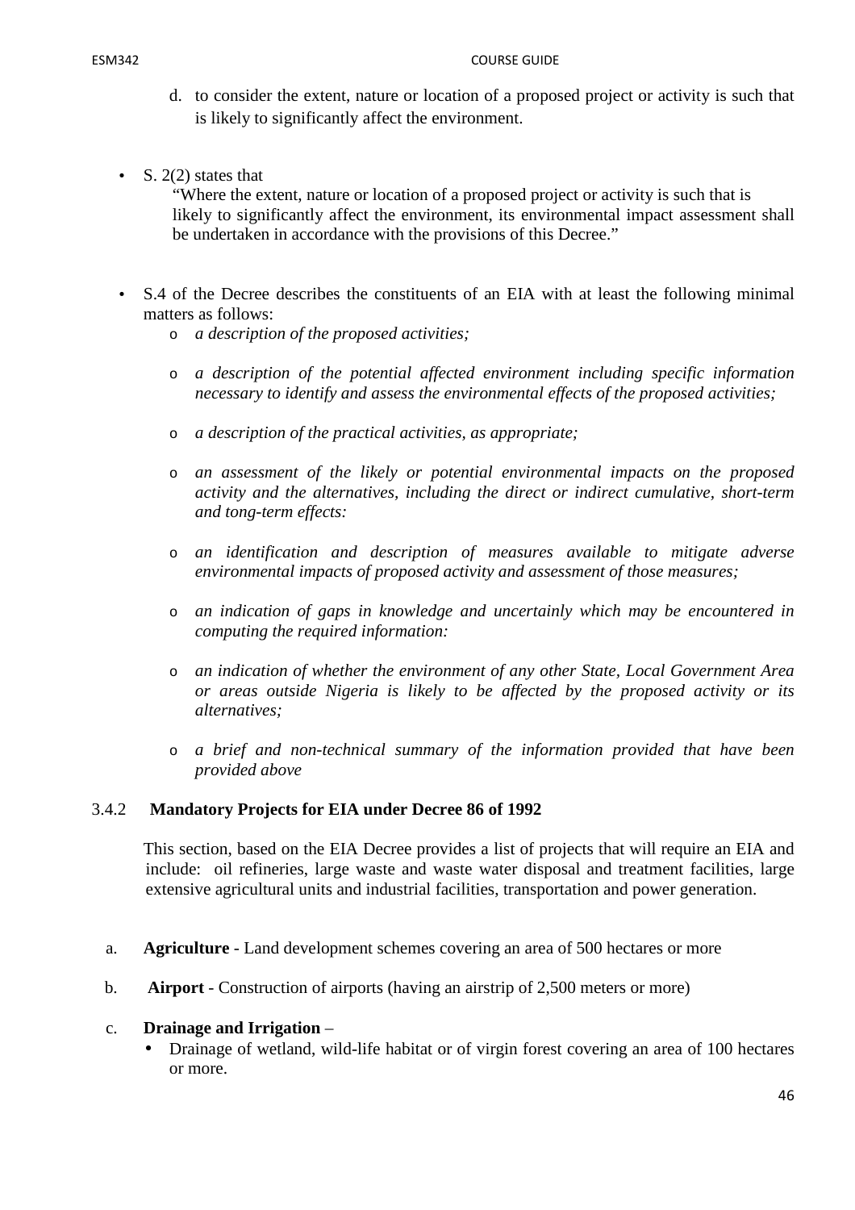d. to consider the extent, nature or location of a proposed project or activity is such that is likely to significantly affect the environment.

- S. 2(2) states that

  "Where the extent, nature or location of a proposed project or activity is such that is likely to significantly affect the environment, its environmental impact assessment shall be undertaken in accordance with the provisions of this Decree."

- S.4 of the Decree describes the constituents of an EIA with at least the following minimal matters as follows:
  - *a description of the proposed activities;*
  - *a description of the potential affected environment including specific information necessary to identify and assess the environmental effects of the proposed activities;*
  - *a description of the practical activities, as appropriate;*
  - *an assessment of the likely or potential environmental impacts on the proposed activity and the alternatives, including the direct or indirect cumulative, short-term and tong-term effects:*
  - *an identification and description of measures available to mitigate adverse environmental impacts of proposed activity and assessment of those measures;*
  - *an indication of gaps in knowledge and uncertainly which may be encountered in computing the required information:*
  - *an indication of whether the environment of any other State, Local Government Area or areas outside Nigeria is likely to be affected by the proposed activity or its alternatives;*
  - *a brief and non-technical summary of the information provided that have been provided above*

### 3.4.2 Mandatory Projects for EIA under Decree 86 of 1992

This section, based on the EIA Decree provides a list of projects that will require an EIA and include: oil refineries, large waste and waste water disposal and treatment facilities, large extensive agricultural units and industrial facilities, transportation and power generation.

a. **Agriculture** - Land development schemes covering an area of 500 hectares or more

b. **Airport** - Construction of airports (having an airstrip of 2,500 meters or more)

c. **Drainage and Irrigation** –
   - Drainage of wetland, wild-life habitat or of virgin forest covering an area of 100 hectares or more.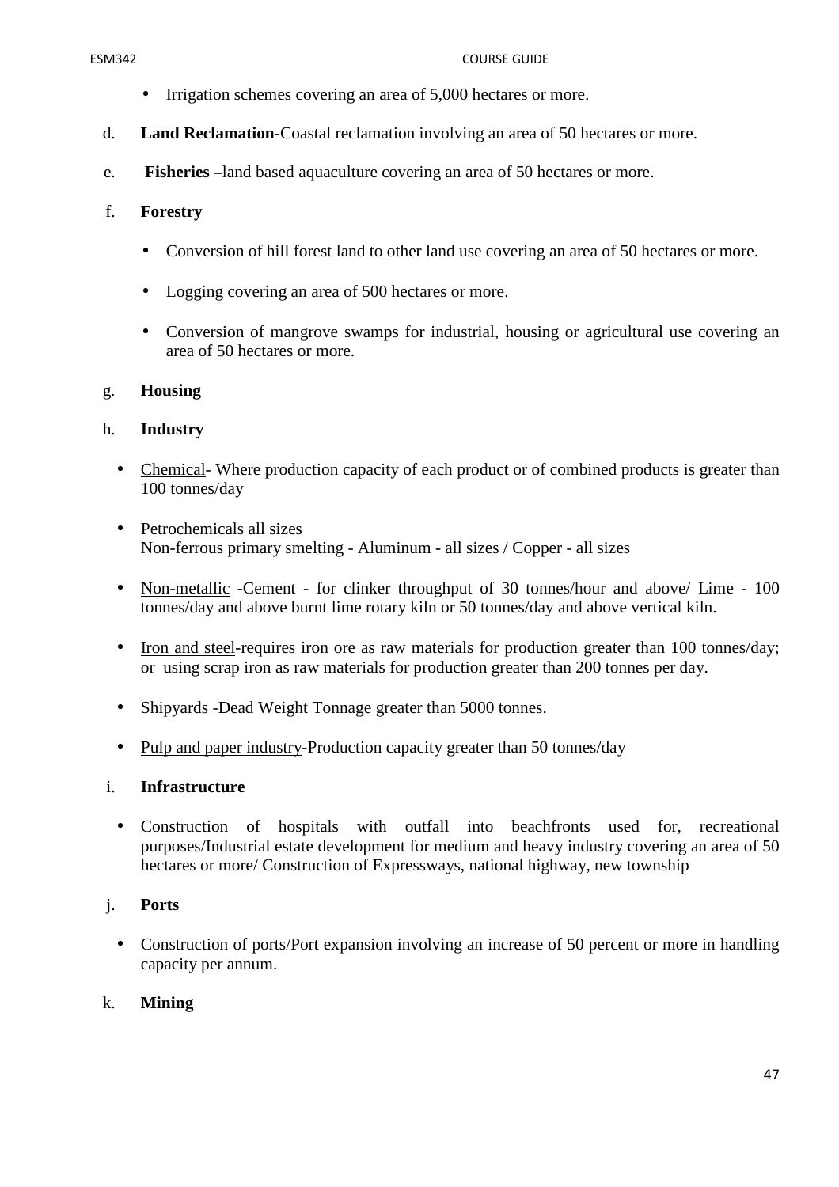- Irrigation schemes covering an area of 5,000 hectares or more.

d. **Land Reclamation**-Coastal reclamation involving an area of 50 hectares or more.

e. **Fisheries –**land based aquaculture covering an area of 50 hectares or more.

f. **Forestry**

- Conversion of hill forest land to other land use covering an area of 50 hectares or more.
- Logging covering an area of 500 hectares or more.
- Conversion of mangrove swamps for industrial, housing or agricultural use covering an area of 50 hectares or more.

g. **Housing**

h. **Industry**

- Chemical- Where production capacity of each product or of combined products is greater than 100 tonnes/day
- Petrochemicals all sizes
  Non-ferrous primary smelting - Aluminum - all sizes / Copper - all sizes
- Non-metallic -Cement - for clinker throughput of 30 tonnes/hour and above/ Lime - 100 tonnes/day and above burnt lime rotary kiln or 50 tonnes/day and above vertical kiln.
- Iron and steel-requires iron ore as raw materials for production greater than 100 tonnes/day; or using scrap iron as raw materials for production greater than 200 tonnes per day.
- Shipyards -Dead Weight Tonnage greater than 5000 tonnes.
- Pulp and paper industry-Production capacity greater than 50 tonnes/day

i. **Infrastructure**

- Construction of hospitals with outfall into beachfronts used for, recreational purposes/Industrial estate development for medium and heavy industry covering an area of 50 hectares or more/ Construction of Expressways, national highway, new township

j. **Ports**

- Construction of ports/Port expansion involving an increase of 50 percent or more in handling capacity per annum.

k. **Mining**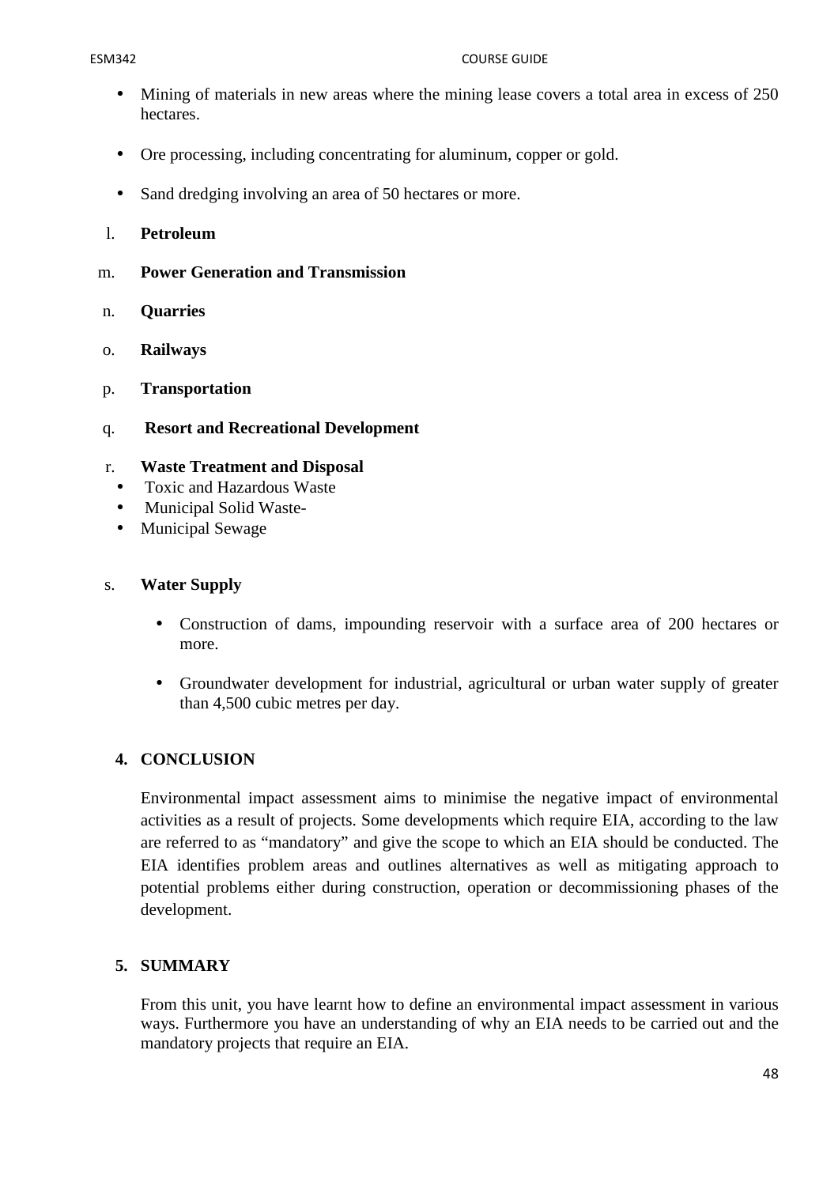- Mining of materials in new areas where the mining lease covers a total area in excess of 250 hectares.

- Ore processing, including concentrating for aluminum, copper or gold.

- Sand dredging involving an area of 50 hectares or more.

l. **Petroleum**

m. **Power Generation and Transmission**

n. **Quarries**

o. **Railways**

p. **Transportation**

q. **Resort and Recreational Development**

r. **Waste Treatment and Disposal**
- Toxic and Hazardous Waste
- Municipal Solid Waste-
- Municipal Sewage

s. **Water Supply**

- Construction of dams, impounding reservoir with a surface area of 200 hectares or more.

- Groundwater development for industrial, agricultural or urban water supply of greater than 4,500 cubic metres per day.

## 4. CONCLUSION

Environmental impact assessment aims to minimise the negative impact of environmental activities as a result of projects. Some developments which require EIA, according to the law are referred to as "mandatory" and give the scope to which an EIA should be conducted. The EIA identifies problem areas and outlines alternatives as well as mitigating approach to potential problems either during construction, operation or decommissioning phases of the development.

## 5. SUMMARY

From this unit, you have learnt how to define an environmental impact assessment in various ways. Furthermore you have an understanding of why an EIA needs to be carried out and the mandatory projects that require an EIA.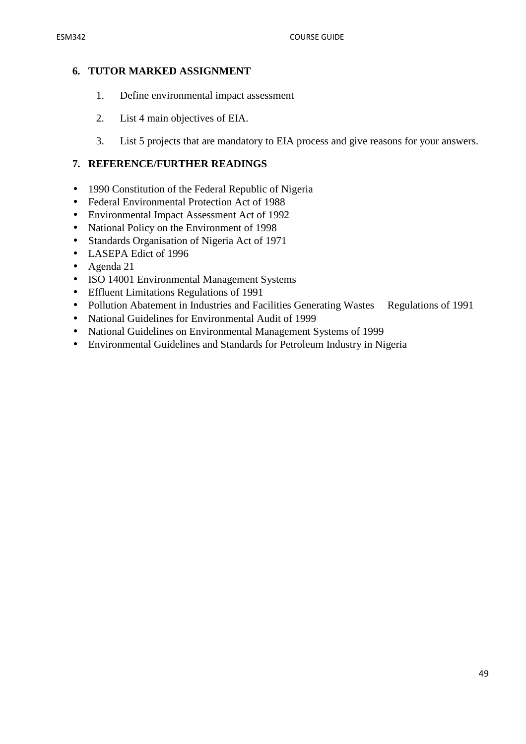## 6. TUTOR MARKED ASSIGNMENT

1. Define environmental impact assessment
2. List 4 main objectives of EIA.
3. List 5 projects that are mandatory to EIA process and give reasons for your answers.

## 7. REFERENCE/FURTHER READINGS

- 1990 Constitution of the Federal Republic of Nigeria
- Federal Environmental Protection Act of 1988
- Environmental Impact Assessment Act of 1992
- National Policy on the Environment of 1998
- Standards Organisation of Nigeria Act of 1971
- LASEPA Edict of 1996
- Agenda 21
- ISO 14001 Environmental Management Systems
- Effluent Limitations Regulations of 1991
- Pollution Abatement in Industries and Facilities Generating Wastes Regulations of 1991
- National Guidelines for Environmental Audit of 1999
- National Guidelines on Environmental Management Systems of 1999
- Environmental Guidelines and Standards for Petroleum Industry in Nigeria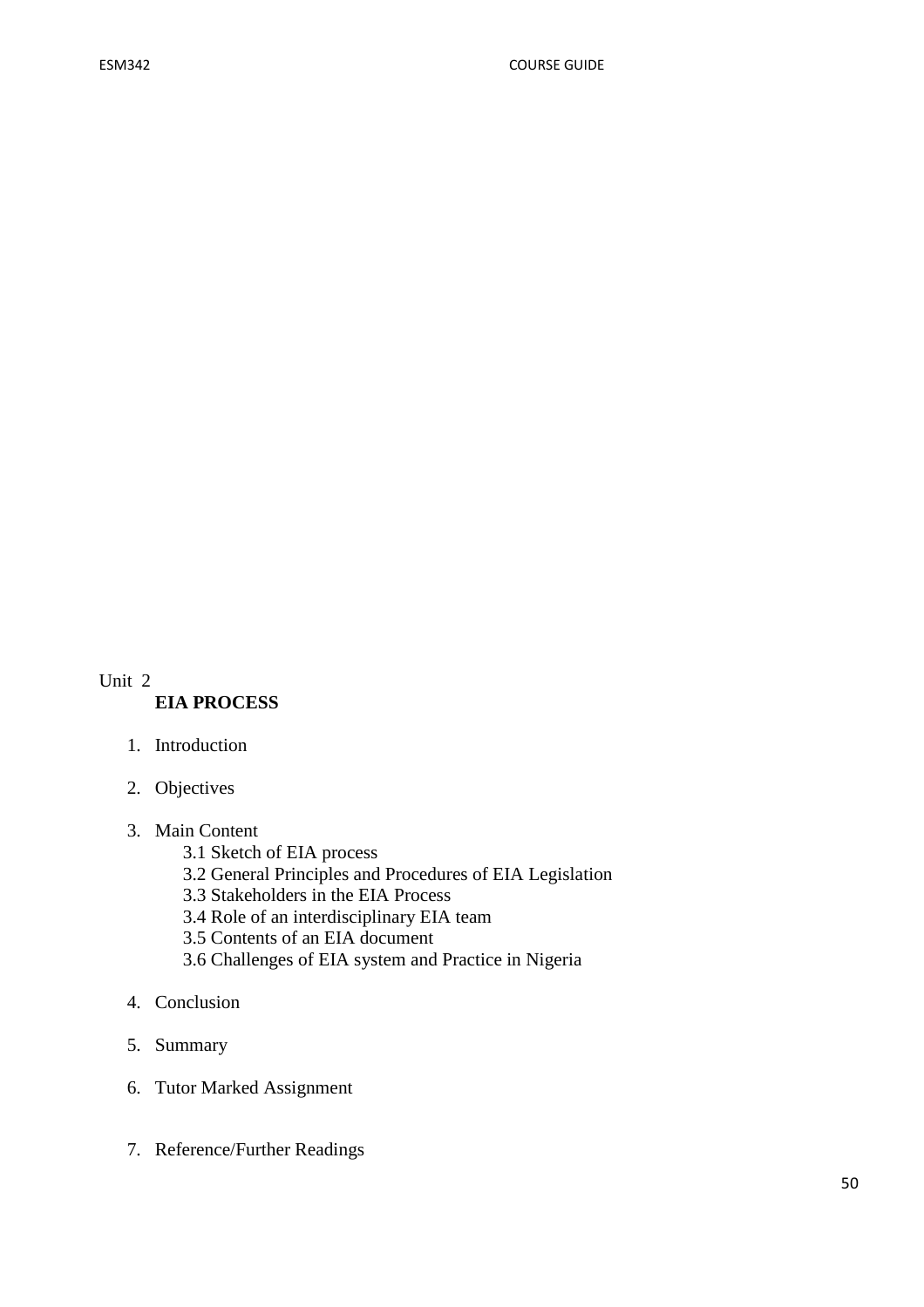Unit 2

## EIA PROCESS

1. Introduction

2. Objectives

3. Main Content
   - 3.1 Sketch of EIA process
   - 3.2 General Principles and Procedures of EIA Legislation
   - 3.3 Stakeholders in the EIA Process
   - 3.4 Role of an interdisciplinary EIA team
   - 3.5 Contents of an EIA document
   - 3.6 Challenges of EIA system and Practice in Nigeria

4. Conclusion

5. Summary

6. Tutor Marked Assignment

7. Reference/Further Readings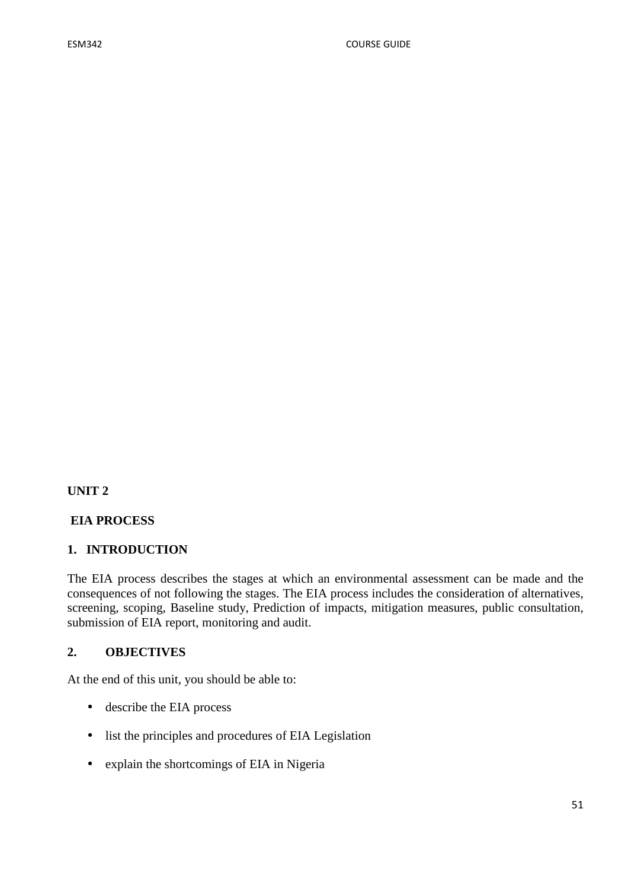## UNIT 2

## EIA PROCESS

### 1. INTRODUCTION

The EIA process describes the stages at which an environmental assessment can be made and the consequences of not following the stages. The EIA process includes the consideration of alternatives, screening, scoping, Baseline study, Prediction of impacts, mitigation measures, public consultation, submission of EIA report, monitoring and audit.

### 2. OBJECTIVES

At the end of this unit, you should be able to:

- describe the EIA process
- list the principles and procedures of EIA Legislation
- explain the shortcomings of EIA in Nigeria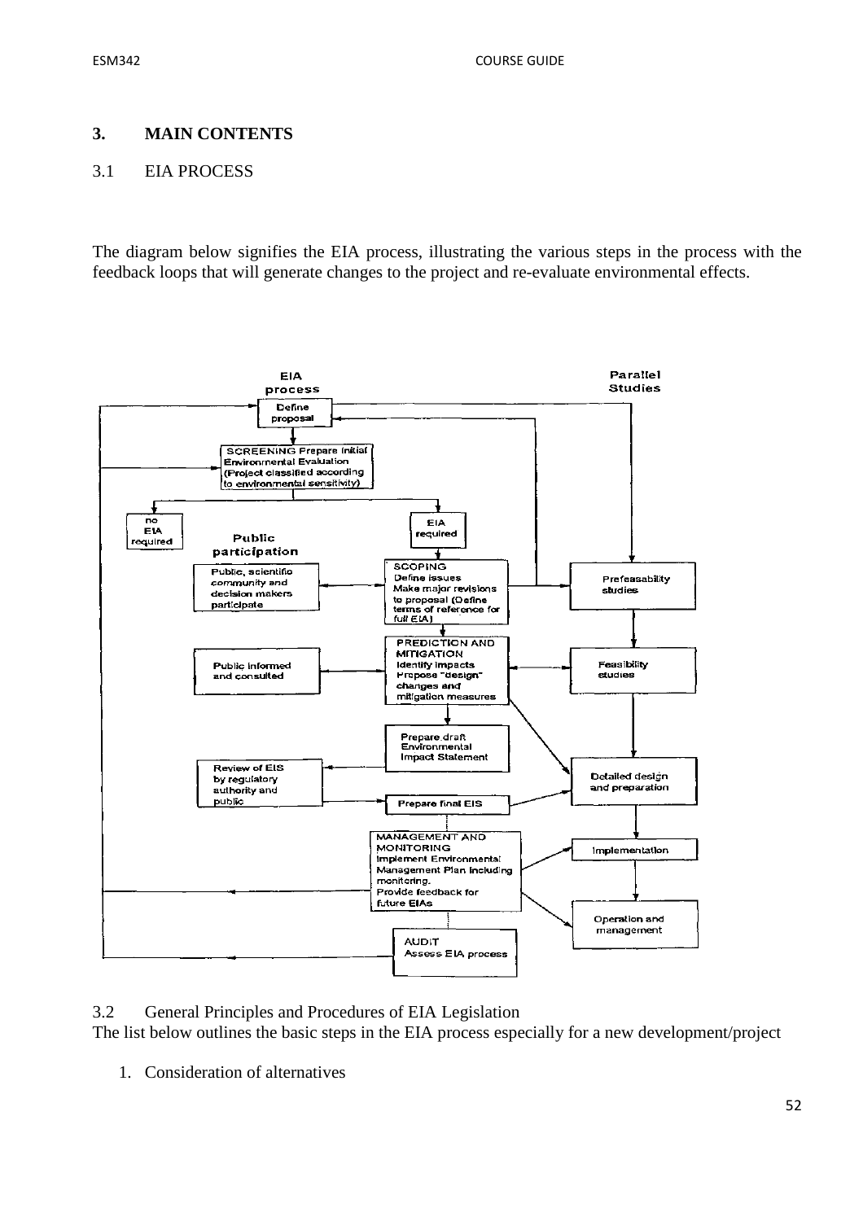## 3. MAIN CONTENTS

### 3.1 EIA PROCESS

The diagram below signifies the EIA process, illustrating the various steps in the process with the feedback loops that will generate changes to the project and re-evaluate environmental effects.

EIA process

Parallel Studies

Define proposal

SCREENING Prepare initial Environmental Evaluation (Project classified according to environmental sensitivity)

no EIA required

EIA required

Public participation

Public, scientific community and decision makers participate

SCOPING Define issues Make major revisions to proposal (Define terms of reference for full EIA)

Prefeasability studies

Public informed and consulted

PREDICTION AND MITIGATION Identify impacts Propose "design" changes and mitigation measures

Feasibility studies

Prepare draft Environmental Impact Statement

Review of EIS by regulatory authority and public

Prepare final EIS

Detailed design and preparation

MANAGEMENT AND MONITORING Implement Environmental Management Plan including monitoring. Provide feedback for future EIAs

Implementation

Operation and management

AUDIT Assess EIA process

### 3.2 General Principles and Procedures of EIA Legislation

The list below outlines the basic steps in the EIA process especially for a new development/project

1. Consideration of alternatives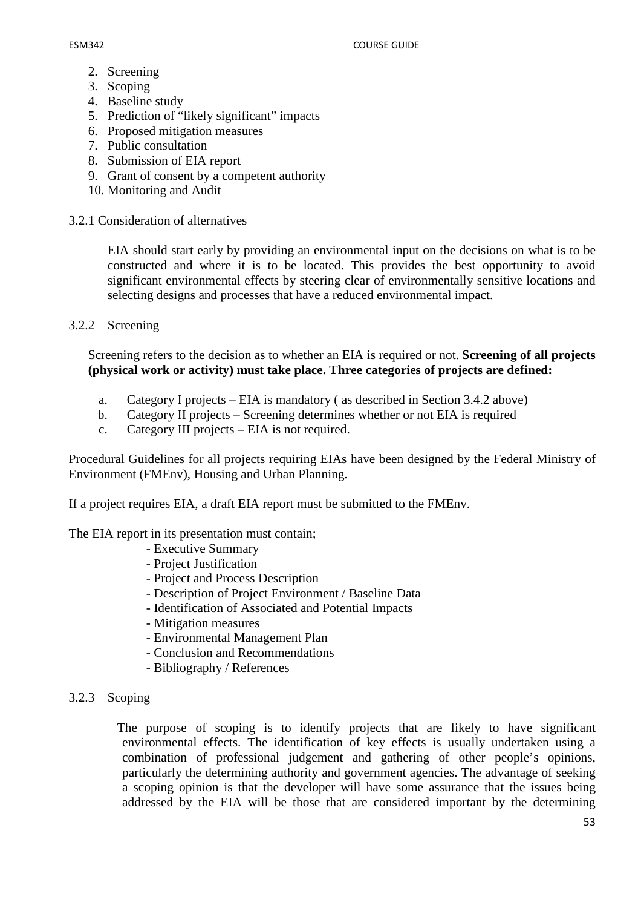2. Screening
3. Scoping
4. Baseline study
5. Prediction of “likely significant” impacts
6. Proposed mitigation measures
7. Public consultation
8. Submission of EIA report
9. Grant of consent by a competent authority
10. Monitoring and Audit

3.2.1 Consideration of alternatives

EIA should start early by providing an environmental input on the decisions on what is to be constructed and where it is to be located. This provides the best opportunity to avoid significant environmental effects by steering clear of environmentally sensitive locations and selecting designs and processes that have a reduced environmental impact.

3.2.2 Screening

Screening refers to the decision as to whether an EIA is required or not. **Screening of all projects (physical work or activity) must take place. Three categories of projects are defined:**

a. Category I projects – EIA is mandatory ( as described in Section 3.4.2 above)
b. Category II projects – Screening determines whether or not EIA is required
c. Category III projects – EIA is not required.

Procedural Guidelines for all projects requiring EIAs have been designed by the Federal Ministry of Environment (FMEnv), Housing and Urban Planning.

If a project requires EIA, a draft EIA report must be submitted to the FMEnv.

The EIA report in its presentation must contain;

- Executive Summary
- Project Justification
- Project and Process Description
- Description of Project Environment / Baseline Data
- Identification of Associated and Potential Impacts
- Mitigation measures
- Environmental Management Plan
- Conclusion and Recommendations
- Bibliography / References

3.2.3 Scoping

The purpose of scoping is to identify projects that are likely to have significant environmental effects. The identification of key effects is usually undertaken using a combination of professional judgement and gathering of other people’s opinions, particularly the determining authority and government agencies. The advantage of seeking a scoping opinion is that the developer will have some assurance that the issues being addressed by the EIA will be those that are considered important by the determining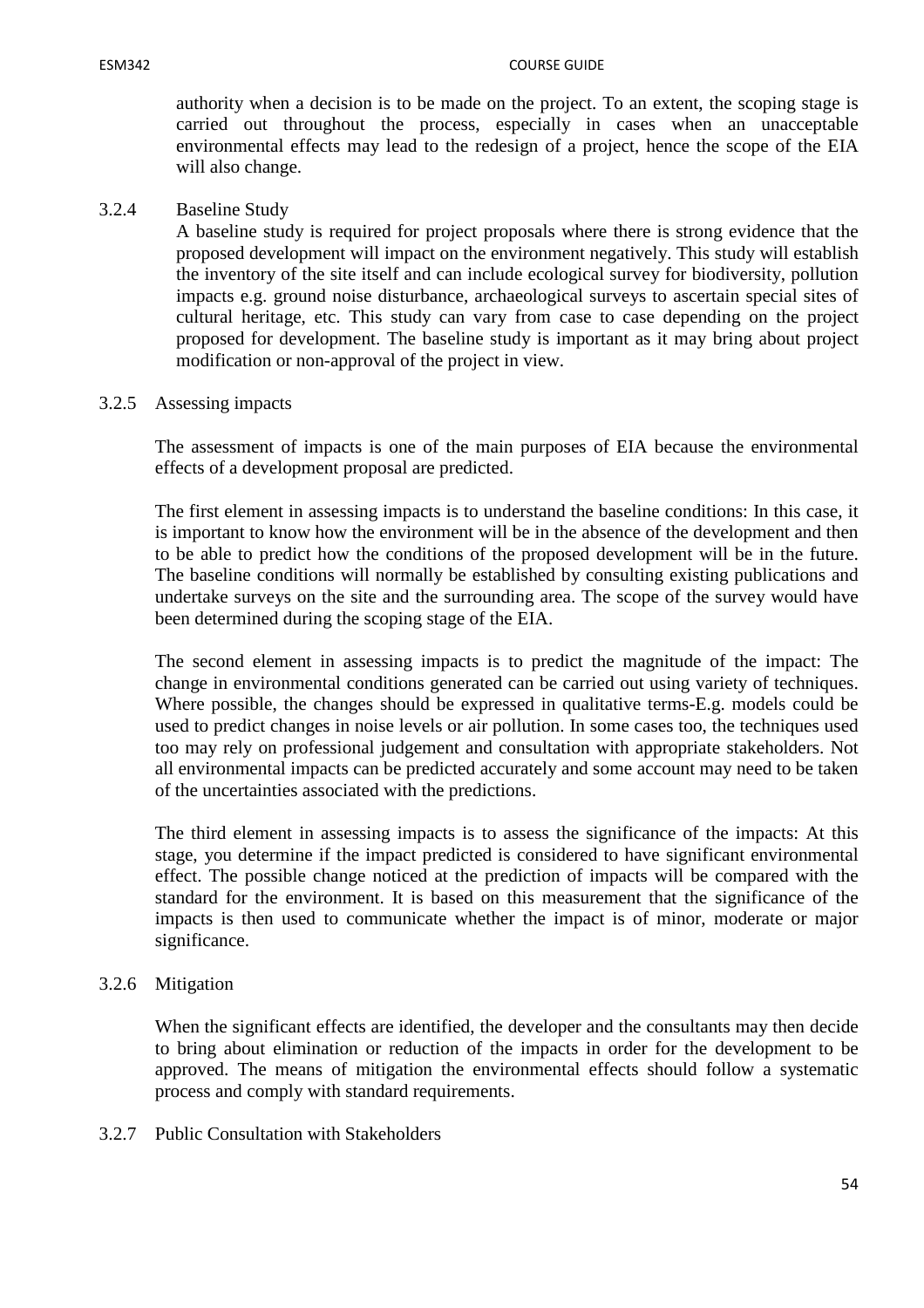authority when a decision is to be made on the project. To an extent, the scoping stage is carried out throughout the process, especially in cases when an unacceptable environmental effects may lead to the redesign of a project, hence the scope of the EIA will also change.

### 3.2.4 Baseline Study

A baseline study is required for project proposals where there is strong evidence that the proposed development will impact on the environment negatively. This study will establish the inventory of the site itself and can include ecological survey for biodiversity, pollution impacts e.g. ground noise disturbance, archaeological surveys to ascertain special sites of cultural heritage, etc. This study can vary from case to case depending on the project proposed for development. The baseline study is important as it may bring about project modification or non-approval of the project in view.

### 3.2.5 Assessing impacts

The assessment of impacts is one of the main purposes of EIA because the environmental effects of a development proposal are predicted.

The first element in assessing impacts is to understand the baseline conditions: In this case, it is important to know how the environment will be in the absence of the development and then to be able to predict how the conditions of the proposed development will be in the future. The baseline conditions will normally be established by consulting existing publications and undertake surveys on the site and the surrounding area. The scope of the survey would have been determined during the scoping stage of the EIA.

The second element in assessing impacts is to predict the magnitude of the impact: The change in environmental conditions generated can be carried out using variety of techniques. Where possible, the changes should be expressed in qualitative terms-E.g. models could be used to predict changes in noise levels or air pollution. In some cases too, the techniques used too may rely on professional judgement and consultation with appropriate stakeholders. Not all environmental impacts can be predicted accurately and some account may need to be taken of the uncertainties associated with the predictions.

The third element in assessing impacts is to assess the significance of the impacts: At this stage, you determine if the impact predicted is considered to have significant environmental effect. The possible change noticed at the prediction of impacts will be compared with the standard for the environment. It is based on this measurement that the significance of the impacts is then used to communicate whether the impact is of minor, moderate or major significance.

### 3.2.6 Mitigation

When the significant effects are identified, the developer and the consultants may then decide to bring about elimination or reduction of the impacts in order for the development to be approved. The means of mitigation the environmental effects should follow a systematic process and comply with standard requirements.

### 3.2.7 Public Consultation with Stakeholders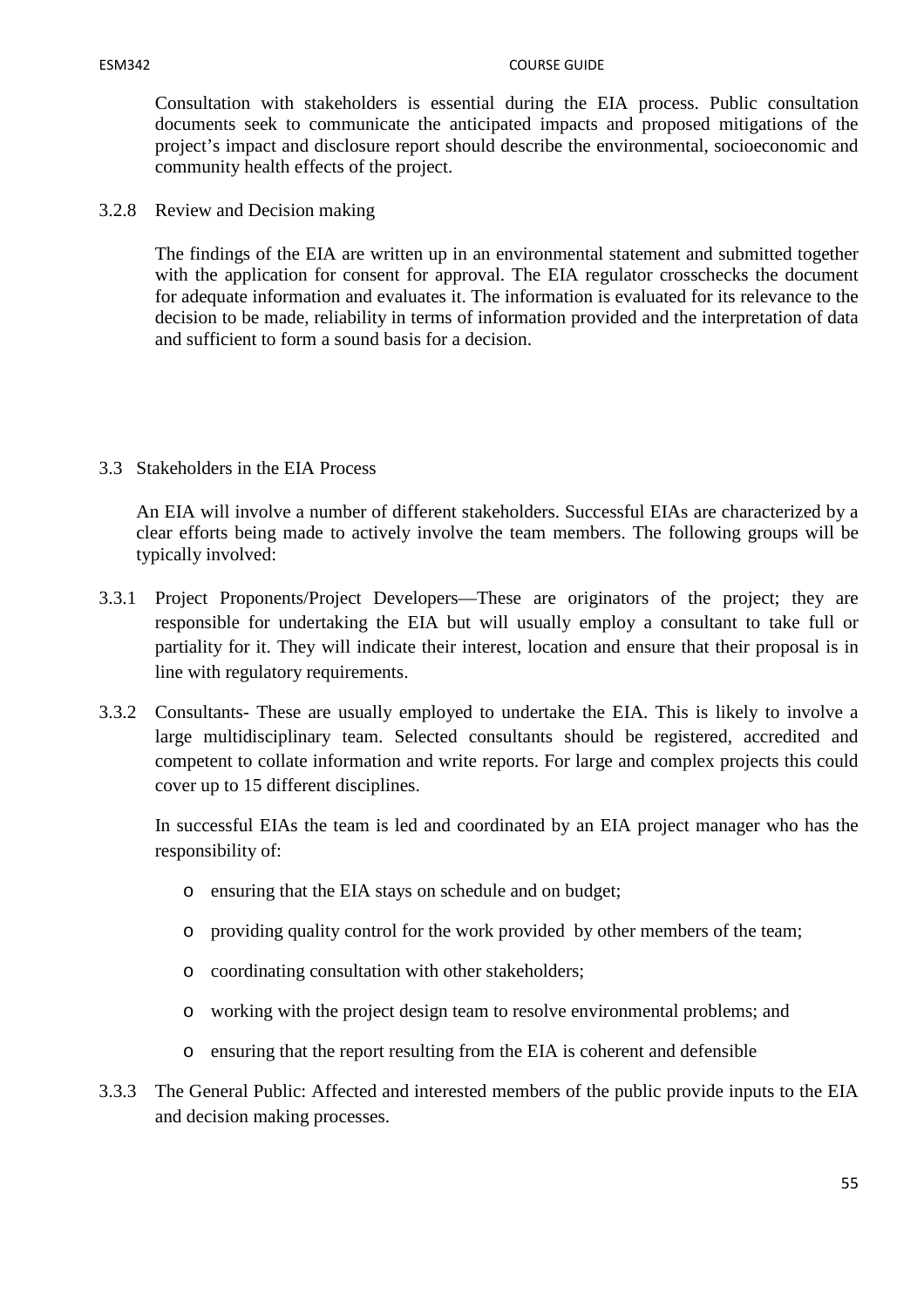Consultation with stakeholders is essential during the EIA process. Public consultation documents seek to communicate the anticipated impacts and proposed mitigations of the project's impact and disclosure report should describe the environmental, socioeconomic and community health effects of the project.

#### 3.2.8 Review and Decision making

The findings of the EIA are written up in an environmental statement and submitted together with the application for consent for approval. The EIA regulator crosschecks the document for adequate information and evaluates it. The information is evaluated for its relevance to the decision to be made, reliability in terms of information provided and the interpretation of data and sufficient to form a sound basis for a decision.

### 3.3 Stakeholders in the EIA Process

An EIA will involve a number of different stakeholders. Successful EIAs are characterized by a clear efforts being made to actively involve the team members. The following groups will be typically involved:

3.3.1 Project Proponents/Project Developers—These are originators of the project; they are responsible for undertaking the EIA but will usually employ a consultant to take full or partiality for it. They will indicate their interest, location and ensure that their proposal is in line with regulatory requirements.

3.3.2 Consultants- These are usually employed to undertake the EIA. This is likely to involve a large multidisciplinary team. Selected consultants should be registered, accredited and competent to collate information and write reports. For large and complex projects this could cover up to 15 different disciplines.

In successful EIAs the team is led and coordinated by an EIA project manager who has the responsibility of:

- ensuring that the EIA stays on schedule and on budget;
- providing quality control for the work provided by other members of the team;
- coordinating consultation with other stakeholders;
- working with the project design team to resolve environmental problems; and
- ensuring that the report resulting from the EIA is coherent and defensible

3.3.3 The General Public: Affected and interested members of the public provide inputs to the EIA and decision making processes.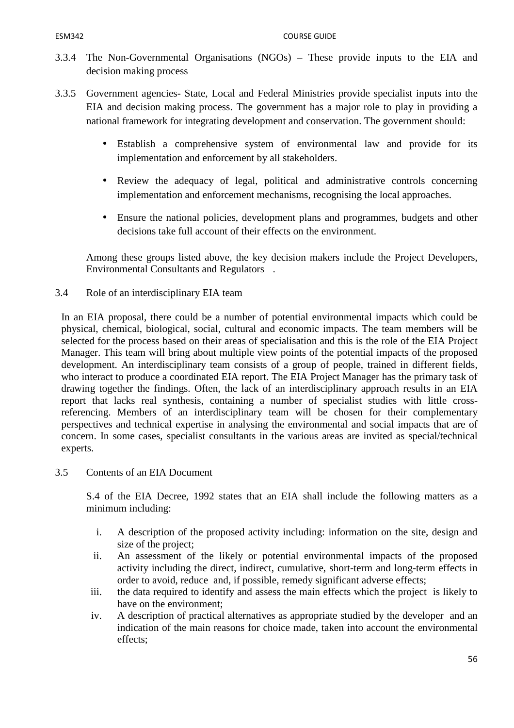3.3.4 The Non-Governmental Organisations (NGOs) – These provide inputs to the EIA and decision making process

3.3.5 Government agencies- State, Local and Federal Ministries provide specialist inputs into the EIA and decision making process. The government has a major role to play in providing a national framework for integrating development and conservation. The government should:

- Establish a comprehensive system of environmental law and provide for its implementation and enforcement by all stakeholders.
- Review the adequacy of legal, political and administrative controls concerning implementation and enforcement mechanisms, recognising the local approaches.
- Ensure the national policies, development plans and programmes, budgets and other decisions take full account of their effects on the environment.

Among these groups listed above, the key decision makers include the Project Developers, Environmental Consultants and Regulators .

## 3.4 Role of an interdisciplinary EIA team

In an EIA proposal, there could be a number of potential environmental impacts which could be physical, chemical, biological, social, cultural and economic impacts. The team members will be selected for the process based on their areas of specialisation and this is the role of the EIA Project Manager. This team will bring about multiple view points of the potential impacts of the proposed development. An interdisciplinary team consists of a group of people, trained in different fields, who interact to produce a coordinated EIA report. The EIA Project Manager has the primary task of drawing together the findings. Often, the lack of an interdisciplinary approach results in an EIA report that lacks real synthesis, containing a number of specialist studies with little cross-referencing. Members of an interdisciplinary team will be chosen for their complementary perspectives and technical expertise in analysing the environmental and social impacts that are of concern. In some cases, specialist consultants in the various areas are invited as special/technical experts.

## 3.5 Contents of an EIA Document

S.4 of the EIA Decree, 1992 states that an EIA shall include the following matters as a minimum including:

i. A description of the proposed activity including: information on the site, design and size of the project;
ii. An assessment of the likely or potential environmental impacts of the proposed activity including the direct, indirect, cumulative, short-term and long-term effects in order to avoid, reduce and, if possible, remedy significant adverse effects;
iii. the data required to identify and assess the main effects which the project is likely to have on the environment;
iv. A description of practical alternatives as appropriate studied by the developer and an indication of the main reasons for choice made, taken into account the environmental effects;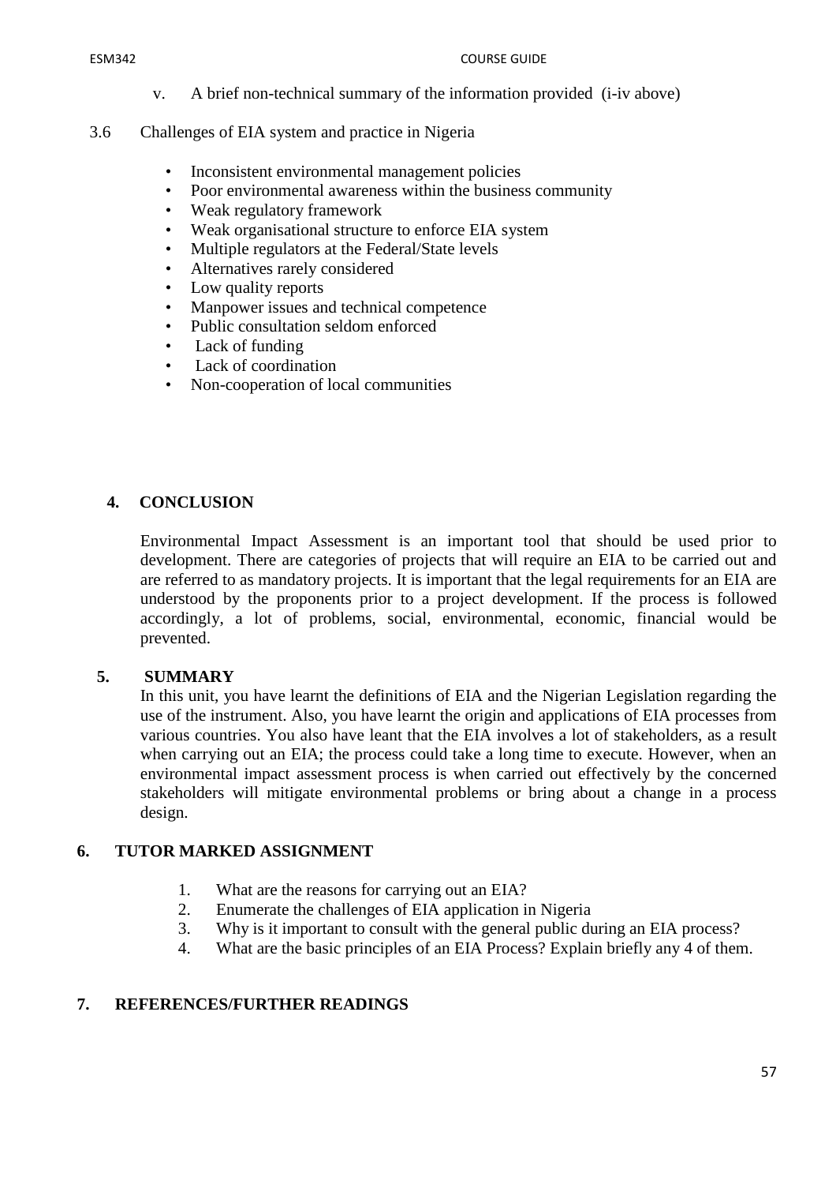v. A brief non-technical summary of the information provided (i-iv above)

### 3.6 Challenges of EIA system and practice in Nigeria

- Inconsistent environmental management policies
- Poor environmental awareness within the business community
- Weak regulatory framework
- Weak organisational structure to enforce EIA system
- Multiple regulators at the Federal/State levels
- Alternatives rarely considered
- Low quality reports
- Manpower issues and technical competence
- Public consultation seldom enforced
- Lack of funding
- Lack of coordination
- Non-cooperation of local communities

## 4. CONCLUSION

Environmental Impact Assessment is an important tool that should be used prior to development. There are categories of projects that will require an EIA to be carried out and are referred to as mandatory projects. It is important that the legal requirements for an EIA are understood by the proponents prior to a project development. If the process is followed accordingly, a lot of problems, social, environmental, economic, financial would be prevented.

## 5. SUMMARY

In this unit, you have learnt the definitions of EIA and the Nigerian Legislation regarding the use of the instrument. Also, you have learnt the origin and applications of EIA processes from various countries. You also have leant that the EIA involves a lot of stakeholders, as a result when carrying out an EIA; the process could take a long time to execute. However, when an environmental impact assessment process is when carried out effectively by the concerned stakeholders will mitigate environmental problems or bring about a change in a process design.

## 6. TUTOR MARKED ASSIGNMENT

1. What are the reasons for carrying out an EIA?
2. Enumerate the challenges of EIA application in Nigeria
3. Why is it important to consult with the general public during an EIA process?
4. What are the basic principles of an EIA Process? Explain briefly any 4 of them.

## 7. REFERENCES/FURTHER READINGS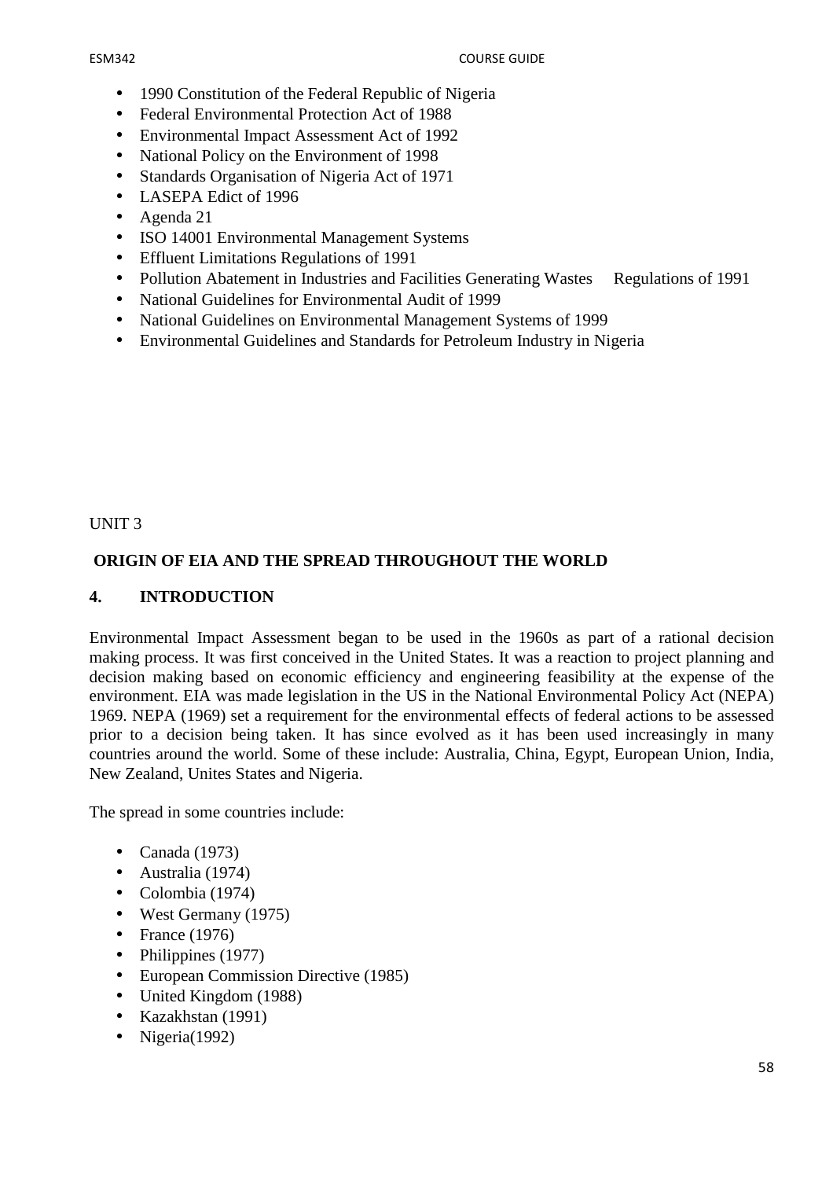- 1990 Constitution of the Federal Republic of Nigeria
- Federal Environmental Protection Act of 1988
- Environmental Impact Assessment Act of 1992
- National Policy on the Environment of 1998
- Standards Organisation of Nigeria Act of 1971
- LASEPA Edict of 1996
- Agenda 21
- ISO 14001 Environmental Management Systems
- Effluent Limitations Regulations of 1991
- Pollution Abatement in Industries and Facilities Generating Wastes Regulations of 1991
- National Guidelines for Environmental Audit of 1999
- National Guidelines on Environmental Management Systems of 1999
- Environmental Guidelines and Standards for Petroleum Industry in Nigeria

UNIT 3

## ORIGIN OF EIA AND THE SPREAD THROUGHOUT THE WORLD

### 4. INTRODUCTION

Environmental Impact Assessment began to be used in the 1960s as part of a rational decision making process. It was first conceived in the United States. It was a reaction to project planning and decision making based on economic efficiency and engineering feasibility at the expense of the environment. EIA was made legislation in the US in the National Environmental Policy Act (NEPA) 1969. NEPA (1969) set a requirement for the environmental effects of federal actions to be assessed prior to a decision being taken. It has since evolved as it has been used increasingly in many countries around the world. Some of these include: Australia, China, Egypt, European Union, India, New Zealand, Unites States and Nigeria.

The spread in some countries include:

- Canada (1973)
- Australia (1974)
- Colombia (1974)
- West Germany (1975)
- France (1976)
- Philippines (1977)
- European Commission Directive (1985)
- United Kingdom (1988)
- Kazakhstan (1991)
- Nigeria(1992)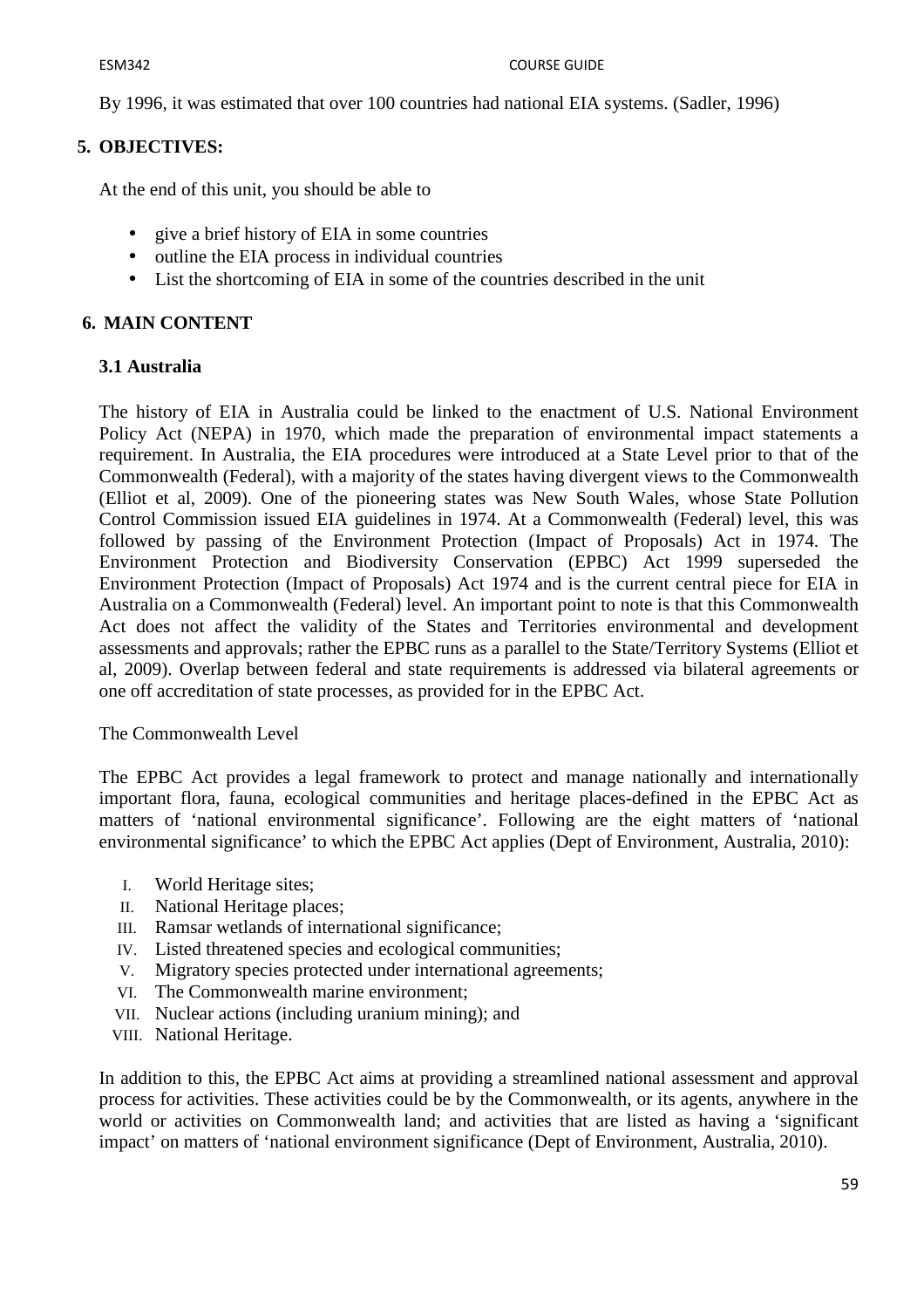By 1996, it was estimated that over 100 countries had national EIA systems. (Sadler, 1996)

## 5. OBJECTIVES:

At the end of this unit, you should be able to

- give a brief history of EIA in some countries
- outline the EIA process in individual countries
- List the shortcoming of EIA in some of the countries described in the unit

## 6. MAIN CONTENT

### 3.1 Australia

The history of EIA in Australia could be linked to the enactment of U.S. National Environment Policy Act (NEPA) in 1970, which made the preparation of environmental impact statements a requirement. In Australia, the EIA procedures were introduced at a State Level prior to that of the Commonwealth (Federal), with a majority of the states having divergent views to the Commonwealth (Elliot et al, 2009). One of the pioneering states was New South Wales, whose State Pollution Control Commission issued EIA guidelines in 1974. At a Commonwealth (Federal) level, this was followed by passing of the Environment Protection (Impact of Proposals) Act in 1974. The Environment Protection and Biodiversity Conservation (EPBC) Act 1999 superseded the Environment Protection (Impact of Proposals) Act 1974 and is the current central piece for EIA in Australia on a Commonwealth (Federal) level. An important point to note is that this Commonwealth Act does not affect the validity of the States and Territories environmental and development assessments and approvals; rather the EPBC runs as a parallel to the State/Territory Systems (Elliot et al, 2009). Overlap between federal and state requirements is addressed via bilateral agreements or one off accreditation of state processes, as provided for in the EPBC Act.

The Commonwealth Level

The EPBC Act provides a legal framework to protect and manage nationally and internationally important flora, fauna, ecological communities and heritage places-defined in the EPBC Act as matters of 'national environmental significance'. Following are the eight matters of 'national environmental significance' to which the EPBC Act applies (Dept of Environment, Australia, 2010):

I. World Heritage sites;
II. National Heritage places;
III. Ramsar wetlands of international significance;
IV. Listed threatened species and ecological communities;
V. Migratory species protected under international agreements;
VI. The Commonwealth marine environment;
VII. Nuclear actions (including uranium mining); and
VIII. National Heritage.

In addition to this, the EPBC Act aims at providing a streamlined national assessment and approval process for activities. These activities could be by the Commonwealth, or its agents, anywhere in the world or activities on Commonwealth land; and activities that are listed as having a 'significant impact' on matters of 'national environment significance (Dept of Environment, Australia, 2010).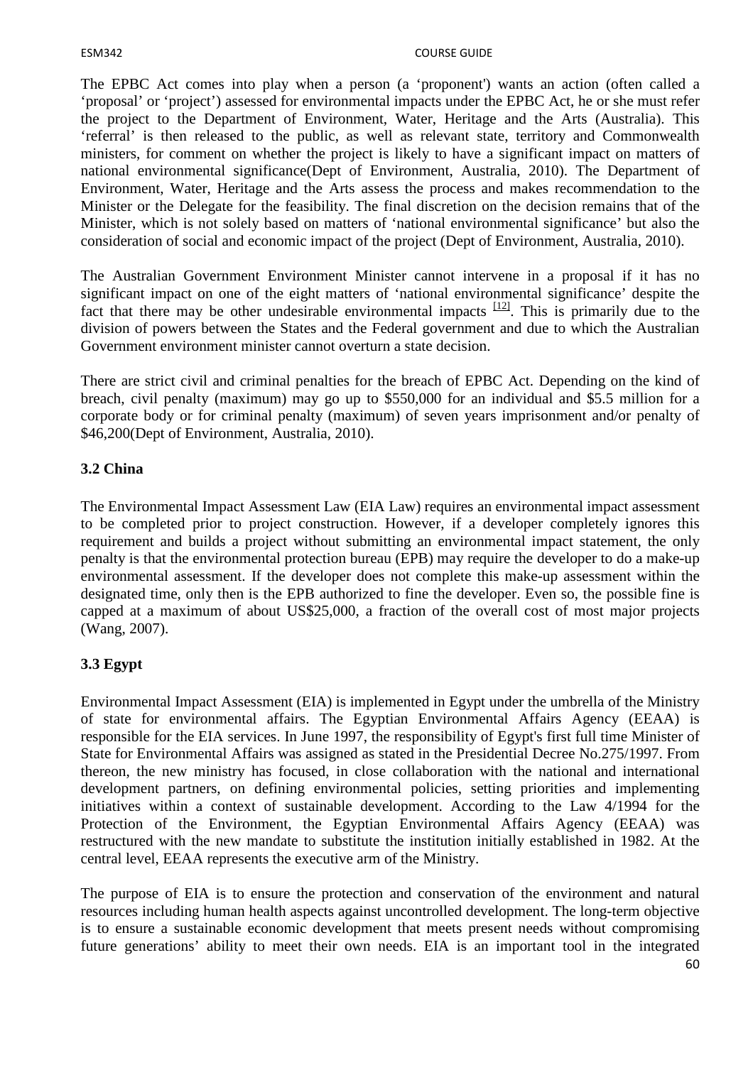The EPBC Act comes into play when a person (a 'proponent') wants an action (often called a 'proposal' or 'project') assessed for environmental impacts under the EPBC Act, he or she must refer the project to the Department of Environment, Water, Heritage and the Arts (Australia). This 'referral' is then released to the public, as well as relevant state, territory and Commonwealth ministers, for comment on whether the project is likely to have a significant impact on matters of national environmental significance(Dept of Environment, Australia, 2010). The Department of Environment, Water, Heritage and the Arts assess the process and makes recommendation to the Minister or the Delegate for the feasibility. The final discretion on the decision remains that of the Minister, which is not solely based on matters of 'national environmental significance' but also the consideration of social and economic impact of the project (Dept of Environment, Australia, 2010).

The Australian Government Environment Minister cannot intervene in a proposal if it has no significant impact on one of the eight matters of 'national environmental significance' despite the fact that there may be other undesirable environmental impacts [12]. This is primarily due to the division of powers between the States and the Federal government and due to which the Australian Government environment minister cannot overturn a state decision.

There are strict civil and criminal penalties for the breach of EPBC Act. Depending on the kind of breach, civil penalty (maximum) may go up to $550,000 for an individual and $5.5 million for a corporate body or for criminal penalty (maximum) of seven years imprisonment and/or penalty of $46,200(Dept of Environment, Australia, 2010).

### 3.2 China

The Environmental Impact Assessment Law (EIA Law) requires an environmental impact assessment to be completed prior to project construction. However, if a developer completely ignores this requirement and builds a project without submitting an environmental impact statement, the only penalty is that the environmental protection bureau (EPB) may require the developer to do a make-up environmental assessment. If the developer does not complete this make-up assessment within the designated time, only then is the EPB authorized to fine the developer. Even so, the possible fine is capped at a maximum of about US$25,000, a fraction of the overall cost of most major projects (Wang, 2007).

### 3.3 Egypt

Environmental Impact Assessment (EIA) is implemented in Egypt under the umbrella of the Ministry of state for environmental affairs. The Egyptian Environmental Affairs Agency (EEAA) is responsible for the EIA services. In June 1997, the responsibility of Egypt's first full time Minister of State for Environmental Affairs was assigned as stated in the Presidential Decree No.275/1997. From thereon, the new ministry has focused, in close collaboration with the national and international development partners, on defining environmental policies, setting priorities and implementing initiatives within a context of sustainable development. According to the Law 4/1994 for the Protection of the Environment, the Egyptian Environmental Affairs Agency (EEAA) was restructured with the new mandate to substitute the institution initially established in 1982. At the central level, EEAA represents the executive arm of the Ministry.

The purpose of EIA is to ensure the protection and conservation of the environment and natural resources including human health aspects against uncontrolled development. The long-term objective is to ensure a sustainable economic development that meets present needs without compromising future generations' ability to meet their own needs. EIA is an important tool in the integrated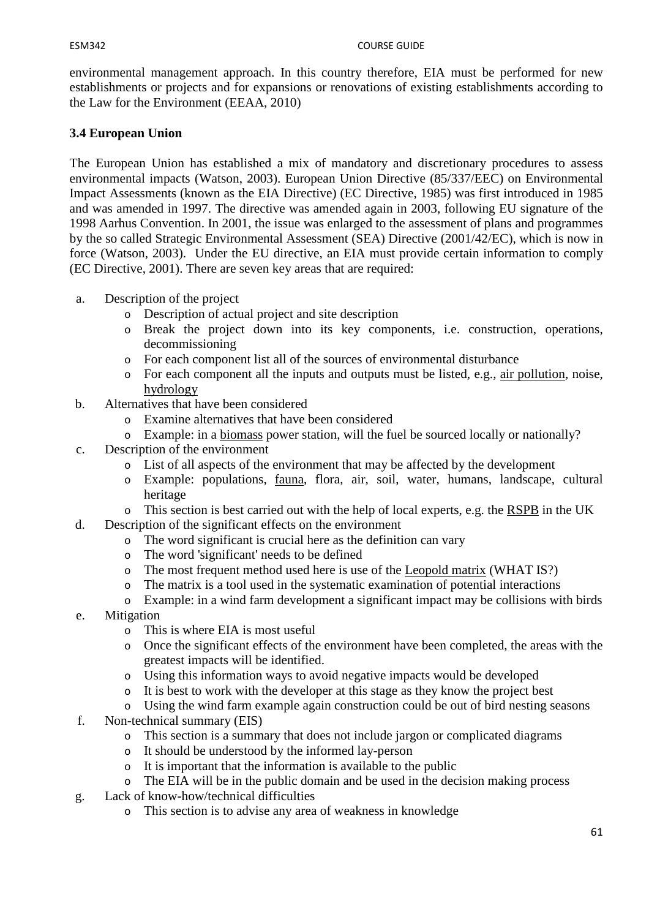environmental management approach. In this country therefore, EIA must be performed for new establishments or projects and for expansions or renovations of existing establishments according to the Law for the Environment (EEAA, 2010)

### 3.4 European Union

The European Union has established a mix of mandatory and discretionary procedures to assess environmental impacts (Watson, 2003). European Union Directive (85/337/EEC) on Environmental Impact Assessments (known as the EIA Directive) (EC Directive, 1985) was first introduced in 1985 and was amended in 1997. The directive was amended again in 2003, following EU signature of the 1998 Aarhus Convention. In 2001, the issue was enlarged to the assessment of plans and programmes by the so called Strategic Environmental Assessment (SEA) Directive (2001/42/EC), which is now in force (Watson, 2003). Under the EU directive, an EIA must provide certain information to comply (EC Directive, 2001). There are seven key areas that are required:

a. Description of the project
   - Description of actual project and site description
   - Break the project down into its key components, i.e. construction, operations, decommissioning
   - For each component list all of the sources of environmental disturbance
   - For each component all the inputs and outputs must be listed, e.g., air pollution, noise, hydrology
b. Alternatives that have been considered
   - Examine alternatives that have been considered
   - Example: in a biomass power station, will the fuel be sourced locally or nationally?
c. Description of the environment
   - List of all aspects of the environment that may be affected by the development
   - Example: populations, fauna, flora, air, soil, water, humans, landscape, cultural heritage
   - This section is best carried out with the help of local experts, e.g. the RSPB in the UK
d. Description of the significant effects on the environment
   - The word significant is crucial here as the definition can vary
   - The word 'significant' needs to be defined
   - The most frequent method used here is use of the Leopold matrix (WHAT IS?)
   - The matrix is a tool used in the systematic examination of potential interactions
   - Example: in a wind farm development a significant impact may be collisions with birds
e. Mitigation
   - This is where EIA is most useful
   - Once the significant effects of the environment have been completed, the areas with the greatest impacts will be identified.
   - Using this information ways to avoid negative impacts would be developed
   - It is best to work with the developer at this stage as they know the project best
   - Using the wind farm example again construction could be out of bird nesting seasons
f. Non-technical summary (EIS)
   - This section is a summary that does not include jargon or complicated diagrams
   - It should be understood by the informed lay-person
   - It is important that the information is available to the public
   - The EIA will be in the public domain and be used in the decision making process
g. Lack of know-how/technical difficulties
   - This section is to advise any area of weakness in knowledge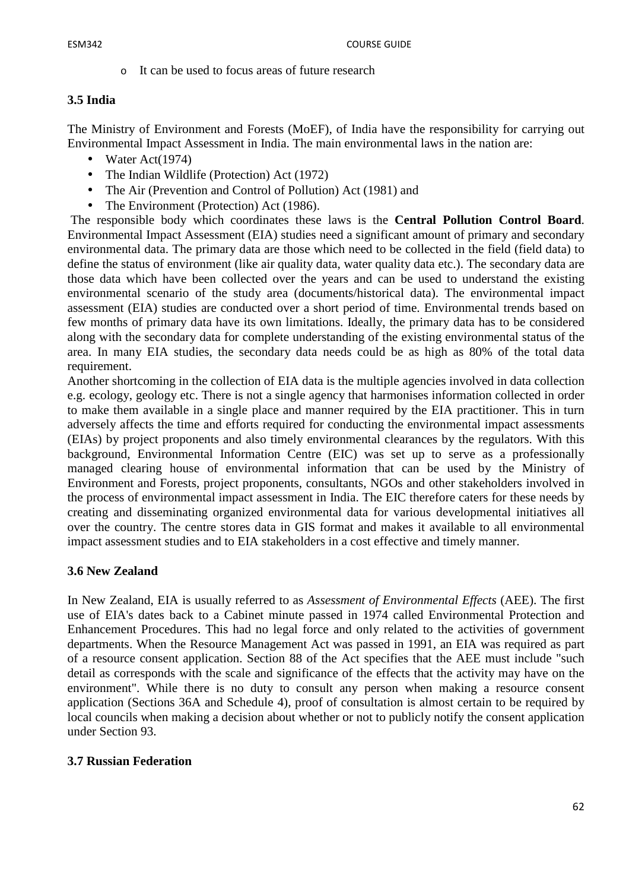- It can be used to focus areas of future research

### 3.5 India

The Ministry of Environment and Forests (MoEF), of India have the responsibility for carrying out Environmental Impact Assessment in India. The main environmental laws in the nation are:

- Water Act(1974)
- The Indian Wildlife (Protection) Act (1972)
- The Air (Prevention and Control of Pollution) Act (1981) and
- The Environment (Protection) Act (1986).

The responsible body which coordinates these laws is the **Central Pollution Control Board**. Environmental Impact Assessment (EIA) studies need a significant amount of primary and secondary environmental data. The primary data are those which need to be collected in the field (field data) to define the status of environment (like air quality data, water quality data etc.). The secondary data are those data which have been collected over the years and can be used to understand the existing environmental scenario of the study area (documents/historical data). The environmental impact assessment (EIA) studies are conducted over a short period of time. Environmental trends based on few months of primary data have its own limitations. Ideally, the primary data has to be considered along with the secondary data for complete understanding of the existing environmental status of the area. In many EIA studies, the secondary data needs could be as high as 80% of the total data requirement.

Another shortcoming in the collection of EIA data is the multiple agencies involved in data collection e.g. ecology, geology etc. There is not a single agency that harmonises information collected in order to make them available in a single place and manner required by the EIA practitioner. This in turn adversely affects the time and efforts required for conducting the environmental impact assessments (EIAs) by project proponents and also timely environmental clearances by the regulators. With this background, Environmental Information Centre (EIC) was set up to serve as a professionally managed clearing house of environmental information that can be used by the Ministry of Environment and Forests, project proponents, consultants, NGOs and other stakeholders involved in the process of environmental impact assessment in India. The EIC therefore caters for these needs by creating and disseminating organized environmental data for various developmental initiatives all over the country. The centre stores data in GIS format and makes it available to all environmental impact assessment studies and to EIA stakeholders in a cost effective and timely manner.

### 3.6 New Zealand

In New Zealand, EIA is usually referred to as *Assessment of Environmental Effects* (AEE). The first use of EIA's dates back to a Cabinet minute passed in 1974 called Environmental Protection and Enhancement Procedures. This had no legal force and only related to the activities of government departments. When the Resource Management Act was passed in 1991, an EIA was required as part of a resource consent application. Section 88 of the Act specifies that the AEE must include "such detail as corresponds with the scale and significance of the effects that the activity may have on the environment". While there is no duty to consult any person when making a resource consent application (Sections 36A and Schedule 4), proof of consultation is almost certain to be required by local councils when making a decision about whether or not to publicly notify the consent application under Section 93.

### 3.7 Russian Federation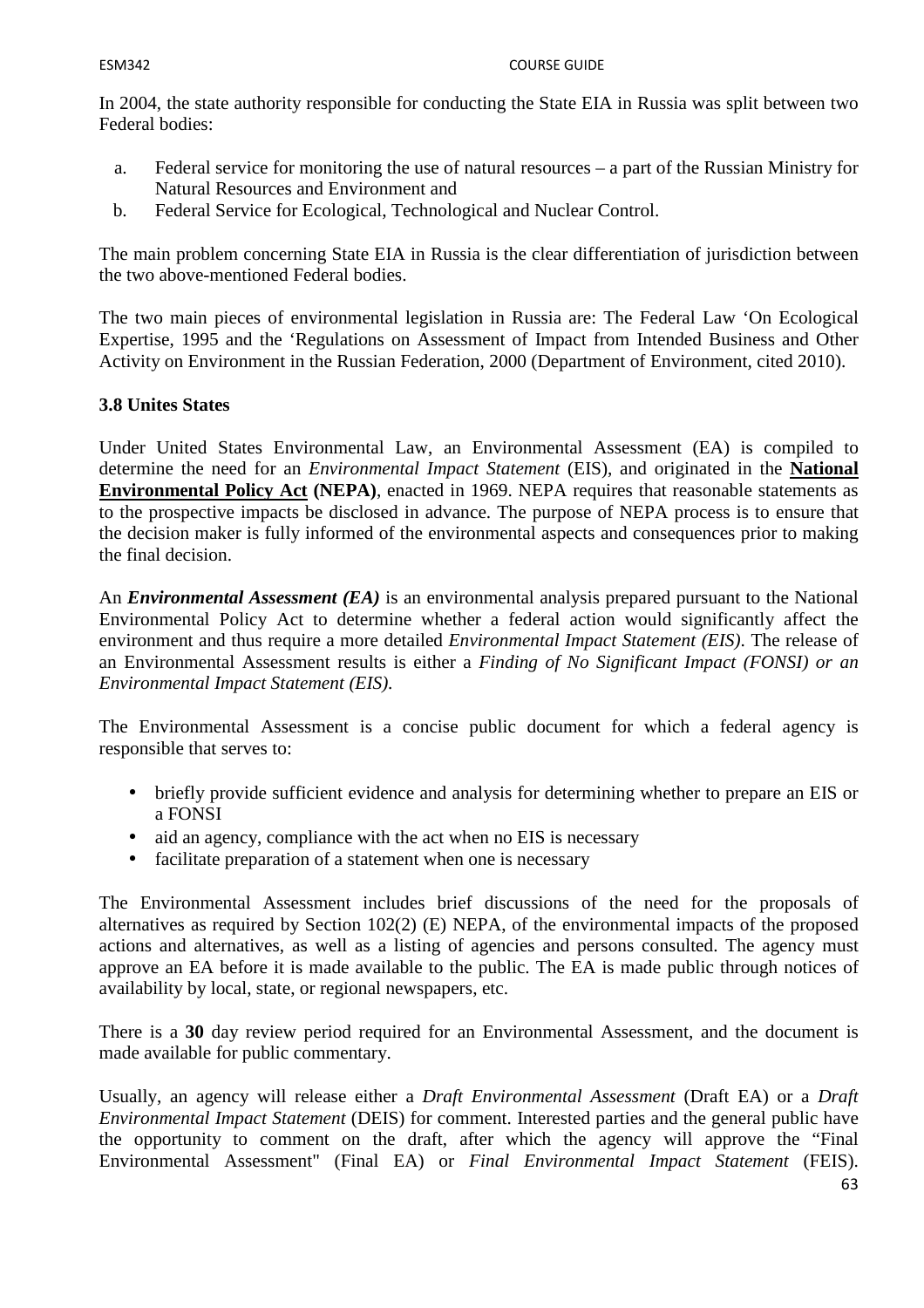In 2004, the state authority responsible for conducting the State EIA in Russia was split between two Federal bodies:

a. Federal service for monitoring the use of natural resources – a part of the Russian Ministry for Natural Resources and Environment and
b. Federal Service for Ecological, Technological and Nuclear Control.

The main problem concerning State EIA in Russia is the clear differentiation of jurisdiction between the two above-mentioned Federal bodies.

The two main pieces of environmental legislation in Russia are: The Federal Law 'On Ecological Expertise, 1995 and the 'Regulations on Assessment of Impact from Intended Business and Other Activity on Environment in the Russian Federation, 2000 (Department of Environment, cited 2010).

**3.8 Unites States**

Under United States Environmental Law, an Environmental Assessment (EA) is compiled to determine the need for an *Environmental Impact Statement* (EIS), and originated in the **National Environmental Policy Act (NEPA)**, enacted in 1969. NEPA requires that reasonable statements as to the prospective impacts be disclosed in advance. The purpose of NEPA process is to ensure that the decision maker is fully informed of the environmental aspects and consequences prior to making the final decision.

An ***Environmental Assessment (EA)*** is an environmental analysis prepared pursuant to the National Environmental Policy Act to determine whether a federal action would significantly affect the environment and thus require a more detailed *Environmental Impact Statement (EIS)*. The release of an Environmental Assessment results is either a *Finding of No Significant Impact (FONSI) or an Environmental Impact Statement (EIS).*

The Environmental Assessment is a concise public document for which a federal agency is responsible that serves to:

- briefly provide sufficient evidence and analysis for determining whether to prepare an EIS or a FONSI
- aid an agency, compliance with the act when no EIS is necessary
- facilitate preparation of a statement when one is necessary

The Environmental Assessment includes brief discussions of the need for the proposals of alternatives as required by Section 102(2) (E) NEPA, of the environmental impacts of the proposed actions and alternatives, as well as a listing of agencies and persons consulted. The agency must approve an EA before it is made available to the public. The EA is made public through notices of availability by local, state, or regional newspapers, etc.

There is a **30** day review period required for an Environmental Assessment, and the document is made available for public commentary.

Usually, an agency will release either a *Draft Environmental Assessment* (Draft EA) or a *Draft Environmental Impact Statement* (DEIS) for comment. Interested parties and the general public have the opportunity to comment on the draft, after which the agency will approve the "Final Environmental Assessment" (Final EA) or *Final Environmental Impact Statement* (FEIS).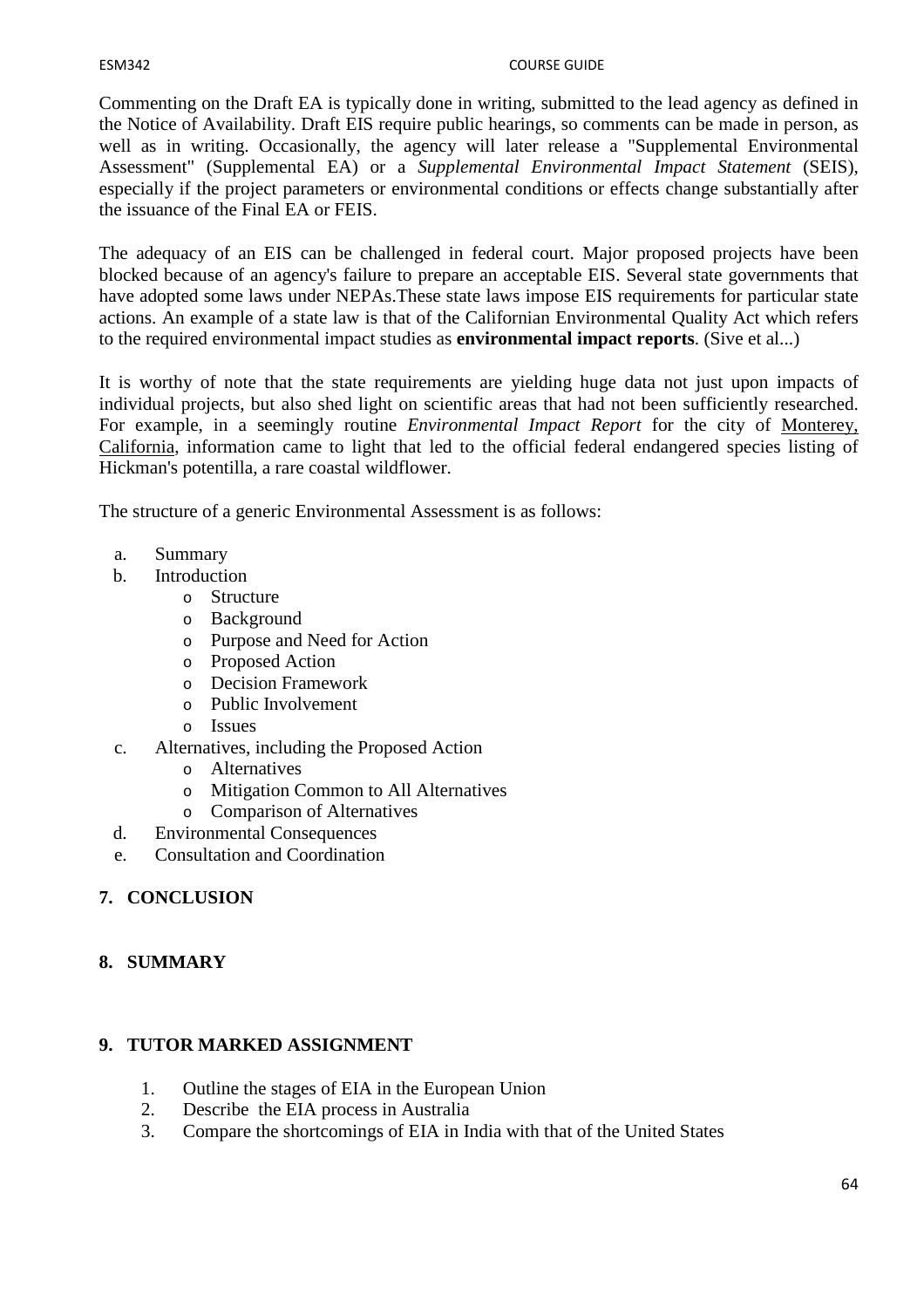Commenting on the Draft EA is typically done in writing, submitted to the lead agency as defined in the Notice of Availability. Draft EIS require public hearings, so comments can be made in person, as well as in writing. Occasionally, the agency will later release a "Supplemental Environmental Assessment" (Supplemental EA) or a *Supplemental Environmental Impact Statement* (SEIS), especially if the project parameters or environmental conditions or effects change substantially after the issuance of the Final EA or FEIS.

The adequacy of an EIS can be challenged in federal court. Major proposed projects have been blocked because of an agency's failure to prepare an acceptable EIS. Several state governments that have adopted some laws under NEPAs.These state laws impose EIS requirements for particular state actions. An example of a state law is that of the Californian Environmental Quality Act which refers to the required environmental impact studies as **environmental impact reports**. (Sive et al...)

It is worthy of note that the state requirements are yielding huge data not just upon impacts of individual projects, but also shed light on scientific areas that had not been sufficiently researched. For example, in a seemingly routine *Environmental Impact Report* for the city of Monterey, California, information came to light that led to the official federal endangered species listing of Hickman's potentilla, a rare coastal wildflower.

The structure of a generic Environmental Assessment is as follows:

a. Summary
b. Introduction
    - Structure
    - Background
    - Purpose and Need for Action
    - Proposed Action
    - Decision Framework
    - Public Involvement
    - Issues
c. Alternatives, including the Proposed Action
    - Alternatives
    - Mitigation Common to All Alternatives
    - Comparison of Alternatives
d. Environmental Consequences
e. Consultation and Coordination

## 7. CONCLUSION

## 8. SUMMARY

## 9. TUTOR MARKED ASSIGNMENT

1. Outline the stages of EIA in the European Union
2. Describe the EIA process in Australia
3. Compare the shortcomings of EIA in India with that of the United States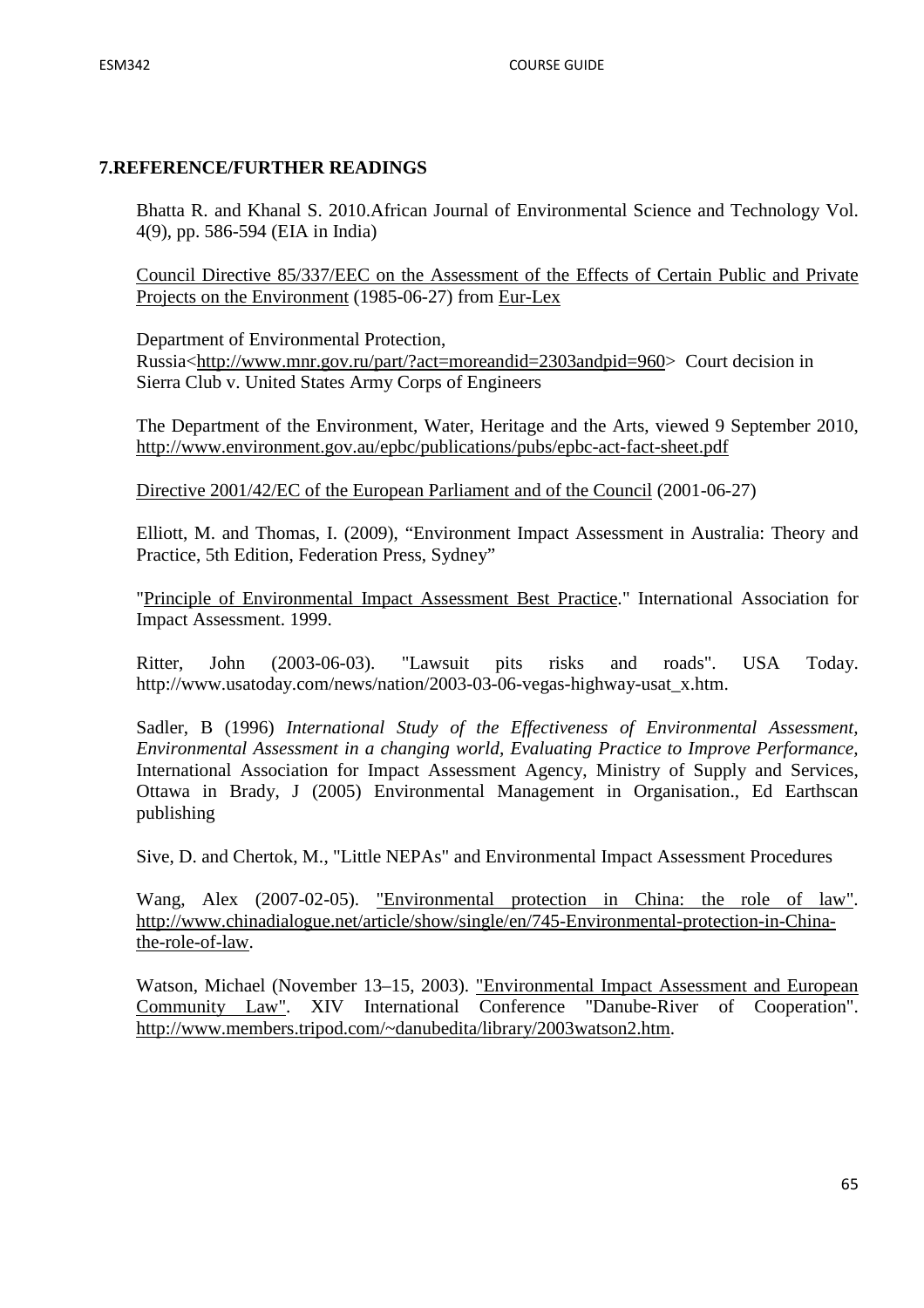## 7.REFERENCE/FURTHER READINGS

Bhatta R. and Khanal S. 2010.African Journal of Environmental Science and Technology Vol. 4(9), pp. 586-594 (EIA in India)

Council Directive 85/337/EEC on the Assessment of the Effects of Certain Public and Private Projects on the Environment (1985-06-27) from Eur-Lex

Department of Environmental Protection, Russia<http://www.mnr.gov.ru/part/?act=moreandid=2303andpid=960> Court decision in Sierra Club v. United States Army Corps of Engineers

The Department of the Environment, Water, Heritage and the Arts, viewed 9 September 2010, http://www.environment.gov.au/epbc/publications/pubs/epbc-act-fact-sheet.pdf

Directive 2001/42/EC of the European Parliament and of the Council (2001-06-27)

Elliott, M. and Thomas, I. (2009), "Environment Impact Assessment in Australia: Theory and Practice, 5th Edition, Federation Press, Sydney"

"Principle of Environmental Impact Assessment Best Practice." International Association for Impact Assessment. 1999.

Ritter, John (2003-06-03). "Lawsuit pits risks and roads". USA Today. http://www.usatoday.com/news/nation/2003-03-06-vegas-highway-usat_x.htm.

Sadler, B (1996) *International Study of the Effectiveness of Environmental Assessment, Environmental Assessment in a changing world, Evaluating Practice to Improve Performance*, International Association for Impact Assessment Agency, Ministry of Supply and Services, Ottawa in Brady, J (2005) Environmental Management in Organisation., Ed Earthscan publishing

Sive, D. and Chertok, M., "Little NEPAs" and Environmental Impact Assessment Procedures

Wang, Alex (2007-02-05). "Environmental protection in China: the role of law". http://www.chinadialogue.net/article/show/single/en/745-Environmental-protection-in-China-the-role-of-law.

Watson, Michael (November 13–15, 2003). "Environmental Impact Assessment and European Community Law". XIV International Conference "Danube-River of Cooperation". http://www.members.tripod.com/~danubedita/library/2003watson2.htm.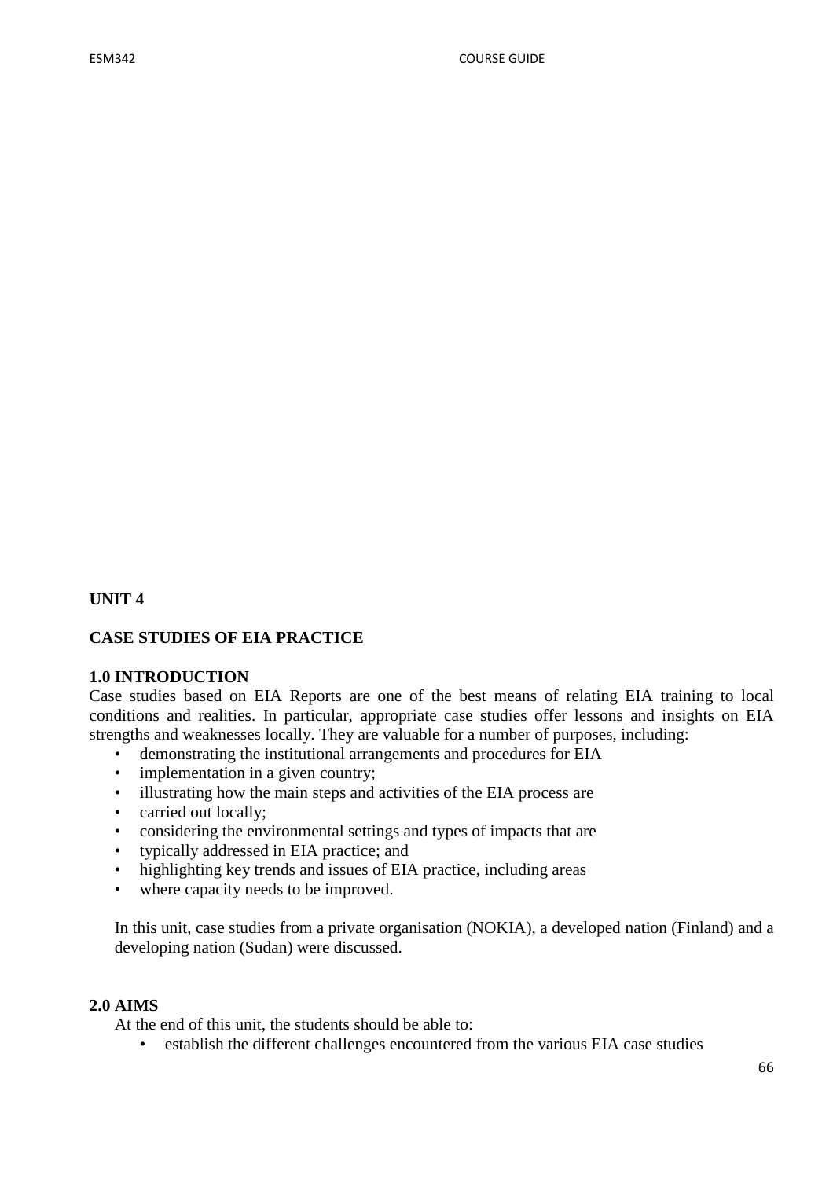## UNIT 4

## CASE STUDIES OF EIA PRACTICE

### 1.0 INTRODUCTION

Case studies based on EIA Reports are one of the best means of relating EIA training to local conditions and realities. In particular, appropriate case studies offer lessons and insights on EIA strengths and weaknesses locally. They are valuable for a number of purposes, including:

- demonstrating the institutional arrangements and procedures for EIA
- implementation in a given country;
- illustrating how the main steps and activities of the EIA process are
- carried out locally;
- considering the environmental settings and types of impacts that are
- typically addressed in EIA practice; and
- highlighting key trends and issues of EIA practice, including areas
- where capacity needs to be improved.

In this unit, case studies from a private organisation (NOKIA), a developed nation (Finland) and a developing nation (Sudan) were discussed.

### 2.0 AIMS

At the end of this unit, the students should be able to:

- establish the different challenges encountered from the various EIA case studies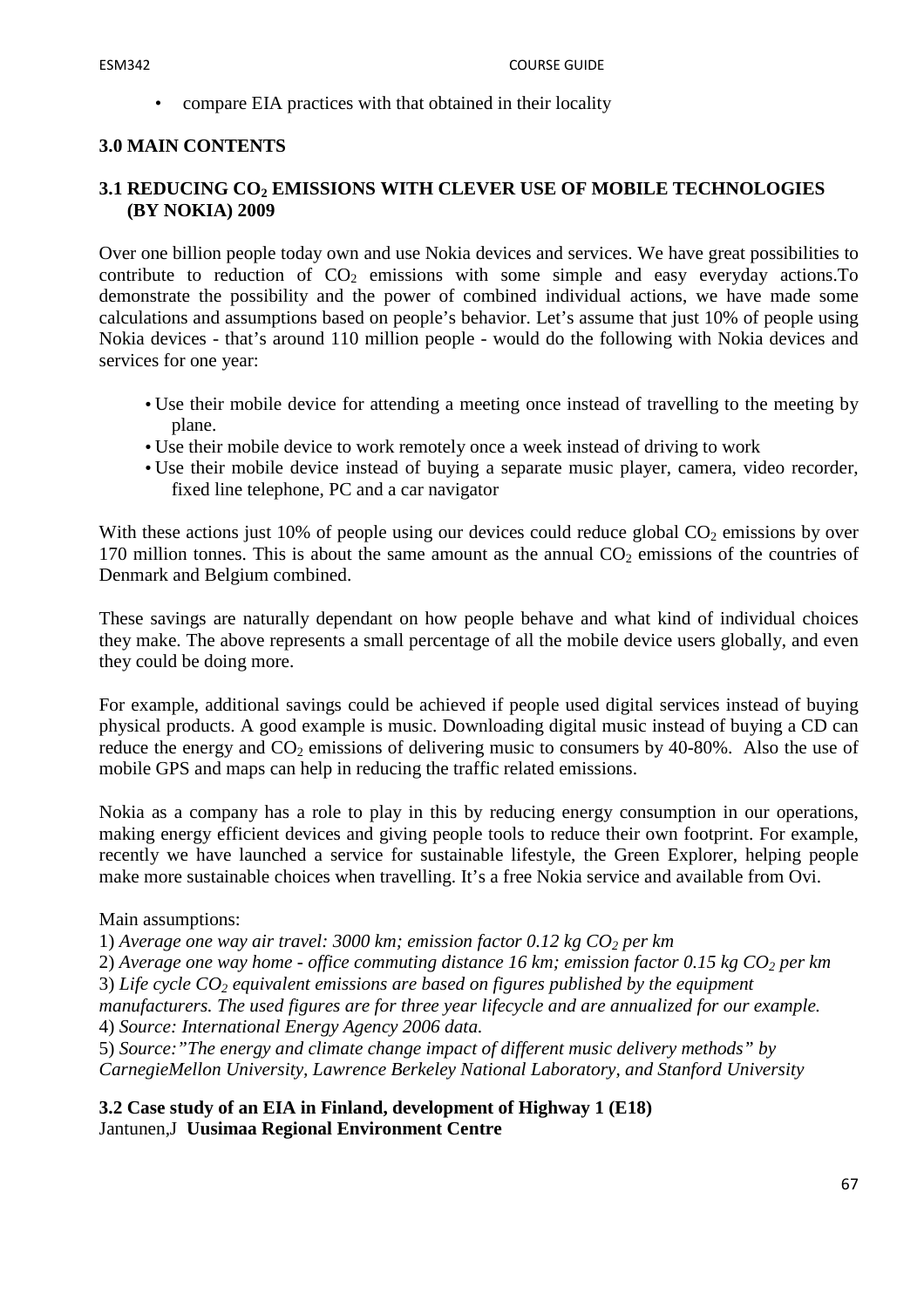- compare EIA practices with that obtained in their locality

## 3.0 MAIN CONTENTS

### 3.1 REDUCING $CO_2$ EMISSIONS WITH CLEVER USE OF MOBILE TECHNOLOGIES (BY NOKIA) 2009

Over one billion people today own and use Nokia devices and services. We have great possibilities to contribute to reduction of $CO_2$ emissions with some simple and easy everyday actions.To demonstrate the possibility and the power of combined individual actions, we have made some calculations and assumptions based on people's behavior. Let's assume that just 10% of people using Nokia devices - that's around 110 million people - would do the following with Nokia devices and services for one year:

- Use their mobile device for attending a meeting once instead of travelling to the meeting by plane.
- Use their mobile device to work remotely once a week instead of driving to work
- Use their mobile device instead of buying a separate music player, camera, video recorder, fixed line telephone, PC and a car navigator

With these actions just 10% of people using our devices could reduce global $CO_2$ emissions by over 170 million tonnes. This is about the same amount as the annual $CO_2$ emissions of the countries of Denmark and Belgium combined.

These savings are naturally dependant on how people behave and what kind of individual choices they make. The above represents a small percentage of all the mobile device users globally, and even they could be doing more.

For example, additional savings could be achieved if people used digital services instead of buying physical products. A good example is music. Downloading digital music instead of buying a CD can reduce the energy and $CO_2$ emissions of delivering music to consumers by 40-80%. Also the use of mobile GPS and maps can help in reducing the traffic related emissions.

Nokia as a company has a role to play in this by reducing energy consumption in our operations, making energy efficient devices and giving people tools to reduce their own footprint. For example, recently we have launched a service for sustainable lifestyle, the Green Explorer, helping people make more sustainable choices when travelling. It's a free Nokia service and available from Ovi.

Main assumptions:

1) *Average one way air travel: 3000 km; emission factor 0.12 kg $CO_2$ per km*
2) *Average one way home - office commuting distance 16 km; emission factor 0.15 kg $CO_2$ per km*
3) *Life cycle $CO_2$ equivalent emissions are based on figures published by the equipment manufacturers. The used figures are for three year lifecycle and are annualized for our example.*
4) *Source: International Energy Agency 2006 data.*
5) *Source:"The energy and climate change impact of different music delivery methods" by CarnegieMellon University, Lawrence Berkeley National Laboratory, and Stanford University*

### 3.2 Case study of an EIA in Finland, development of Highway 1 (E18)

Jantunen,J **Uusimaa Regional Environment Centre**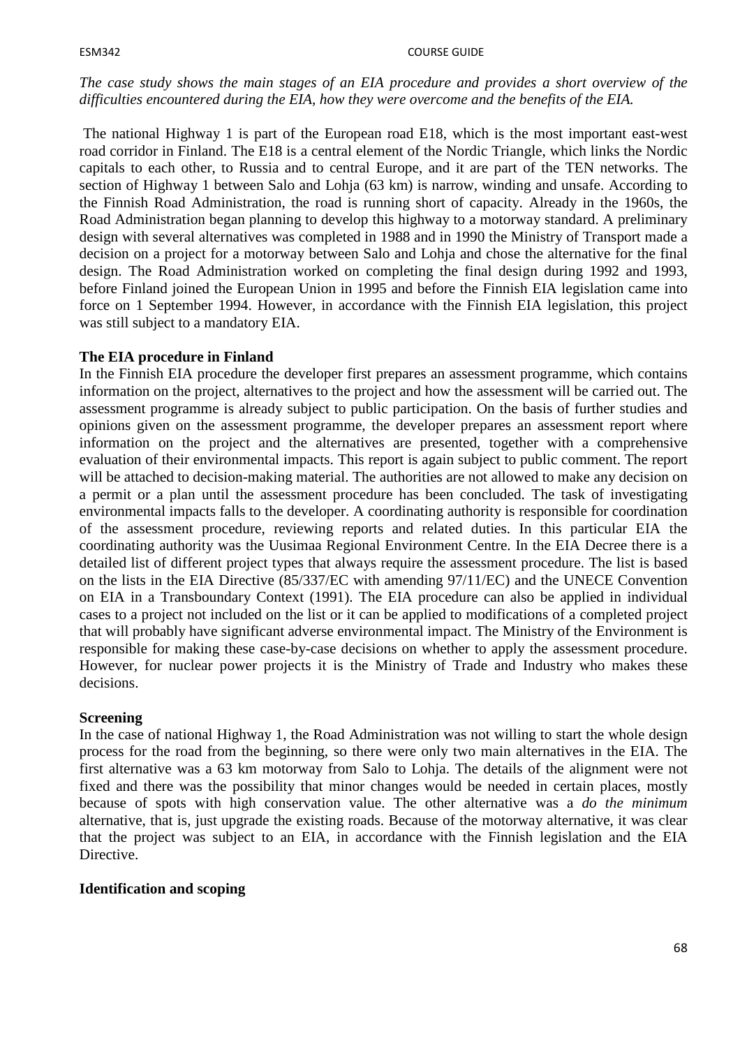*The case study shows the main stages of an EIA procedure and provides a short overview of the difficulties encountered during the EIA, how they were overcome and the benefits of the EIA.*

The national Highway 1 is part of the European road E18, which is the most important east-west road corridor in Finland. The E18 is a central element of the Nordic Triangle, which links the Nordic capitals to each other, to Russia and to central Europe, and it are part of the TEN networks. The section of Highway 1 between Salo and Lohja (63 km) is narrow, winding and unsafe. According to the Finnish Road Administration, the road is running short of capacity. Already in the 1960s, the Road Administration began planning to develop this highway to a motorway standard. A preliminary design with several alternatives was completed in 1988 and in 1990 the Ministry of Transport made a decision on a project for a motorway between Salo and Lohja and chose the alternative for the final design. The Road Administration worked on completing the final design during 1992 and 1993, before Finland joined the European Union in 1995 and before the Finnish EIA legislation came into force on 1 September 1994. However, in accordance with the Finnish EIA legislation, this project was still subject to a mandatory EIA.

**The EIA procedure in Finland**

In the Finnish EIA procedure the developer first prepares an assessment programme, which contains information on the project, alternatives to the project and how the assessment will be carried out. The assessment programme is already subject to public participation. On the basis of further studies and opinions given on the assessment programme, the developer prepares an assessment report where information on the project and the alternatives are presented, together with a comprehensive evaluation of their environmental impacts. This report is again subject to public comment. The report will be attached to decision-making material. The authorities are not allowed to make any decision on a permit or a plan until the assessment procedure has been concluded. The task of investigating environmental impacts falls to the developer. A coordinating authority is responsible for coordination of the assessment procedure, reviewing reports and related duties. In this particular EIA the coordinating authority was the Uusimaa Regional Environment Centre. In the EIA Decree there is a detailed list of different project types that always require the assessment procedure. The list is based on the lists in the EIA Directive (85/337/EC with amending 97/11/EC) and the UNECE Convention on EIA in a Transboundary Context (1991). The EIA procedure can also be applied in individual cases to a project not included on the list or it can be applied to modifications of a completed project that will probably have significant adverse environmental impact. The Ministry of the Environment is responsible for making these case-by-case decisions on whether to apply the assessment procedure. However, for nuclear power projects it is the Ministry of Trade and Industry who makes these decisions.

**Screening**

In the case of national Highway 1, the Road Administration was not willing to start the whole design process for the road from the beginning, so there were only two main alternatives in the EIA. The first alternative was a 63 km motorway from Salo to Lohja. The details of the alignment were not fixed and there was the possibility that minor changes would be needed in certain places, mostly because of spots with high conservation value. The other alternative was a *do the minimum* alternative, that is, just upgrade the existing roads. Because of the motorway alternative, it was clear that the project was subject to an EIA, in accordance with the Finnish legislation and the EIA Directive.

**Identification and scoping**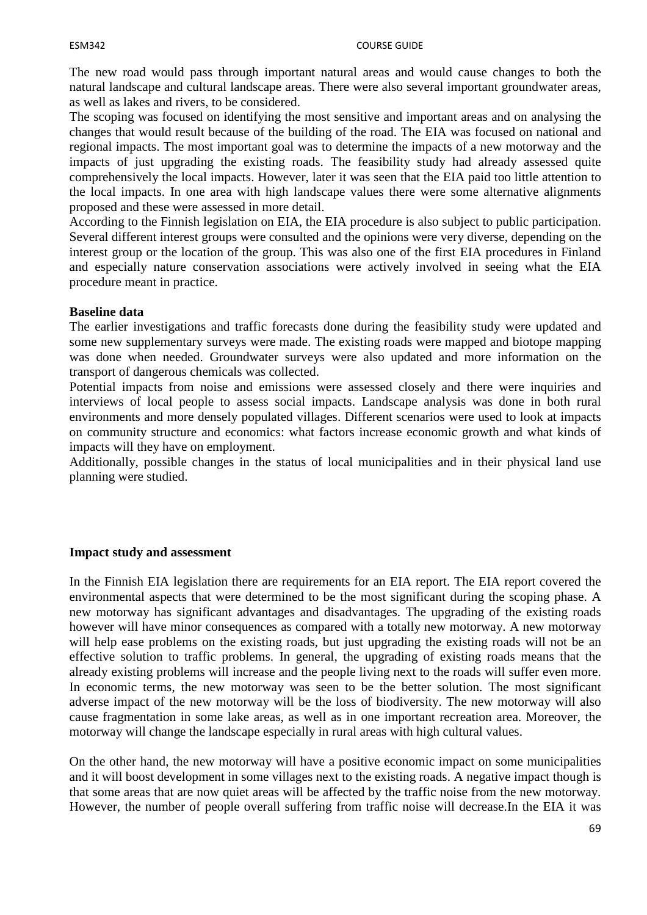The new road would pass through important natural areas and would cause changes to both the natural landscape and cultural landscape areas. There were also several important groundwater areas, as well as lakes and rivers, to be considered.

The scoping was focused on identifying the most sensitive and important areas and on analysing the changes that would result because of the building of the road. The EIA was focused on national and regional impacts. The most important goal was to determine the impacts of a new motorway and the impacts of just upgrading the existing roads. The feasibility study had already assessed quite comprehensively the local impacts. However, later it was seen that the EIA paid too little attention to the local impacts. In one area with high landscape values there were some alternative alignments proposed and these were assessed in more detail.

According to the Finnish legislation on EIA, the EIA procedure is also subject to public participation. Several different interest groups were consulted and the opinions were very diverse, depending on the interest group or the location of the group. This was also one of the first EIA procedures in Finland and especially nature conservation associations were actively involved in seeing what the EIA procedure meant in practice.

**Baseline data**

The earlier investigations and traffic forecasts done during the feasibility study were updated and some new supplementary surveys were made. The existing roads were mapped and biotope mapping was done when needed. Groundwater surveys were also updated and more information on the transport of dangerous chemicals was collected.

Potential impacts from noise and emissions were assessed closely and there were inquiries and interviews of local people to assess social impacts. Landscape analysis was done in both rural environments and more densely populated villages. Different scenarios were used to look at impacts on community structure and economics: what factors increase economic growth and what kinds of impacts will they have on employment.

Additionally, possible changes in the status of local municipalities and in their physical land use planning were studied.

**Impact study and assessment**

In the Finnish EIA legislation there are requirements for an EIA report. The EIA report covered the environmental aspects that were determined to be the most significant during the scoping phase. A new motorway has significant advantages and disadvantages. The upgrading of the existing roads however will have minor consequences as compared with a totally new motorway. A new motorway will help ease problems on the existing roads, but just upgrading the existing roads will not be an effective solution to traffic problems. In general, the upgrading of existing roads means that the already existing problems will increase and the people living next to the roads will suffer even more. In economic terms, the new motorway was seen to be the better solution. The most significant adverse impact of the new motorway will be the loss of biodiversity. The new motorway will also cause fragmentation in some lake areas, as well as in one important recreation area. Moreover, the motorway will change the landscape especially in rural areas with high cultural values.

On the other hand, the new motorway will have a positive economic impact on some municipalities and it will boost development in some villages next to the existing roads. A negative impact though is that some areas that are now quiet areas will be affected by the traffic noise from the new motorway. However, the number of people overall suffering from traffic noise will decrease.In the EIA it was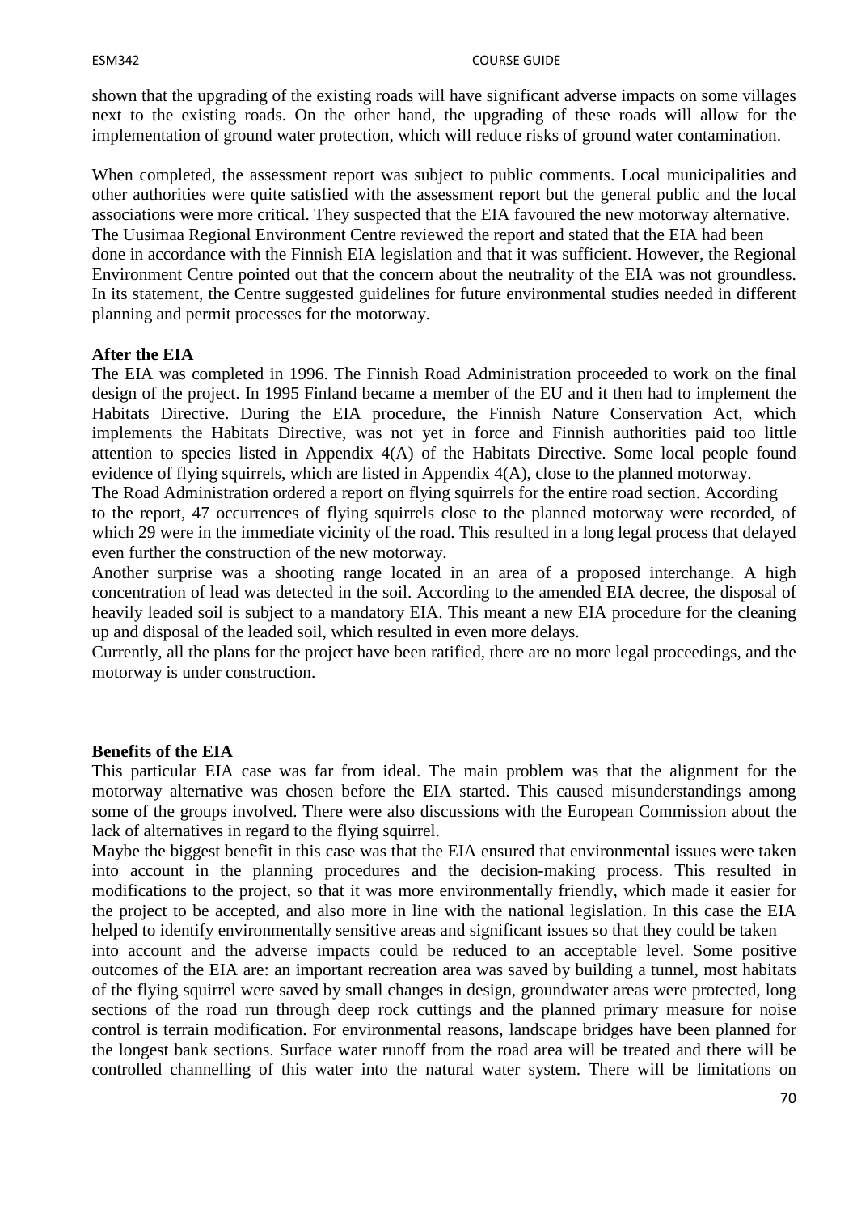shown that the upgrading of the existing roads will have significant adverse impacts on some villages next to the existing roads. On the other hand, the upgrading of these roads will allow for the implementation of ground water protection, which will reduce risks of ground water contamination.

When completed, the assessment report was subject to public comments. Local municipalities and other authorities were quite satisfied with the assessment report but the general public and the local associations were more critical. They suspected that the EIA favoured the new motorway alternative. The Uusimaa Regional Environment Centre reviewed the report and stated that the EIA had been done in accordance with the Finnish EIA legislation and that it was sufficient. However, the Regional Environment Centre pointed out that the concern about the neutrality of the EIA was not groundless. In its statement, the Centre suggested guidelines for future environmental studies needed in different planning and permit processes for the motorway.

**After the EIA**

The EIA was completed in 1996. The Finnish Road Administration proceeded to work on the final design of the project. In 1995 Finland became a member of the EU and it then had to implement the Habitats Directive. During the EIA procedure, the Finnish Nature Conservation Act, which implements the Habitats Directive, was not yet in force and Finnish authorities paid too little attention to species listed in Appendix 4(A) of the Habitats Directive. Some local people found evidence of flying squirrels, which are listed in Appendix 4(A), close to the planned motorway.

The Road Administration ordered a report on flying squirrels for the entire road section. According to the report, 47 occurrences of flying squirrels close to the planned motorway were recorded, of which 29 were in the immediate vicinity of the road. This resulted in a long legal process that delayed even further the construction of the new motorway.

Another surprise was a shooting range located in an area of a proposed interchange. A high concentration of lead was detected in the soil. According to the amended EIA decree, the disposal of heavily leaded soil is subject to a mandatory EIA. This meant a new EIA procedure for the cleaning up and disposal of the leaded soil, which resulted in even more delays.

Currently, all the plans for the project have been ratified, there are no more legal proceedings, and the motorway is under construction.

**Benefits of the EIA**

This particular EIA case was far from ideal. The main problem was that the alignment for the motorway alternative was chosen before the EIA started. This caused misunderstandings among some of the groups involved. There were also discussions with the European Commission about the lack of alternatives in regard to the flying squirrel.

Maybe the biggest benefit in this case was that the EIA ensured that environmental issues were taken into account in the planning procedures and the decision-making process. This resulted in modifications to the project, so that it was more environmentally friendly, which made it easier for the project to be accepted, and also more in line with the national legislation. In this case the EIA helped to identify environmentally sensitive areas and significant issues so that they could be taken into account and the adverse impacts could be reduced to an acceptable level. Some positive outcomes of the EIA are: an important recreation area was saved by building a tunnel, most habitats of the flying squirrel were saved by small changes in design, groundwater areas were protected, long sections of the road run through deep rock cuttings and the planned primary measure for noise control is terrain modification. For environmental reasons, landscape bridges have been planned for the longest bank sections. Surface water runoff from the road area will be treated and there will be controlled channelling of this water into the natural water system. There will be limitations on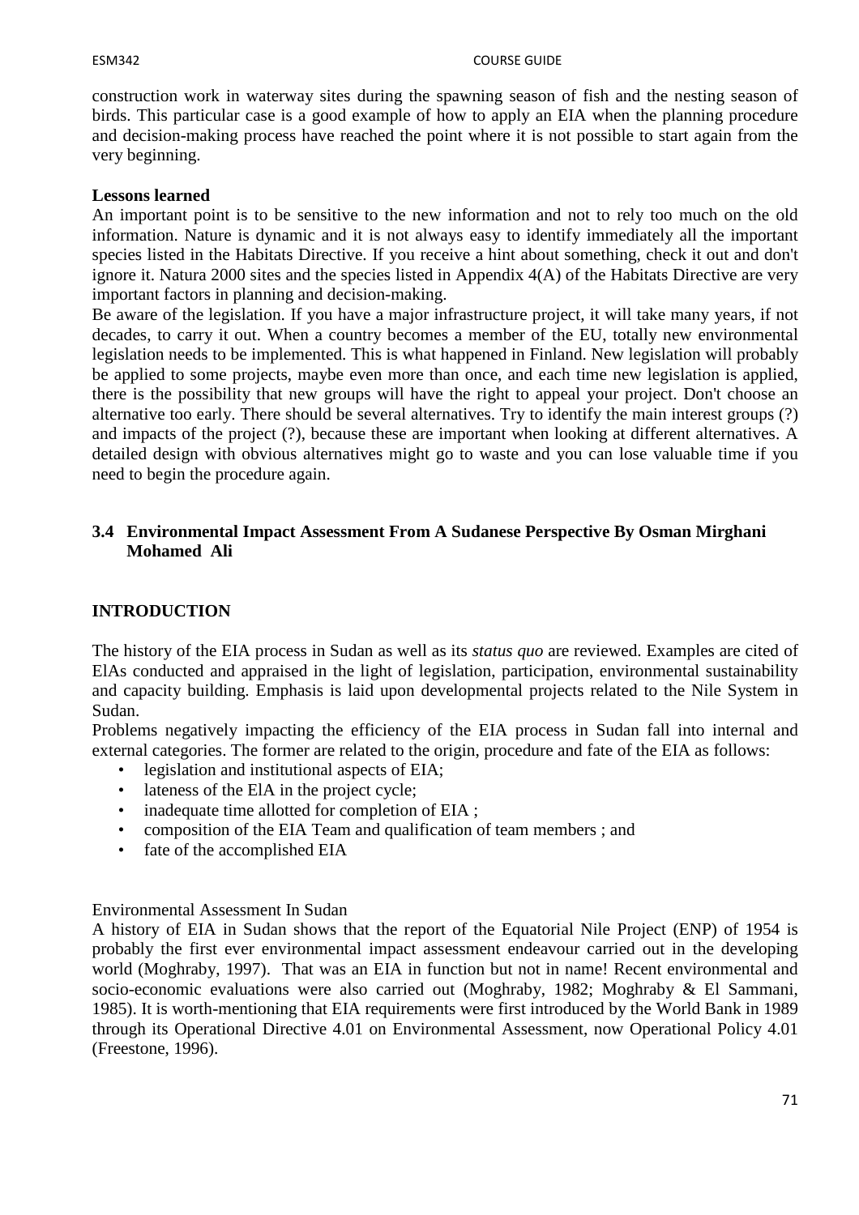construction work in waterway sites during the spawning season of fish and the nesting season of birds. This particular case is a good example of how to apply an EIA when the planning procedure and decision-making process have reached the point where it is not possible to start again from the very beginning.

**Lessons learned**

An important point is to be sensitive to the new information and not to rely too much on the old information. Nature is dynamic and it is not always easy to identify immediately all the important species listed in the Habitats Directive. If you receive a hint about something, check it out and don't ignore it. Natura 2000 sites and the species listed in Appendix 4(A) of the Habitats Directive are very important factors in planning and decision-making.

Be aware of the legislation. If you have a major infrastructure project, it will take many years, if not decades, to carry it out. When a country becomes a member of the EU, totally new environmental legislation needs to be implemented. This is what happened in Finland. New legislation will probably be applied to some projects, maybe even more than once, and each time new legislation is applied, there is the possibility that new groups will have the right to appeal your project. Don't choose an alternative too early. There should be several alternatives. Try to identify the main interest groups (?) and impacts of the project (?), because these are important when looking at different alternatives. A detailed design with obvious alternatives might go to waste and you can lose valuable time if you need to begin the procedure again.

### 3.4 Environmental Impact Assessment From A Sudanese Perspective By Osman Mirghani Mohamed Ali

## INTRODUCTION

The history of the EIA process in Sudan as well as its *status quo* are reviewed. Examples are cited of ElAs conducted and appraised in the light of legislation, participation, environmental sustainability and capacity building. Emphasis is laid upon developmental projects related to the Nile System in Sudan.

Problems negatively impacting the efficiency of the EIA process in Sudan fall into internal and external categories. The former are related to the origin, procedure and fate of the EIA as follows:

- legislation and institutional aspects of EIA;
- lateness of the ElA in the project cycle;
- inadequate time allotted for completion of EIA ;
- composition of the EIA Team and qualification of team members ; and
- fate of the accomplished EIA

Environmental Assessment In Sudan

A history of EIA in Sudan shows that the report of the Equatorial Nile Project (ENP) of 1954 is probably the first ever environmental impact assessment endeavour carried out in the developing world (Moghraby, 1997). That was an EIA in function but not in name! Recent environmental and socio-economic evaluations were also carried out (Moghraby, 1982; Moghraby & El Sammani, 1985). It is worth-mentioning that EIA requirements were first introduced by the World Bank in 1989 through its Operational Directive 4.01 on Environmental Assessment, now Operational Policy 4.01 (Freestone, 1996).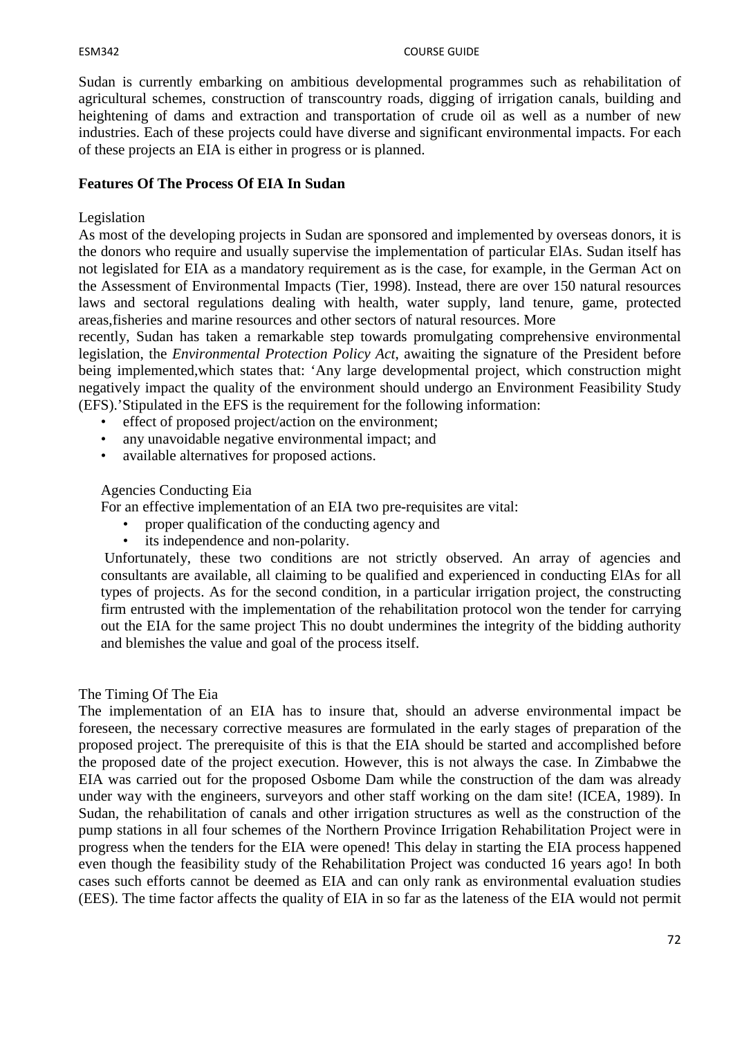Sudan is currently embarking on ambitious developmental programmes such as rehabilitation of agricultural schemes, construction of transcountry roads, digging of irrigation canals, building and heightening of dams and extraction and transportation of crude oil as well as a number of new industries. Each of these projects could have diverse and significant environmental impacts. For each of these projects an EIA is either in progress or is planned.

**Features Of The Process Of EIA In Sudan**

Legislation

As most of the developing projects in Sudan are sponsored and implemented by overseas donors, it is the donors who require and usually supervise the implementation of particular ElAs. Sudan itself has not legislated for EIA as a mandatory requirement as is the case, for example, in the German Act on the Assessment of Environmental Impacts (Tier, 1998). Instead, there are over 150 natural resources laws and sectoral regulations dealing with health, water supply, land tenure, game, protected areas,fisheries and marine resources and other sectors of natural resources. More recently, Sudan has taken a remarkable step towards promulgating comprehensive environmental legislation, the *Environmental Protection Policy Act*, awaiting the signature of the President before being implemented,which states that: 'Any large developmental project, which construction might negatively impact the quality of the environment should undergo an Environment Feasibility Study (EFS).'Stipulated in the EFS is the requirement for the following information:

- effect of proposed project/action on the environment;
- any unavoidable negative environmental impact; and
- available alternatives for proposed actions.

Agencies Conducting Eia

For an effective implementation of an EIA two pre-requisites are vital:

- proper qualification of the conducting agency and
- its independence and non-polarity.

Unfortunately, these two conditions are not strictly observed. An array of agencies and consultants are available, all claiming to be qualified and experienced in conducting ElAs for all types of projects. As for the second condition, in a particular irrigation project, the constructing firm entrusted with the implementation of the rehabilitation protocol won the tender for carrying out the EIA for the same project This no doubt undermines the integrity of the bidding authority and blemishes the value and goal of the process itself.

The Timing Of The Eia

The implementation of an EIA has to insure that, should an adverse environmental impact be foreseen, the necessary corrective measures are formulated in the early stages of preparation of the proposed project. The prerequisite of this is that the EIA should be started and accomplished before the proposed date of the project execution. However, this is not always the case. In Zimbabwe the EIA was carried out for the proposed Osbome Dam while the construction of the dam was already under way with the engineers, surveyors and other staff working on the dam site! (ICEA, 1989). In Sudan, the rehabilitation of canals and other irrigation structures as well as the construction of the pump stations in all four schemes of the Northern Province Irrigation Rehabilitation Project were in progress when the tenders for the EIA were opened! This delay in starting the EIA process happened even though the feasibility study of the Rehabilitation Project was conducted 16 years ago! In both cases such efforts cannot be deemed as EIA and can only rank as environmental evaluation studies (EES). The time factor affects the quality of EIA in so far as the lateness of the EIA would not permit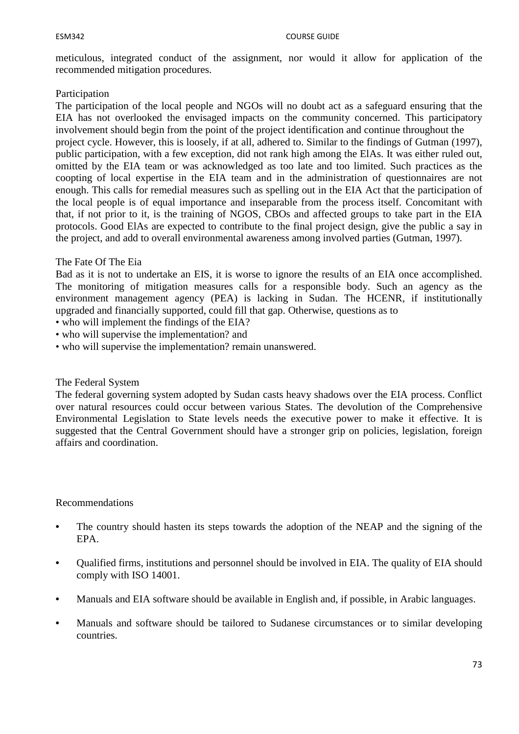meticulous, integrated conduct of the assignment, nor would it allow for application of the recommended mitigation procedures.

Participation

The participation of the local people and NGOs will no doubt act as a safeguard ensuring that the EIA has not overlooked the envisaged impacts on the community concerned. This participatory involvement should begin from the point of the project identification and continue throughout the project cycle. However, this is loosely, if at all, adhered to. Similar to the findings of Gutman (1997), public participation, with a few exception, did not rank high among the ElAs. It was either ruled out, omitted by the EIA team or was acknowledged as too late and too limited. Such practices as the coopting of local expertise in the EIA team and in the administration of questionnaires are not enough. This calls for remedial measures such as spelling out in the EIA Act that the participation of the local people is of equal importance and inseparable from the process itself. Concomitant with that, if not prior to it, is the training of NGOS, CBOs and affected groups to take part in the EIA protocols. Good ElAs are expected to contribute to the final project design, give the public a say in the project, and add to overall environmental awareness among involved parties (Gutman, 1997).

The Fate Of The Eia

Bad as it is not to undertake an EIS, it is worse to ignore the results of an EIA once accomplished. The monitoring of mitigation measures calls for a responsible body. Such an agency as the environment management agency (PEA) is lacking in Sudan. The HCENR, if institutionally upgraded and financially supported, could fill that gap. Otherwise, questions as to

- who will implement the findings of the EIA?
- who will supervise the implementation? and
- who will supervise the implementation? remain unanswered.

The Federal System

The federal governing system adopted by Sudan casts heavy shadows over the EIA process. Conflict over natural resources could occur between various States. The devolution of the Comprehensive Environmental Legislation to State levels needs the executive power to make it effective. It is suggested that the Central Government should have a stronger grip on policies, legislation, foreign affairs and coordination.

Recommendations

- The country should hasten its steps towards the adoption of the NEAP and the signing of the EPA.
- Qualified firms, institutions and personnel should be involved in EIA. The quality of EIA should comply with ISO 14001.
- Manuals and EIA software should be available in English and, if possible, in Arabic languages.
- Manuals and software should be tailored to Sudanese circumstances or to similar developing countries.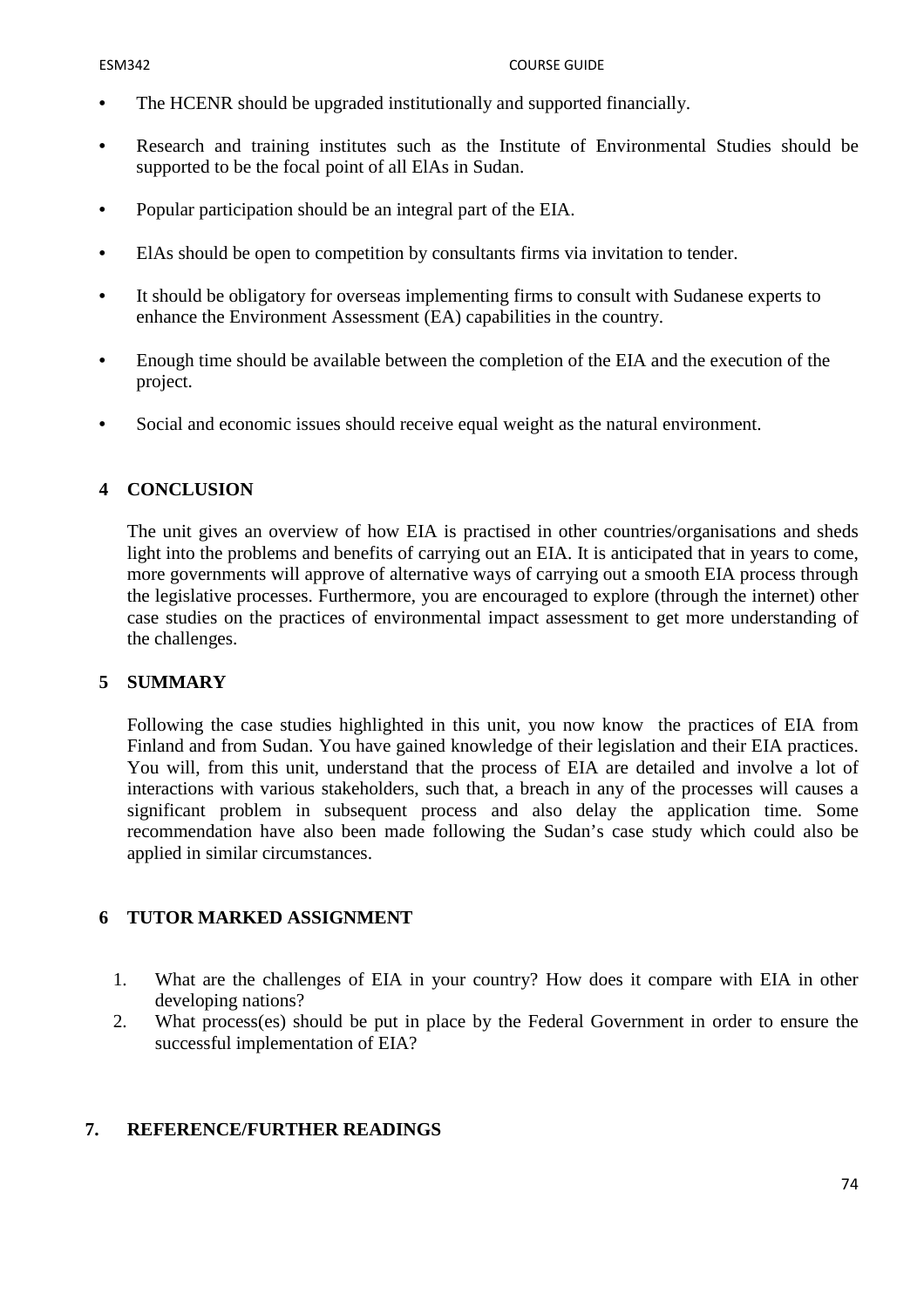- The HCENR should be upgraded institutionally and supported financially.
- Research and training institutes such as the Institute of Environmental Studies should be supported to be the focal point of all ElAs in Sudan.
- Popular participation should be an integral part of the EIA.
- ElAs should be open to competition by consultants firms via invitation to tender.
- It should be obligatory for overseas implementing firms to consult with Sudanese experts to enhance the Environment Assessment (EA) capabilities in the country.
- Enough time should be available between the completion of the EIA and the execution of the project.
- Social and economic issues should receive equal weight as the natural environment.

## 4 CONCLUSION

The unit gives an overview of how EIA is practised in other countries/organisations and sheds light into the problems and benefits of carrying out an EIA. It is anticipated that in years to come, more governments will approve of alternative ways of carrying out a smooth EIA process through the legislative processes. Furthermore, you are encouraged to explore (through the internet) other case studies on the practices of environmental impact assessment to get more understanding of the challenges.

## 5 SUMMARY

Following the case studies highlighted in this unit, you now know the practices of EIA from Finland and from Sudan. You have gained knowledge of their legislation and their EIA practices. You will, from this unit, understand that the process of EIA are detailed and involve a lot of interactions with various stakeholders, such that, a breach in any of the processes will causes a significant problem in subsequent process and also delay the application time. Some recommendation have also been made following the Sudan's case study which could also be applied in similar circumstances.

## 6 TUTOR MARKED ASSIGNMENT

1. What are the challenges of EIA in your country? How does it compare with EIA in other developing nations?
2. What process(es) should be put in place by the Federal Government in order to ensure the successful implementation of EIA?

## 7. REFERENCE/FURTHER READINGS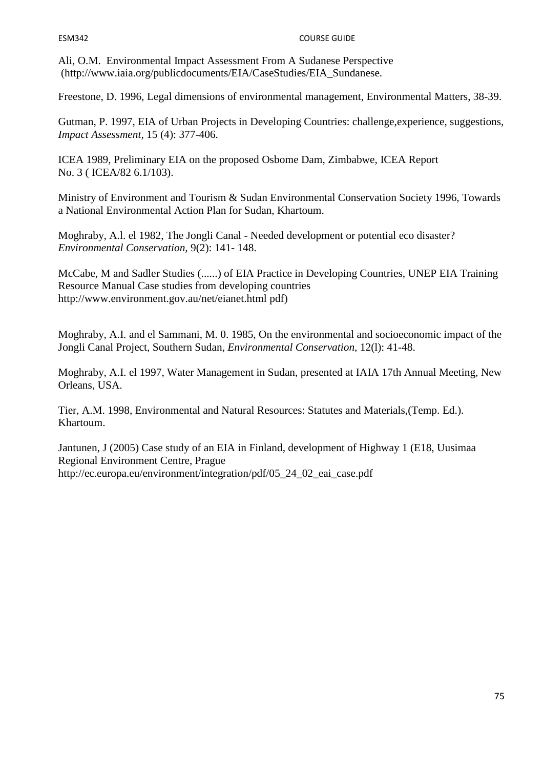Ali, O.M. Environmental Impact Assessment From A Sudanese Perspective (http://www.iaia.org/publicdocuments/EIA/CaseStudies/EIA_Sundanese.

Freestone, D. 1996, Legal dimensions of environmental management, Environmental Matters, 38-39.

Gutman, P. 1997, EIA of Urban Projects in Developing Countries: challenge,experience, suggestions, *Impact Assessment*, 15 (4): 377-406.

ICEA 1989, Preliminary EIA on the proposed Osbome Dam, Zimbabwe, ICEA Report No. 3 ( ICEA/82 6.1/103).

Ministry of Environment and Tourism & Sudan Environmental Conservation Society 1996, Towards a National Environmental Action Plan for Sudan, Khartoum.

Moghraby, A.l. el 1982, The Jongli Canal - Needed development or potential eco disaster? *Environmental Conservation*, 9(2): 141- 148.

McCabe, M and Sadler Studies (......) of EIA Practice in Developing Countries, UNEP EIA Training Resource Manual Case studies from developing countries http://www.environment.gov.au/net/eianet.html pdf)

Moghraby, A.I. and el Sammani, M. 0. 1985, On the environmental and socioeconomic impact of the Jongli Canal Project, Southern Sudan, *Environmental Conservation*, 12(l): 41-48.

Moghraby, A.I. el 1997, Water Management in Sudan, presented at IAIA 17th Annual Meeting, New Orleans, USA.

Tier, A.M. 1998, Environmental and Natural Resources: Statutes and Materials,(Temp. Ed.). Khartoum.

Jantunen, J (2005) Case study of an EIA in Finland, development of Highway 1 (E18, Uusimaa Regional Environment Centre, Prague http://ec.europa.eu/environment/integration/pdf/05_24_02_eai_case.pdf